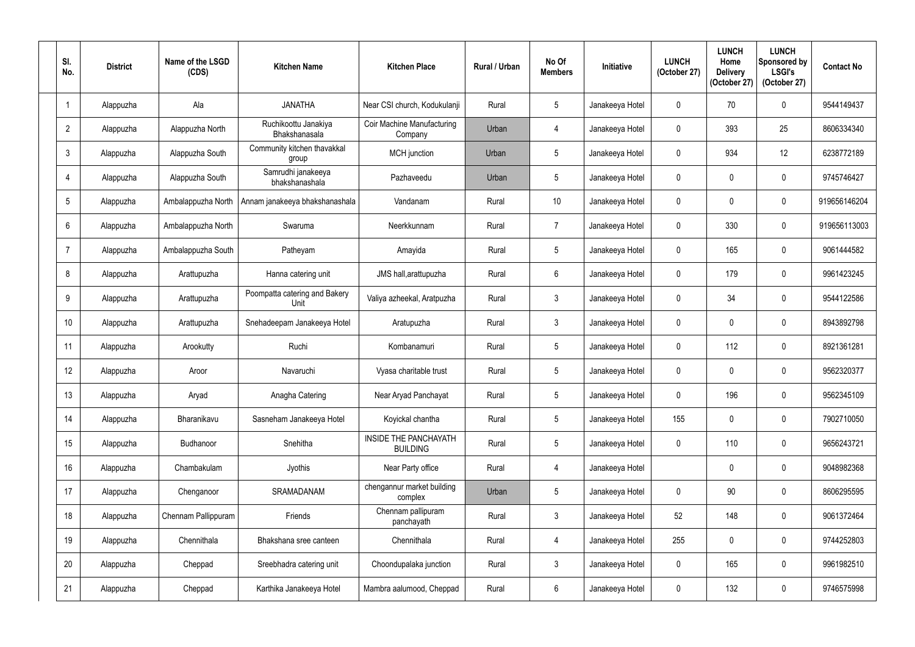| Sl. No. | District | Name of the LSGD (CDS) | Kitchen Name | Kitchen Place | Rural / Urban | No Of Members | Initiative | LUNCH (October 27) | LUNCH Home Delivery (October 27) | LUNCH Sponsored by LSGI's (October 27) | Contact No |
|---|---|---|---|---|---|---|---|---|---|---|---|
| 1 | Alappuzha | Ala | JANATHA | Near CSI church, Kodukulanji | Rural | 5 | Janakeeya Hotel | 0 | 70 | 0 | 9544149437 |
| 2 | Alappuzha | Alappuzha North | Ruchikoottu Janakiya Bhakshanasala | Coir Machine Manufacturing Company | Urban | 4 | Janakeeya Hotel | 0 | 393 | 25 | 8606334340 |
| 3 | Alappuzha | Alappuzha South | Community kitchen thavakkal group | MCH junction | Urban | 5 | Janakeeya Hotel | 0 | 934 | 12 | 6238772189 |
| 4 | Alappuzha | Alappuzha South | Samrudhi janakeeya bhakshanashala | Pazhaveedu | Urban | 5 | Janakeeya Hotel | 0 | 0 | 0 | 9745746427 |
| 5 | Alappuzha | Ambalappuzha North | Annam janakeeya bhakshanashala | Vandanam | Rural | 10 | Janakeeya Hotel | 0 | 0 | 0 | 919656146204 |
| 6 | Alappuzha | Ambalappuzha North | Swaruma | Neerkkunnam | Rural | 7 | Janakeeya Hotel | 0 | 330 | 0 | 919656113003 |
| 7 | Alappuzha | Ambalappuzha South | Patheyam | Amayida | Rural | 5 | Janakeeya Hotel | 0 | 165 | 0 | 9061444582 |
| 8 | Alappuzha | Arattupuzha | Hanna catering unit | JMS hall,arattupuzha | Rural | 6 | Janakeeya Hotel | 0 | 179 | 0 | 9961423245 |
| 9 | Alappuzha | Arattupuzha | Poompatta catering and Bakery Unit | Valiya azheekal, Aratpuzha | Rural | 3 | Janakeeya Hotel | 0 | 34 | 0 | 9544122586 |
| 10 | Alappuzha | Arattupuzha | Snehadeepam Janakeeya Hotel | Aratupuzha | Rural | 3 | Janakeeya Hotel | 0 | 0 | 0 | 8943892798 |
| 11 | Alappuzha | Arookutty | Ruchi | Kombanamuri | Rural | 5 | Janakeeya Hotel | 0 | 112 | 0 | 8921361281 |
| 12 | Alappuzha | Aroor | Navaruchi | Vyasa charitable trust | Rural | 5 | Janakeeya Hotel | 0 | 0 | 0 | 9562320377 |
| 13 | Alappuzha | Aryad | Anagha Catering | Near Aryad Panchayat | Rural | 5 | Janakeeya Hotel | 0 | 196 | 0 | 9562345109 |
| 14 | Alappuzha | Bharanikavu | Sasneham Janakeeya Hotel | Koyickal chantha | Rural | 5 | Janakeeya Hotel | 155 | 0 | 0 | 7902710050 |
| 15 | Alappuzha | Budhanoor | Snehitha | INSIDE THE PANCHAYATH BUILDING | Rural | 5 | Janakeeya Hotel | 0 | 110 | 0 | 9656243721 |
| 16 | Alappuzha | Chambakulam | Jyothis | Near Party office | Rural | 4 | Janakeeya Hotel | | 0 | 0 | 9048982368 |
| 17 | Alappuzha | Chenganoor | SRAMADANAM | chengannur market building complex | Urban | 5 | Janakeeya Hotel | 0 | 90 | 0 | 8606295595 |
| 18 | Alappuzha | Chennam Pallippuram | Friends | Chennam pallipuram panchayath | Rural | 3 | Janakeeya Hotel | 52 | 148 | 0 | 9061372464 |
| 19 | Alappuzha | Chennithala | Bhakshana sree canteen | Chennithala | Rural | 4 | Janakeeya Hotel | 255 | 0 | 0 | 9744252803 |
| 20 | Alappuzha | Cheppad | Sreebhadra catering unit | Choondupalaka junction | Rural | 3 | Janakeeya Hotel | 0 | 165 | 0 | 9961982510 |
| 21 | Alappuzha | Cheppad | Karthika Janakeeya Hotel | Mambra aalumood, Cheppad | Rural | 6 | Janakeeya Hotel | 0 | 132 | 0 | 9746575998 |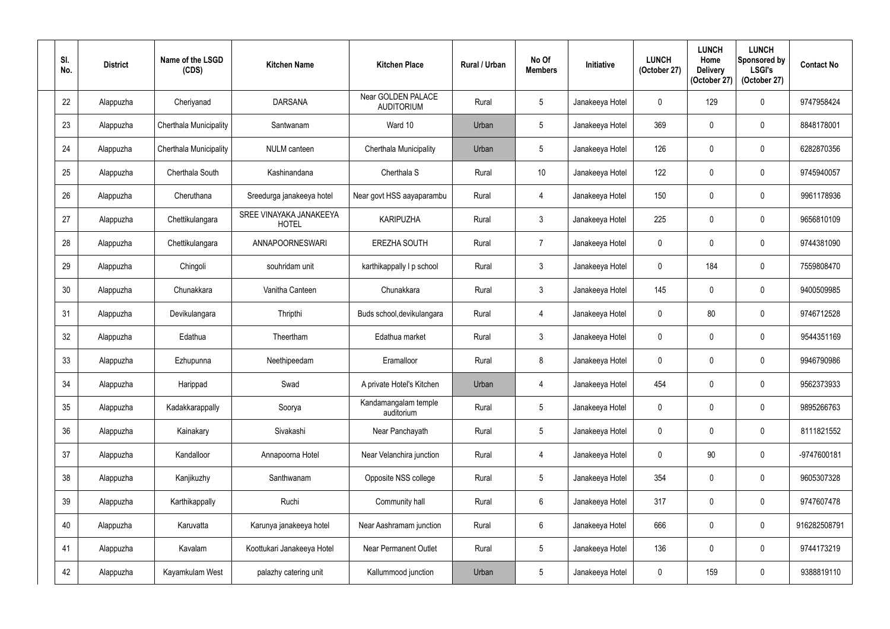| Sl. No. | District | Name of the LSGD (CDS) | Kitchen Name | Kitchen Place | Rural / Urban | No Of Members | Initiative | LUNCH (October 27) | LUNCH Home Delivery (October 27) | LUNCH Sponsored by LSGI's (October 27) | Contact No |
|---|---|---|---|---|---|---|---|---|---|---|---|
| 22 | Alappuzha | Cheriyanad | DARSANA | Near GOLDEN PALACE AUDITORIUM | Rural | 5 | Janakeeya Hotel | 0 | 129 | 0 | 9747958424 |
| 23 | Alappuzha | Cherthala Municipality | Santwanam | Ward 10 | Urban | 5 | Janakeeya Hotel | 369 | 0 | 0 | 8848178001 |
| 24 | Alappuzha | Cherthala Municipality | NULM canteen | Cherthala Municipality | Urban | 5 | Janakeeya Hotel | 126 | 0 | 0 | 6282870356 |
| 25 | Alappuzha | Cherthala South | Kashinandana | Cherthala S | Rural | 10 | Janakeeya Hotel | 122 | 0 | 0 | 9745940057 |
| 26 | Alappuzha | Cheruthana | Sreedurga janakeeya hotel | Near govt HSS aayaparambu | Rural | 4 | Janakeeya Hotel | 150 | 0 | 0 | 9961178936 |
| 27 | Alappuzha | Chettikulangara | SREE VINAYAKA JANAKEEYA HOTEL | KARIPUZHA | Rural | 3 | Janakeeya Hotel | 225 | 0 | 0 | 9656810109 |
| 28 | Alappuzha | Chettikulangara | ANNAPOORNESWARI | EREZHA SOUTH | Rural | 7 | Janakeeya Hotel | 0 | 0 | 0 | 9744381090 |
| 29 | Alappuzha | Chingoli | souhridam unit | karthikappally l p school | Rural | 3 | Janakeeya Hotel | 0 | 184 | 0 | 7559808470 |
| 30 | Alappuzha | Chunakkara | Vanitha Canteen | Chunakkara | Rural | 3 | Janakeeya Hotel | 145 | 0 | 0 | 9400509985 |
| 31 | Alappuzha | Devikulangara | Thripthi | Buds school,devikulangara | Rural | 4 | Janakeeya Hotel | 0 | 80 | 0 | 9746712528 |
| 32 | Alappuzha | Edathua | Theertham | Edathua market | Rural | 3 | Janakeeya Hotel | 0 | 0 | 0 | 9544351169 |
| 33 | Alappuzha | Ezhupunna | Neethipeedam | Eramalloor | Rural | 8 | Janakeeya Hotel | 0 | 0 | 0 | 9946790986 |
| 34 | Alappuzha | Harippad | Swad | A private Hotel's Kitchen | Urban | 4 | Janakeeya Hotel | 454 | 0 | 0 | 9562373933 |
| 35 | Alappuzha | Kadakkarappally | Soorya | Kandamangalam temple auditorium | Rural | 5 | Janakeeya Hotel | 0 | 0 | 0 | 9895266763 |
| 36 | Alappuzha | Kainakary | Sivakashi | Near Panchayath | Rural | 5 | Janakeeya Hotel | 0 | 0 | 0 | 8111821552 |
| 37 | Alappuzha | Kandalloor | Annapoorna Hotel | Near Velanchira junction | Rural | 4 | Janakeeya Hotel | 0 | 90 | 0 | -9747600181 |
| 38 | Alappuzha | Kanjikuzhy | Santhwanam | Opposite NSS college | Rural | 5 | Janakeeya Hotel | 354 | 0 | 0 | 9605307328 |
| 39 | Alappuzha | Karthikappally | Ruchi | Community hall | Rural | 6 | Janakeeya Hotel | 317 | 0 | 0 | 9747607478 |
| 40 | Alappuzha | Karuvatta | Karunya janakeeya hotel | Near Aashramam junction | Rural | 6 | Janakeeya Hotel | 666 | 0 | 0 | 916282508791 |
| 41 | Alappuzha | Kavalam | Koottukari Janakeeya Hotel | Near Permanent Outlet | Rural | 5 | Janakeeya Hotel | 136 | 0 | 0 | 9744173219 |
| 42 | Alappuzha | Kayamkulam West | palazhy catering unit | Kallummood junction | Urban | 5 | Janakeeya Hotel | 0 | 159 | 0 | 9388819110 |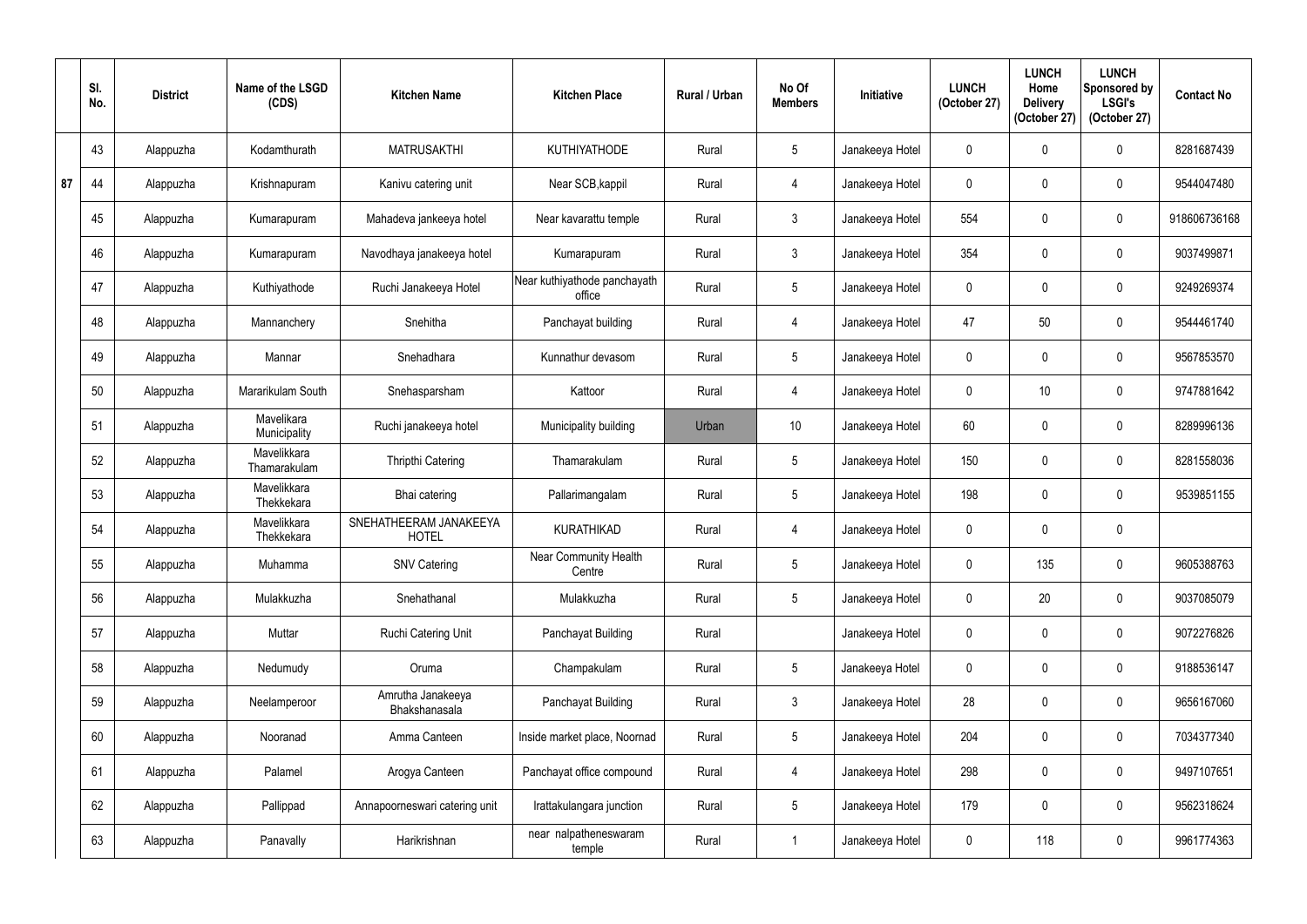| | Sl. No. | District | Name of the LSGD (CDS) | Kitchen Name | Kitchen Place | Rural / Urban | No Of Members | Initiative | LUNCH (October 27) | LUNCH Home Delivery (October 27) | LUNCH Sponsored by LSGI's (October 27) | Contact No |
|---|---|---|---|---|---|---|---|---|---|---|---|---|
| | 43 | Alappuzha | Kodamthurath | MATRUSAKTHI | KUTHIYATHODE | Rural | 5 | Janakeeya Hotel | 0 | 0 | 0 | 8281687439 |
| 87 | 44 | Alappuzha | Krishnapuram | Kanivu catering unit | Near SCB,kappil | Rural | 4 | Janakeeya Hotel | 0 | 0 | 0 | 9544047480 |
| | 45 | Alappuzha | Kumarapuram | Mahadeva jankeeya hotel | Near kavarattu temple | Rural | 3 | Janakeeya Hotel | 554 | 0 | 0 | 918606736168 |
| | 46 | Alappuzha | Kumarapuram | Navodhaya janakeeya hotel | Kumarapuram | Rural | 3 | Janakeeya Hotel | 354 | 0 | 0 | 9037499871 |
| | 47 | Alappuzha | Kuthiyathode | Ruchi Janakeeya Hotel | Near kuthiyathode panchayath office | Rural | 5 | Janakeeya Hotel | 0 | 0 | 0 | 9249269374 |
| | 48 | Alappuzha | Mannanchery | Snehitha | Panchayat building | Rural | 4 | Janakeeya Hotel | 47 | 50 | 0 | 9544461740 |
| | 49 | Alappuzha | Mannar | Snehadhara | Kunnathur devasom | Rural | 5 | Janakeeya Hotel | 0 | 0 | 0 | 9567853570 |
| | 50 | Alappuzha | Mararikulam South | Snehasparsham | Kattoor | Rural | 4 | Janakeeya Hotel | 0 | 10 | 0 | 9747881642 |
| | 51 | Alappuzha | Mavelikara Municipality | Ruchi janakeeya hotel | Municipality building | Urban | 10 | Janakeeya Hotel | 60 | 0 | 0 | 8289996136 |
| | 52 | Alappuzha | Mavelikkara Thamarakulam | Thripthi Catering | Thamarakulam | Rural | 5 | Janakeeya Hotel | 150 | 0 | 0 | 8281558036 |
| | 53 | Alappuzha | Mavelikkara Thekkekara | Bhai catering | Pallarimangalam | Rural | 5 | Janakeeya Hotel | 198 | 0 | 0 | 9539851155 |
| | 54 | Alappuzha | Mavelikkara Thekkekara | SNEHATHEERAM JANAKEEYA HOTEL | KURATHIKAD | Rural | 4 | Janakeeya Hotel | 0 | 0 | 0 | |
| | 55 | Alappuzha | Muhamma | SNV Catering | Near Community Health Centre | Rural | 5 | Janakeeya Hotel | 0 | 135 | 0 | 9605388763 |
| | 56 | Alappuzha | Mulakkuzha | Snehathanal | Mulakkuzha | Rural | 5 | Janakeeya Hotel | 0 | 20 | 0 | 9037085079 |
| | 57 | Alappuzha | Muttar | Ruchi Catering Unit | Panchayat Building | Rural | | Janakeeya Hotel | 0 | 0 | 0 | 9072276826 |
| | 58 | Alappuzha | Nedumudy | Oruma | Champakulam | Rural | 5 | Janakeeya Hotel | 0 | 0 | 0 | 9188536147 |
| | 59 | Alappuzha | Neelamperoor | Amrutha Janakeeya Bhakshanasala | Panchayat Building | Rural | 3 | Janakeeya Hotel | 28 | 0 | 0 | 9656167060 |
| | 60 | Alappuzha | Nooranad | Amma Canteen | Inside market place, Noornad | Rural | 5 | Janakeeya Hotel | 204 | 0 | 0 | 7034377340 |
| | 61 | Alappuzha | Palamel | Arogya Canteen | Panchayat office compound | Rural | 4 | Janakeeya Hotel | 298 | 0 | 0 | 9497107651 |
| | 62 | Alappuzha | Pallippad | Annapoorneswari catering unit | Irattakulangara junction | Rural | 5 | Janakeeya Hotel | 179 | 0 | 0 | 9562318624 |
| | 63 | Alappuzha | Panavally | Harikrishnan | near nalpatheneswaram temple | Rural | 1 | Janakeeya Hotel | 0 | 118 | 0 | 9961774363 |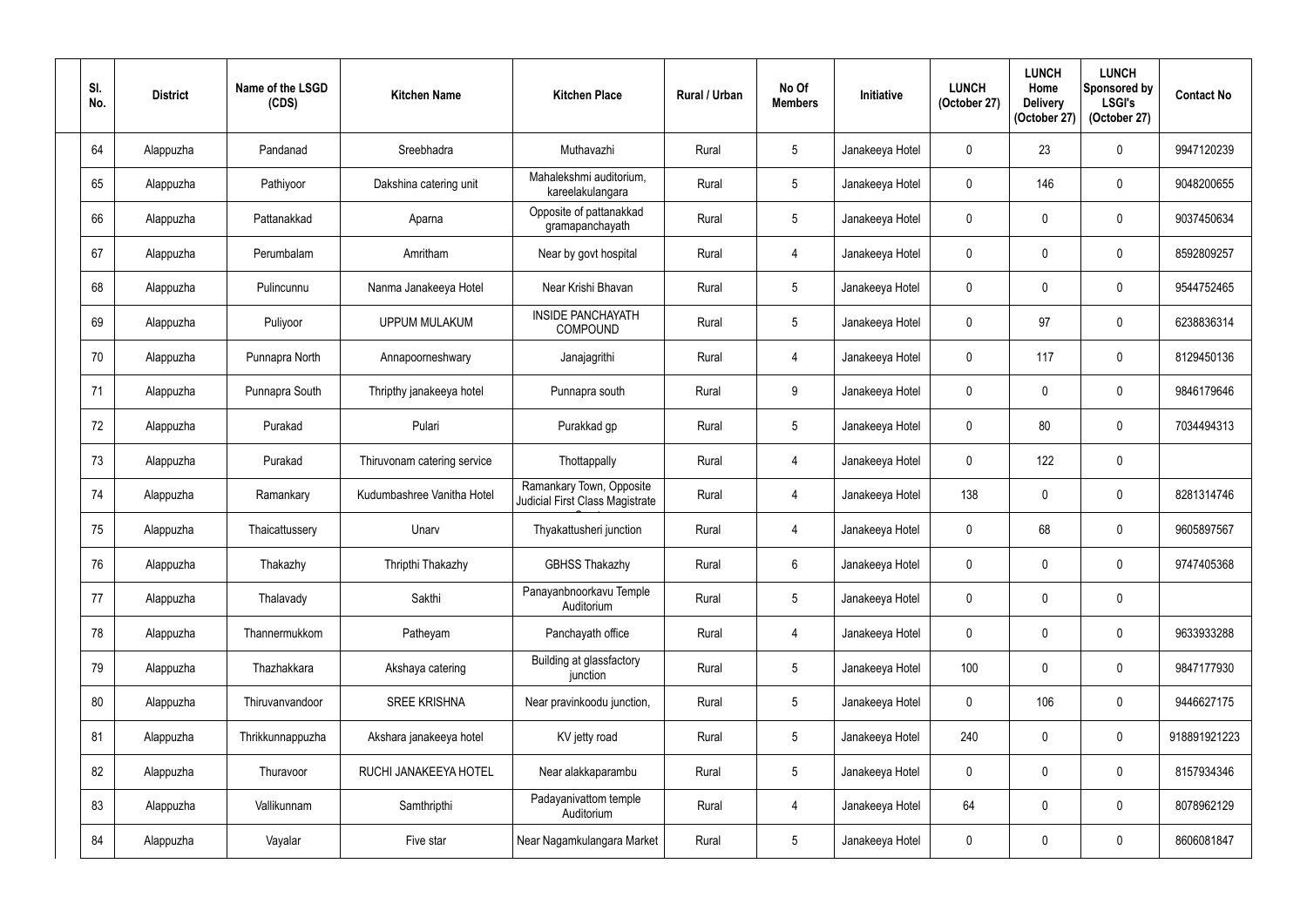| Sl. No. | District | Name of the LSGD (CDS) | Kitchen Name | Kitchen Place | Rural / Urban | No Of Members | Initiative | LUNCH (October 27) | LUNCH Home Delivery (October 27) | LUNCH Sponsored by LSGI's (October 27) | Contact No |
|---|---|---|---|---|---|---|---|---|---|---|---|
| 64 | Alappuzha | Pandanad | Sreebhadra | Muthavazhi | Rural | 5 | Janakeeya Hotel | 0 | 23 | 0 | 9947120239 |
| 65 | Alappuzha | Pathiyoor | Dakshina catering unit | Mahalekshmi auditorium, kareelakulangara | Rural | 5 | Janakeeya Hotel | 0 | 146 | 0 | 9048200655 |
| 66 | Alappuzha | Pattanakkad | Aparna | Opposite of pattanakkad gramapanchayath | Rural | 5 | Janakeeya Hotel | 0 | 0 | 0 | 9037450634 |
| 67 | Alappuzha | Perumbalam | Amritham | Near by govt hospital | Rural | 4 | Janakeeya Hotel | 0 | 0 | 0 | 8592809257 |
| 68 | Alappuzha | Pulincunnu | Nanma Janakeeya Hotel | Near Krishi Bhavan | Rural | 5 | Janakeeya Hotel | 0 | 0 | 0 | 9544752465 |
| 69 | Alappuzha | Puliyoor | UPPUM MULAKUM | INSIDE PANCHAYATH COMPOUND | Rural | 5 | Janakeeya Hotel | 0 | 97 | 0 | 6238836314 |
| 70 | Alappuzha | Punnapra North | Annapoorneshwary | Janajagrithi | Rural | 4 | Janakeeya Hotel | 0 | 117 | 0 | 8129450136 |
| 71 | Alappuzha | Punnapra South | Thripthy janakeeya hotel | Punnapra south | Rural | 9 | Janakeeya Hotel | 0 | 0 | 0 | 9846179646 |
| 72 | Alappuzha | Purakad | Pulari | Purakkad gp | Rural | 5 | Janakeeya Hotel | 0 | 80 | 0 | 7034494313 |
| 73 | Alappuzha | Purakad | Thiruvonam catering service | Thottappally | Rural | 4 | Janakeeya Hotel | 0 | 122 | 0 | |
| 74 | Alappuzha | Ramankary | Kudumbashree Vanitha Hotel | Ramankary Town, Opposite Judicial First Class Magistrate | Rural | 4 | Janakeeya Hotel | 138 | 0 | 0 | 8281314746 |
| 75 | Alappuzha | Thaicattussery | Unarv | Thyakattusheri junction | Rural | 4 | Janakeeya Hotel | 0 | 68 | 0 | 9605897567 |
| 76 | Alappuzha | Thakazhy | Thripthi Thakazhy | GBHSS Thakazhy | Rural | 6 | Janakeeya Hotel | 0 | 0 | 0 | 9747405368 |
| 77 | Alappuzha | Thalavady | Sakthi | Panayanbnoorkavu Temple Auditorium | Rural | 5 | Janakeeya Hotel | 0 | 0 | 0 | |
| 78 | Alappuzha | Thannermukkom | Patheyam | Panchayath office | Rural | 4 | Janakeeya Hotel | 0 | 0 | 0 | 9633933288 |
| 79 | Alappuzha | Thazhakkara | Akshaya catering | Building at glassfactory junction | Rural | 5 | Janakeeya Hotel | 100 | 0 | 0 | 9847177930 |
| 80 | Alappuzha | Thiruvanvandoor | SREE KRISHNA | Near pravinkoodu junction, | Rural | 5 | Janakeeya Hotel | 0 | 106 | 0 | 9446627175 |
| 81 | Alappuzha | Thrikkunnappuzha | Akshara janakeeya hotel | KV jetty road | Rural | 5 | Janakeeya Hotel | 240 | 0 | 0 | 918891921223 |
| 82 | Alappuzha | Thuravoor | RUCHI JANAKEEYA HOTEL | Near alakkaparambu | Rural | 5 | Janakeeya Hotel | 0 | 0 | 0 | 8157934346 |
| 83 | Alappuzha | Vallikunnam | Samthripthi | Padayanivattom temple Auditorium | Rural | 4 | Janakeeya Hotel | 64 | 0 | 0 | 8078962129 |
| 84 | Alappuzha | Vayalar | Five star | Near Nagamkulangara Market | Rural | 5 | Janakeeya Hotel | 0 | 0 | 0 | 8606081847 |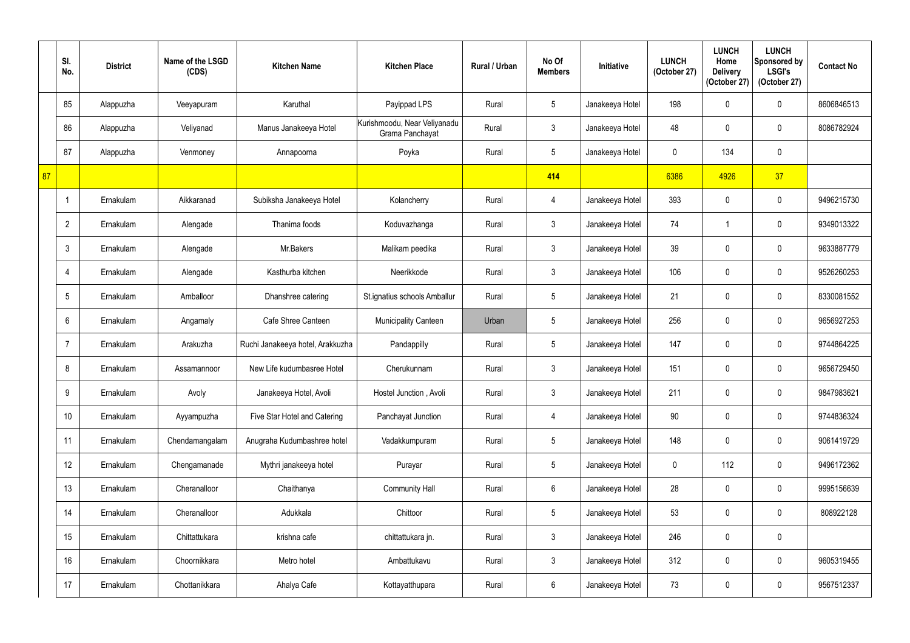|  | Sl. No. | District | Name of the LSGD (CDS) | Kitchen Name | Kitchen Place | Rural / Urban | No Of Members | Initiative | LUNCH (October 27) | LUNCH Home Delivery (October 27) | LUNCH Sponsored by LSGI's (October 27) | Contact No |
|---|---|---|---|---|---|---|---|---|---|---|---|---|
|  | 85 | Alappuzha | Veeyapuram | Karuthal | Payippad LPS | Rural | 5 | Janakeeya Hotel | 198 | 0 | 0 | 8606846513 |
|  | 86 | Alappuzha | Veliyanad | Manus Janakeeya Hotel | Kurishmoodu, Near Veliyanadu Grama Panchayat | Rural | 3 | Janakeeya Hotel | 48 | 0 | 0 | 8086782924 |
|  | 87 | Alappuzha | Venmoney | Annapoorna | Poyka | Rural | 5 | Janakeeya Hotel | 0 | 134 | 0 |  |
| 87 |  |  |  |  |  |  | 414 |  | 6386 | 4926 | 37 |  |
|  | 1 | Ernakulam | Aikkaranad | Subiksha Janakeeya Hotel | Kolancherry | Rural | 4 | Janakeeya Hotel | 393 | 0 | 0 | 9496215730 |
|  | 2 | Ernakulam | Alengade | Thanima foods | Koduvazhanga | Rural | 3 | Janakeeya Hotel | 74 | 1 | 0 | 9349013322 |
|  | 3 | Ernakulam | Alengade | Mr.Bakers | Malikam peedika | Rural | 3 | Janakeeya Hotel | 39 | 0 | 0 | 9633887779 |
|  | 4 | Ernakulam | Alengade | Kasthurba kitchen | Neerikkode | Rural | 3 | Janakeeya Hotel | 106 | 0 | 0 | 9526260253 |
|  | 5 | Ernakulam | Amballoor | Dhanshree catering | St.ignatius schools Amballur | Rural | 5 | Janakeeya Hotel | 21 | 0 | 0 | 8330081552 |
|  | 6 | Ernakulam | Angamaly | Cafe Shree Canteen | Municipality Canteen | Urban | 5 | Janakeeya Hotel | 256 | 0 | 0 | 9656927253 |
|  | 7 | Ernakulam | Arakuzha | Ruchi Janakeeya hotel, Arakkuzha | Pandappilly | Rural | 5 | Janakeeya Hotel | 147 | 0 | 0 | 9744864225 |
|  | 8 | Ernakulam | Assamannoor | New Life kudumbasree Hotel | Cherukunnam | Rural | 3 | Janakeeya Hotel | 151 | 0 | 0 | 9656729450 |
|  | 9 | Ernakulam | Avoly | Janakeeya Hotel, Avoli | Hostel Junction , Avoli | Rural | 3 | Janakeeya Hotel | 211 | 0 | 0 | 9847983621 |
|  | 10 | Ernakulam | Ayyampuzha | Five Star Hotel and Catering | Panchayat Junction | Rural | 4 | Janakeeya Hotel | 90 | 0 | 0 | 9744836324 |
|  | 11 | Ernakulam | Chendamangalam | Anugraha Kudumbashree hotel | Vadakkumpuram | Rural | 5 | Janakeeya Hotel | 148 | 0 | 0 | 9061419729 |
|  | 12 | Ernakulam | Chengamanade | Mythri janakeeya hotel | Purayar | Rural | 5 | Janakeeya Hotel | 0 | 112 | 0 | 9496172362 |
|  | 13 | Ernakulam | Cheranalloor | Chaithanya | Community Hall | Rural | 6 | Janakeeya Hotel | 28 | 0 | 0 | 9995156639 |
|  | 14 | Ernakulam | Cheranalloor | Adukkala | Chittoor | Rural | 5 | Janakeeya Hotel | 53 | 0 | 0 | 808922128 |
|  | 15 | Ernakulam | Chittattukara | krishna cafe | chittattukara jn. | Rural | 3 | Janakeeya Hotel | 246 | 0 | 0 |  |
|  | 16 | Ernakulam | Choornikkara | Metro hotel | Ambattukavu | Rural | 3 | Janakeeya Hotel | 312 | 0 | 0 | 9605319455 |
|  | 17 | Ernakulam | Chottanikkara | Ahalya Cafe | Kottayatthupara | Rural | 6 | Janakeeya Hotel | 73 | 0 | 0 | 9567512337 |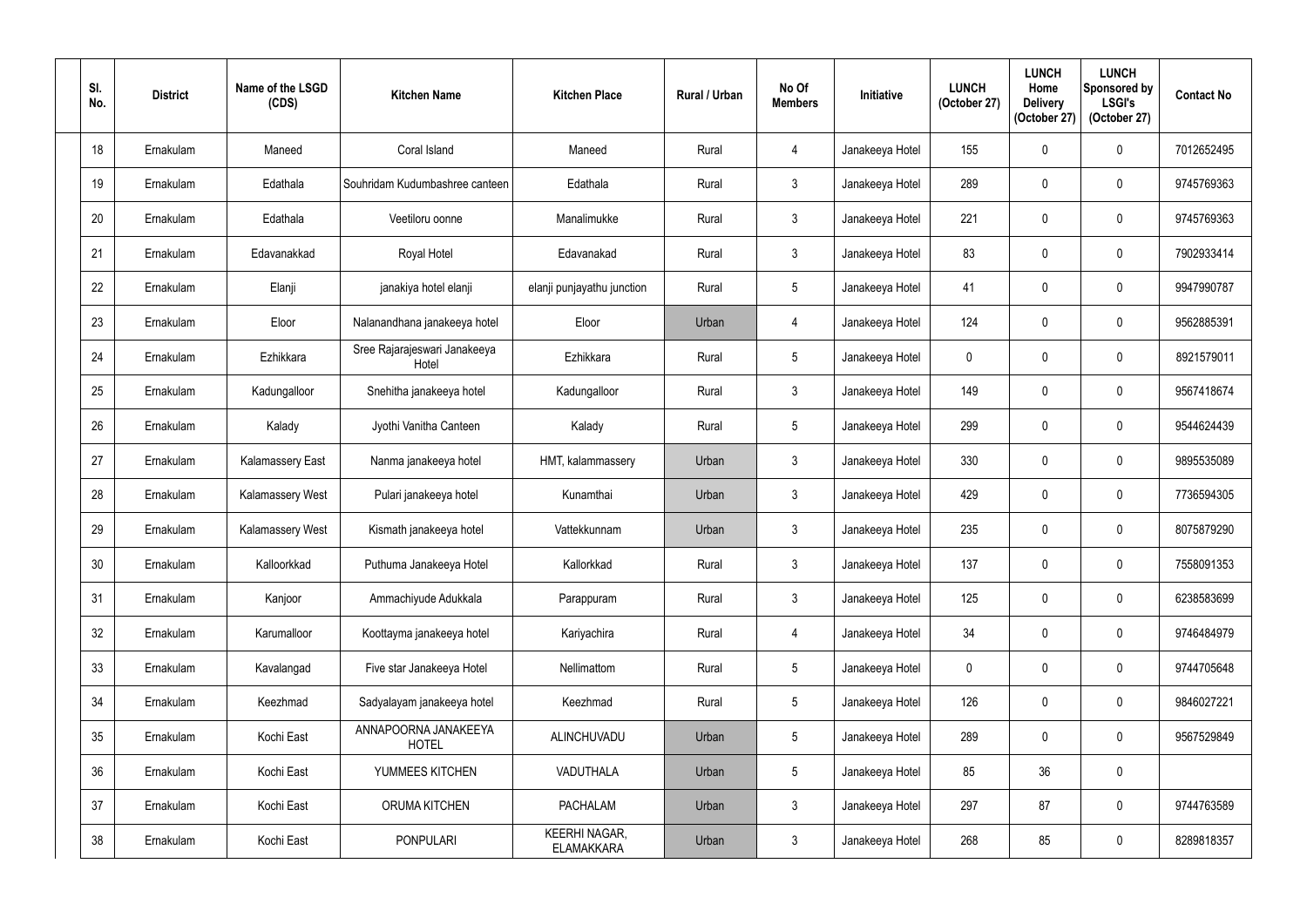| Sl. No. | District | Name of the LSGD (CDS) | Kitchen Name | Kitchen Place | Rural / Urban | No Of Members | Initiative | LUNCH (October 27) | LUNCH Home Delivery (October 27) | LUNCH Sponsored by LSGI's (October 27) | Contact No |
|---|---|---|---|---|---|---|---|---|---|---|---|
| 18 | Ernakulam | Maneed | Coral Island | Maneed | Rural | 4 | Janakeeya Hotel | 155 | 0 | 0 | 7012652495 |
| 19 | Ernakulam | Edathala | Souhridam Kudumbashree canteen | Edathala | Rural | 3 | Janakeeya Hotel | 289 | 0 | 0 | 9745769363 |
| 20 | Ernakulam | Edathala | Veetiloru oonne | Manalimukke | Rural | 3 | Janakeeya Hotel | 221 | 0 | 0 | 9745769363 |
| 21 | Ernakulam | Edavanakkad | Royal Hotel | Edavanakad | Rural | 3 | Janakeeya Hotel | 83 | 0 | 0 | 7902933414 |
| 22 | Ernakulam | Elanji | janakiya hotel elanji | elanji punjayathu junction | Rural | 5 | Janakeeya Hotel | 41 | 0 | 0 | 9947990787 |
| 23 | Ernakulam | Eloor | Nalanandhana janakeeya hotel | Eloor | Urban | 4 | Janakeeya Hotel | 124 | 0 | 0 | 9562885391 |
| 24 | Ernakulam | Ezhikkara | Sree Rajarajeswari Janakeeya Hotel | Ezhikkara | Rural | 5 | Janakeeya Hotel | 0 | 0 | 0 | 8921579011 |
| 25 | Ernakulam | Kadungalloor | Snehitha janakeeya hotel | Kadungalloor | Rural | 3 | Janakeeya Hotel | 149 | 0 | 0 | 9567418674 |
| 26 | Ernakulam | Kalady | Jyothi Vanitha Canteen | Kalady | Rural | 5 | Janakeeya Hotel | 299 | 0 | 0 | 9544624439 |
| 27 | Ernakulam | Kalamassery East | Nanma janakeeya hotel | HMT, kalammassery | Urban | 3 | Janakeeya Hotel | 330 | 0 | 0 | 9895535089 |
| 28 | Ernakulam | Kalamassery West | Pulari janakeeya hotel | Kunamthai | Urban | 3 | Janakeeya Hotel | 429 | 0 | 0 | 7736594305 |
| 29 | Ernakulam | Kalamassery West | Kismath janakeeya hotel | Vattekkunnam | Urban | 3 | Janakeeya Hotel | 235 | 0 | 0 | 8075879290 |
| 30 | Ernakulam | Kalloorkkad | Puthuma Janakeeya Hotel | Kallorkkad | Rural | 3 | Janakeeya Hotel | 137 | 0 | 0 | 7558091353 |
| 31 | Ernakulam | Kanjoor | Ammachiyude Adukkala | Parappuram | Rural | 3 | Janakeeya Hotel | 125 | 0 | 0 | 6238583699 |
| 32 | Ernakulam | Karumalloor | Koottayma janakeeya hotel | Kariyachira | Rural | 4 | Janakeeya Hotel | 34 | 0 | 0 | 9746484979 |
| 33 | Ernakulam | Kavalangad | Five star Janakeeya Hotel | Nellimattom | Rural | 5 | Janakeeya Hotel | 0 | 0 | 0 | 9744705648 |
| 34 | Ernakulam | Keezhmad | Sadyalayam janakeeya hotel | Keezhmad | Rural | 5 | Janakeeya Hotel | 126 | 0 | 0 | 9846027221 |
| 35 | Ernakulam | Kochi East | ANNAPOORNA JANAKEEYA HOTEL | ALINCHUVADU | Urban | 5 | Janakeeya Hotel | 289 | 0 | 0 | 9567529849 |
| 36 | Ernakulam | Kochi East | YUMMEES KITCHEN | VADUTHALA | Urban | 5 | Janakeeya Hotel | 85 | 36 | 0 | |
| 37 | Ernakulam | Kochi East | ORUMA KITCHEN | PACHALAM | Urban | 3 | Janakeeya Hotel | 297 | 87 | 0 | 9744763589 |
| 38 | Ernakulam | Kochi East | PONPULARI | KEERHI NAGAR, ELAMAKKARA | Urban | 3 | Janakeeya Hotel | 268 | 85 | 0 | 8289818357 |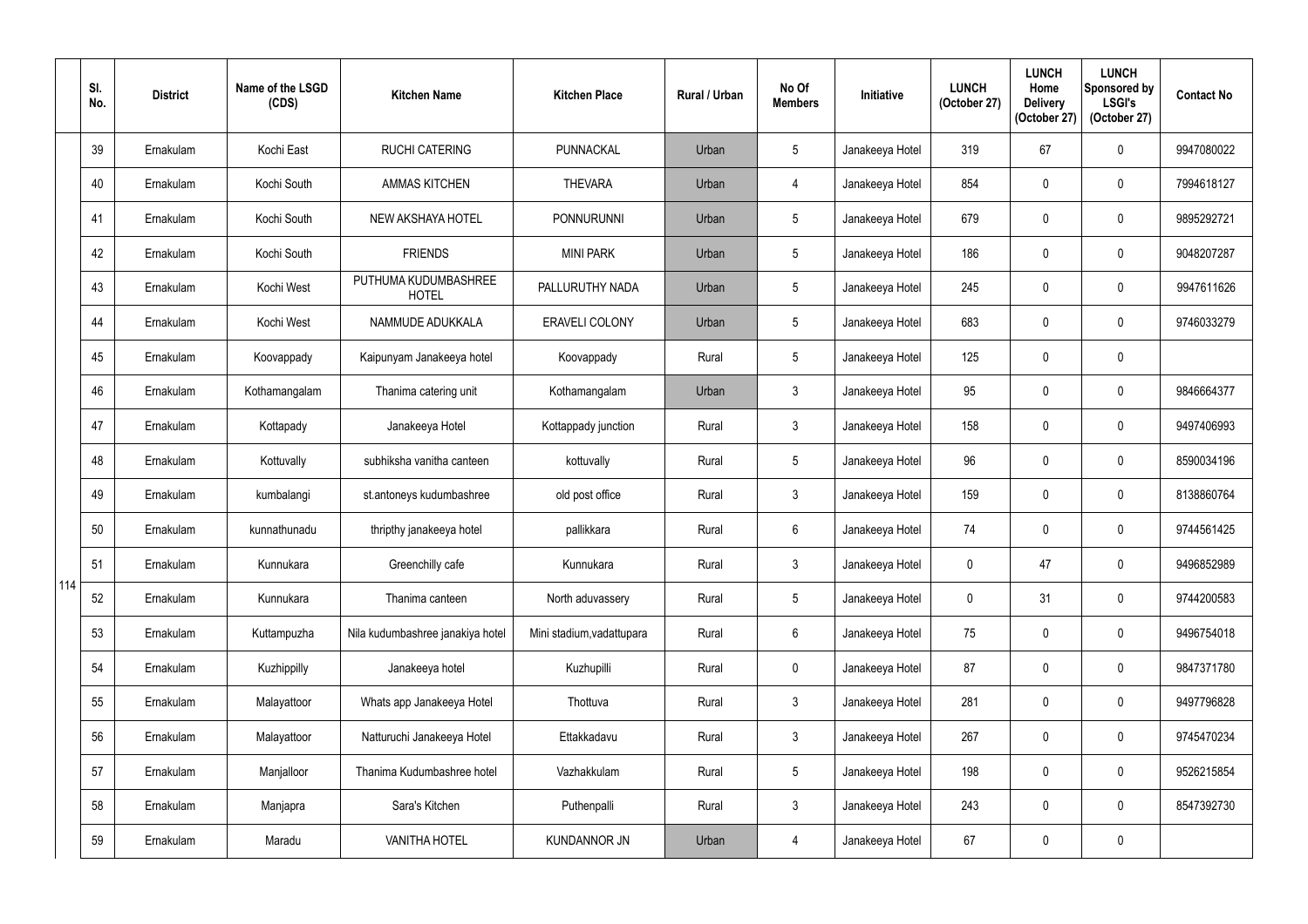| | Sl. No. | District | Name of the LSGD (CDS) | Kitchen Name | Kitchen Place | Rural / Urban | No Of Members | Initiative | LUNCH (October 27) | LUNCH Home Delivery (October 27) | LUNCH Sponsored by LSGI's (October 27) | Contact No |
|---|---|---|---|---|---|---|---|---|---|---|---|---|
| 114 | 39 | Ernakulam | Kochi East | RUCHI CATERING | PUNNACKAL | Urban | 5 | Janakeeya Hotel | 319 | 67 | 0 | 9947080022 |
| | 40 | Ernakulam | Kochi South | AMMAS KITCHEN | THEVARA | Urban | 4 | Janakeeya Hotel | 854 | 0 | 0 | 7994618127 |
| | 41 | Ernakulam | Kochi South | NEW AKSHAYA HOTEL | PONNURUNNI | Urban | 5 | Janakeeya Hotel | 679 | 0 | 0 | 9895292721 |
| | 42 | Ernakulam | Kochi South | FRIENDS | MINI PARK | Urban | 5 | Janakeeya Hotel | 186 | 0 | 0 | 9048207287 |
| | 43 | Ernakulam | Kochi West | PUTHUMA KUDUMBASHREE HOTEL | PALLURUTHY NADA | Urban | 5 | Janakeeya Hotel | 245 | 0 | 0 | 9947611626 |
| | 44 | Ernakulam | Kochi West | NAMMUDE ADUKKALA | ERAVELI COLONY | Urban | 5 | Janakeeya Hotel | 683 | 0 | 0 | 9746033279 |
| | 45 | Ernakulam | Koovappady | Kaipunyam Janakeeya hotel | Koovappady | Rural | 5 | Janakeeya Hotel | 125 | 0 | 0 | |
| | 46 | Ernakulam | Kothamangalam | Thanima catering unit | Kothamangalam | Urban | 3 | Janakeeya Hotel | 95 | 0 | 0 | 9846664377 |
| | 47 | Ernakulam | Kottapady | Janakeeya Hotel | Kottappady junction | Rural | 3 | Janakeeya Hotel | 158 | 0 | 0 | 9497406993 |
| | 48 | Ernakulam | Kottuvally | subhiksha vanitha canteen | kottuvally | Rural | 5 | Janakeeya Hotel | 96 | 0 | 0 | 8590034196 |
| | 49 | Ernakulam | kumbalangi | st.antoneys kudumbashree | old post office | Rural | 3 | Janakeeya Hotel | 159 | 0 | 0 | 8138860764 |
| | 50 | Ernakulam | kunnathunadu | thripthy janakeeya hotel | pallikkara | Rural | 6 | Janakeeya Hotel | 74 | 0 | 0 | 9744561425 |
| | 51 | Ernakulam | Kunnukara | Greenchilly cafe | Kunnukara | Rural | 3 | Janakeeya Hotel | 0 | 47 | 0 | 9496852989 |
| | 52 | Ernakulam | Kunnukara | Thanima canteen | North aduvassery | Rural | 5 | Janakeeya Hotel | 0 | 31 | 0 | 9744200583 |
| | 53 | Ernakulam | Kuttampuzha | Nila kudumbashree janakiya hotel | Mini stadium,vadattupara | Rural | 6 | Janakeeya Hotel | 75 | 0 | 0 | 9496754018 |
| | 54 | Ernakulam | Kuzhippilly | Janakeeya hotel | Kuzhupilli | Rural | 0 | Janakeeya Hotel | 87 | 0 | 0 | 9847371780 |
| | 55 | Ernakulam | Malayattoor | Whats app Janakeeya Hotel | Thottuva | Rural | 3 | Janakeeya Hotel | 281 | 0 | 0 | 9497796828 |
| | 56 | Ernakulam | Malayattoor | Natturuchi Janakeeya Hotel | Ettakkadavu | Rural | 3 | Janakeeya Hotel | 267 | 0 | 0 | 9745470234 |
| | 57 | Ernakulam | Manjalloor | Thanima Kudumbashree hotel | Vazhakkulam | Rural | 5 | Janakeeya Hotel | 198 | 0 | 0 | 9526215854 |
| | 58 | Ernakulam | Manjapra | Sara's Kitchen | Puthenpalli | Rural | 3 | Janakeeya Hotel | 243 | 0 | 0 | 8547392730 |
| | 59 | Ernakulam | Maradu | VANITHA HOTEL | KUNDANNOR JN | Urban | 4 | Janakeeya Hotel | 67 | 0 | 0 | |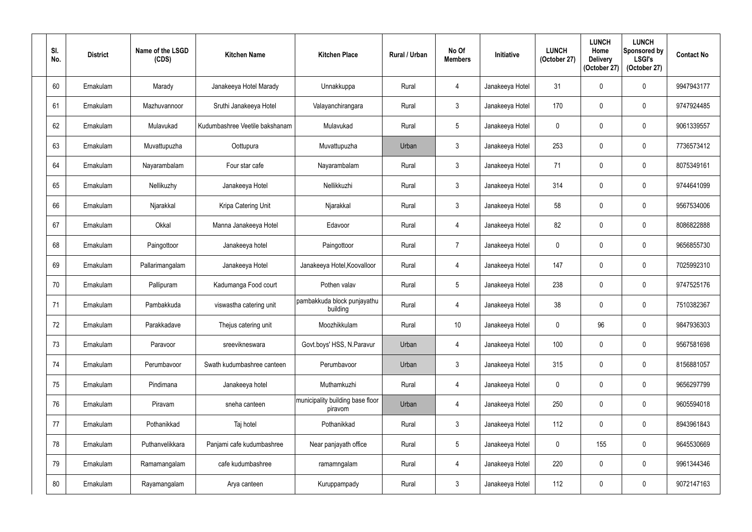| Sl. No. | District | Name of the LSGD (CDS) | Kitchen Name | Kitchen Place | Rural / Urban | No Of Members | Initiative | LUNCH (October 27) | LUNCH Home Delivery (October 27) | LUNCH Sponsored by LSGI's (October 27) | Contact No |
|---|---|---|---|---|---|---|---|---|---|---|---|
| 60 | Ernakulam | Marady | Janakeeya Hotel Marady | Unnakkuppa | Rural | 4 | Janakeeya Hotel | 31 | 0 | 0 | 9947943177 |
| 61 | Ernakulam | Mazhuvannoor | Sruthi Janakeeya Hotel | Valayanchirangara | Rural | 3 | Janakeeya Hotel | 170 | 0 | 0 | 9747924485 |
| 62 | Ernakulam | Mulavukad | Kudumbashree Veetile bakshanam | Mulavukad | Rural | 5 | Janakeeya Hotel | 0 | 0 | 0 | 9061339557 |
| 63 | Ernakulam | Muvattupuzha | Oottupura | Muvattupuzha | Urban | 3 | Janakeeya Hotel | 253 | 0 | 0 | 7736573412 |
| 64 | Ernakulam | Nayarambalam | Four star cafe | Nayarambalam | Rural | 3 | Janakeeya Hotel | 71 | 0 | 0 | 8075349161 |
| 65 | Ernakulam | Nellikuzhy | Janakeeya Hotel | Nellikkuzhi | Rural | 3 | Janakeeya Hotel | 314 | 0 | 0 | 9744641099 |
| 66 | Ernakulam | Njarakkal | Kripa Catering Unit | Njarakkal | Rural | 3 | Janakeeya Hotel | 58 | 0 | 0 | 9567534006 |
| 67 | Ernakulam | Okkal | Manna Janakeeya Hotel | Edavoor | Rural | 4 | Janakeeya Hotel | 82 | 0 | 0 | 8086822888 |
| 68 | Ernakulam | Paingottoor | Janakeeya hotel | Paingottoor | Rural | 7 | Janakeeya Hotel | 0 | 0 | 0 | 9656855730 |
| 69 | Ernakulam | Pallarimangalam | Janakeeya Hotel | Janakeeya Hotel,Koovalloor | Rural | 4 | Janakeeya Hotel | 147 | 0 | 0 | 7025992310 |
| 70 | Ernakulam | Pallipuram | Kadumanga Food court | Pothen valav | Rural | 5 | Janakeeya Hotel | 238 | 0 | 0 | 9747525176 |
| 71 | Ernakulam | Pambakkuda | viswastha catering unit | pambakkuda block punjayathu building | Rural | 4 | Janakeeya Hotel | 38 | 0 | 0 | 7510382367 |
| 72 | Ernakulam | Parakkadave | Thejus catering unit | Moozhikkulam | Rural | 10 | Janakeeya Hotel | 0 | 96 | 0 | 9847936303 |
| 73 | Ernakulam | Paravoor | sreevikneswara | Govt.boys' HSS, N.Paravur | Urban | 4 | Janakeeya Hotel | 100 | 0 | 0 | 9567581698 |
| 74 | Ernakulam | Perumbavoor | Swath kudumbashree canteen | Perumbavoor | Urban | 3 | Janakeeya Hotel | 315 | 0 | 0 | 8156881057 |
| 75 | Ernakulam | Pindimana | Janakeeya hotel | Muthamkuzhi | Rural | 4 | Janakeeya Hotel | 0 | 0 | 0 | 9656297799 |
| 76 | Ernakulam | Piravam | sneha canteen | municipality building base floor piravom | Urban | 4 | Janakeeya Hotel | 250 | 0 | 0 | 9605594018 |
| 77 | Ernakulam | Pothanikkad | Taj hotel | Pothanikkad | Rural | 3 | Janakeeya Hotel | 112 | 0 | 0 | 8943961843 |
| 78 | Ernakulam | Puthanvelikkara | Panjami cafe kudumbashree | Near panjayath office | Rural | 5 | Janakeeya Hotel | 0 | 155 | 0 | 9645530669 |
| 79 | Ernakulam | Ramamangalam | cafe kudumbashree | ramamngalam | Rural | 4 | Janakeeya Hotel | 220 | 0 | 0 | 9961344346 |
| 80 | Ernakulam | Rayamangalam | Arya canteen | Kuruppampady | Rural | 3 | Janakeeya Hotel | 112 | 0 | 0 | 9072147163 |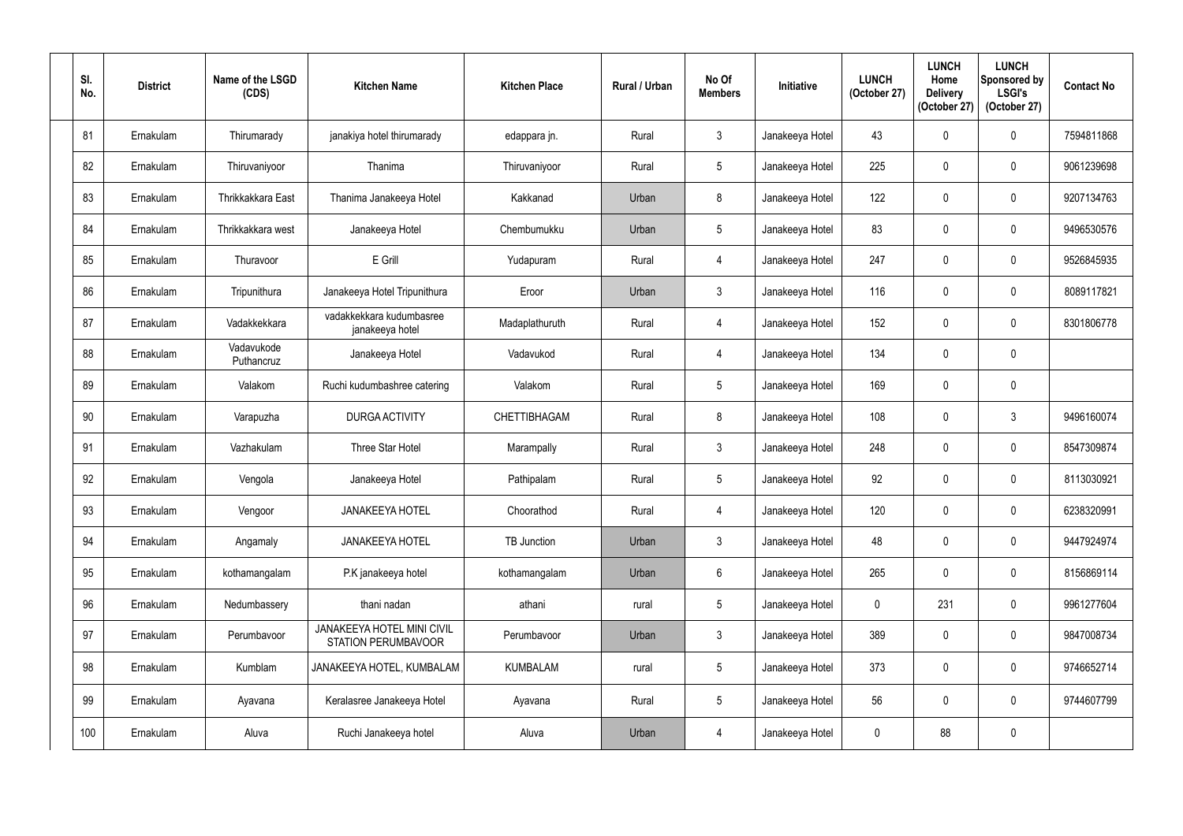| Sl. No. | District | Name of the LSGD (CDS) | Kitchen Name | Kitchen Place | Rural / Urban | No Of Members | Initiative | LUNCH (October 27) | LUNCH Home Delivery (October 27) | LUNCH Sponsored by LSGI's (October 27) | Contact No |
|---|---|---|---|---|---|---|---|---|---|---|---|
| 81 | Ernakulam | Thirumarady | janakiya hotel thirumarady | edappara jn. | Rural | 3 | Janakeeya Hotel | 43 | 0 | 0 | 7594811868 |
| 82 | Ernakulam | Thiruvaniyoor | Thanima | Thiruvaniyoor | Rural | 5 | Janakeeya Hotel | 225 | 0 | 0 | 9061239698 |
| 83 | Ernakulam | Thrikkakkara East | Thanima Janakeeya Hotel | Kakkanad | Urban | 8 | Janakeeya Hotel | 122 | 0 | 0 | 9207134763 |
| 84 | Ernakulam | Thrikkakkara west | Janakeeya Hotel | Chembumukku | Urban | 5 | Janakeeya Hotel | 83 | 0 | 0 | 9496530576 |
| 85 | Ernakulam | Thuravoor | E Grill | Yudapuram | Rural | 4 | Janakeeya Hotel | 247 | 0 | 0 | 9526845935 |
| 86 | Ernakulam | Tripunithura | Janakeeya Hotel Tripunithura | Eroor | Urban | 3 | Janakeeya Hotel | 116 | 0 | 0 | 8089117821 |
| 87 | Ernakulam | Vadakkekkara | vadakkekkara kudumbasree janakeeya hotel | Madaplathuruth | Rural | 4 | Janakeeya Hotel | 152 | 0 | 0 | 8301806778 |
| 88 | Ernakulam | Vadavukode Puthancruz | Janakeeya Hotel | Vadavukod | Rural | 4 | Janakeeya Hotel | 134 | 0 | 0 | |
| 89 | Ernakulam | Valakom | Ruchi kudumbashree catering | Valakom | Rural | 5 | Janakeeya Hotel | 169 | 0 | 0 | |
| 90 | Ernakulam | Varapuzha | DURGA ACTIVITY | CHETTIBHAGAM | Rural | 8 | Janakeeya Hotel | 108 | 0 | 3 | 9496160074 |
| 91 | Ernakulam | Vazhakulam | Three Star Hotel | Marampally | Rural | 3 | Janakeeya Hotel | 248 | 0 | 0 | 8547309874 |
| 92 | Ernakulam | Vengola | Janakeeya Hotel | Pathipalam | Rural | 5 | Janakeeya Hotel | 92 | 0 | 0 | 8113030921 |
| 93 | Ernakulam | Vengoor | JANAKEEYA HOTEL | Choorathod | Rural | 4 | Janakeeya Hotel | 120 | 0 | 0 | 6238320991 |
| 94 | Ernakulam | Angamaly | JANAKEEYA HOTEL | TB Junction | Urban | 3 | Janakeeya Hotel | 48 | 0 | 0 | 9447924974 |
| 95 | Ernakulam | kothamangalam | P.K janakeeya hotel | kothamangalam | Urban | 6 | Janakeeya Hotel | 265 | 0 | 0 | 8156869114 |
| 96 | Ernakulam | Nedumbassery | thani nadan | athani | rural | 5 | Janakeeya Hotel | 0 | 231 | 0 | 9961277604 |
| 97 | Ernakulam | Perumbavoor | JANAKEEYA HOTEL MINI CIVIL STATION PERUMBAVOOR | Perumbavoor | Urban | 3 | Janakeeya Hotel | 389 | 0 | 0 | 9847008734 |
| 98 | Ernakulam | Kumblam | JANAKEEYA HOTEL, KUMBALAM | KUMBALAM | rural | 5 | Janakeeya Hotel | 373 | 0 | 0 | 9746652714 |
| 99 | Ernakulam | Ayavana | Keralasree Janakeeya Hotel | Ayavana | Rural | 5 | Janakeeya Hotel | 56 | 0 | 0 | 9744607799 |
| 100 | Ernakulam | Aluva | Ruchi Janakeeya hotel | Aluva | Urban | 4 | Janakeeya Hotel | 0 | 88 | 0 | |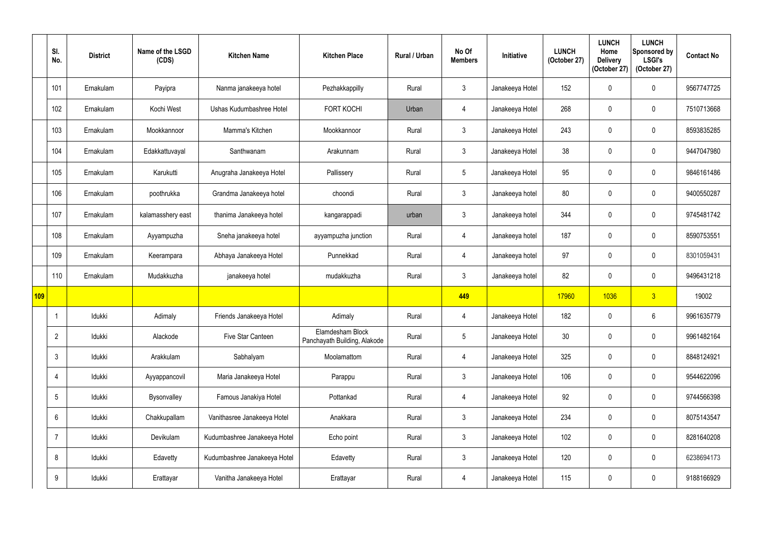| | Sl. No. | District | Name of the LSGD (CDS) | Kitchen Name | Kitchen Place | Rural / Urban | No Of Members | Initiative | LUNCH (October 27) | LUNCH Home Delivery (October 27) | LUNCH Sponsored by LSGI's (October 27) | Contact No |
|---|---|---|---|---|---|---|---|---|---|---|---|---|
| | 101 | Ernakulam | Payipra | Nanma janakeeya hotel | Pezhakkappilly | Rural | 3 | Janakeeya Hotel | 152 | 0 | 0 | 9567747725 |
| | 102 | Ernakulam | Kochi West | Ushas Kudumbashree Hotel | FORT KOCHI | Urban | 4 | Janakeeya Hotel | 268 | 0 | 0 | 7510713668 |
| | 103 | Ernakulam | Mookkannoor | Mamma's Kitchen | Mookkannoor | Rural | 3 | Janakeeya Hotel | 243 | 0 | 0 | 8593835285 |
| | 104 | Ernakulam | Edakkattuvayal | Santhwanam | Arakunnam | Rural | 3 | Janakeeya Hotel | 38 | 0 | 0 | 9447047980 |
| | 105 | Ernakulam | Karukutti | Anugraha Janakeeya Hotel | Pallissery | Rural | 5 | Janakeeya Hotel | 95 | 0 | 0 | 9846161486 |
| | 106 | Ernakulam | poothrukka | Grandma Janakeeya hotel | choondi | Rural | 3 | Janakeeya hotel | 80 | 0 | 0 | 9400550287 |
| | 107 | Ernakulam | kalamasshery east | thanima Janakeeya hotel | kangarappadi | urban | 3 | Janakeeya hotel | 344 | 0 | 0 | 9745481742 |
| | 108 | Ernakulam | Ayyampuzha | Sneha janakeeya hotel | ayyampuzha junction | Rural | 4 | Janakeeya hotel | 187 | 0 | 0 | 8590753551 |
| | 109 | Ernakulam | Keerampara | Abhaya Janakeeya Hotel | Punnekkad | Rural | 4 | Janakeeya hotel | 97 | 0 | 0 | 8301059431 |
| | 110 | Ernakulam | Mudakkuzha | janakeeya hotel | mudakkuzha | Rural | 3 | Janakeeya hotel | 82 | 0 | 0 | 9496431218 |
| **109** | | | | | | | **449** | | 17960 | 1036 | 3 | 19002 |
| | 1 | Idukki | Adimaly | Friends Janakeeya Hotel | Adimaly | Rural | 4 | Janakeeya Hotel | 182 | 0 | 6 | 9961635779 |
| | 2 | Idukki | Alackode | Five Star Canteen | Elamdesham Block Panchayath Building, Alakode | Rural | 5 | Janakeeya Hotel | 30 | 0 | 0 | 9961482164 |
| | 3 | Idukki | Arakkulam | Sabhalyam | Moolamattom | Rural | 4 | Janakeeya Hotel | 325 | 0 | 0 | 8848124921 |
| | 4 | Idukki | Ayyappancovil | Maria Janakeeya Hotel | Parappu | Rural | 3 | Janakeeya Hotel | 106 | 0 | 0 | 9544622096 |
| | 5 | Idukki | Bysonvalley | Famous Janakiya Hotel | Pottankad | Rural | 4 | Janakeeya Hotel | 92 | 0 | 0 | 9744566398 |
| | 6 | Idukki | Chakkupallam | Vanithasree Janakeeya Hotel | Anakkara | Rural | 3 | Janakeeya Hotel | 234 | 0 | 0 | 8075143547 |
| | 7 | Idukki | Devikulam | Kudumbashree Janakeeya Hotel | Echo point | Rural | 3 | Janakeeya Hotel | 102 | 0 | 0 | 8281640208 |
| | 8 | Idukki | Edavetty | Kudumbashree Janakeeya Hotel | Edavetty | Rural | 3 | Janakeeya Hotel | 120 | 0 | 0 | 6238694173 |
| | 9 | Idukki | Erattayar | Vanitha Janakeeya Hotel | Erattayar | Rural | 4 | Janakeeya Hotel | 115 | 0 | 0 | 9188166929 |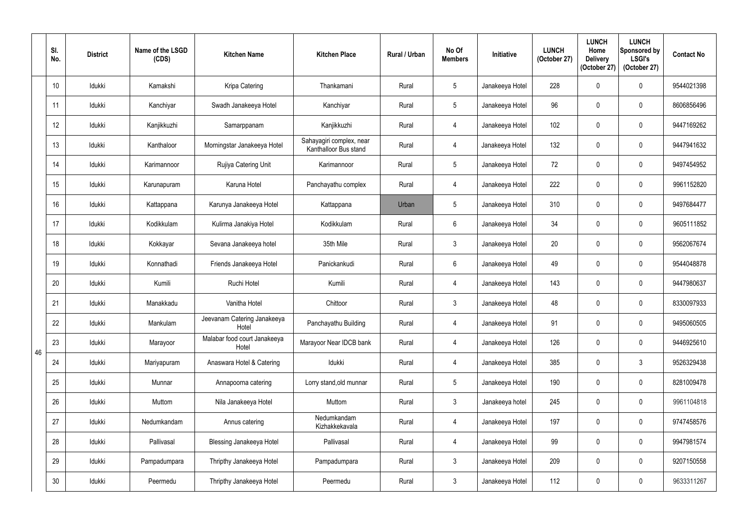| Sl. No. | | District | Name of the LSGD (CDS) | Kitchen Name | Kitchen Place | Rural / Urban | No Of Members | Initiative | LUNCH (October 27) | LUNCH Home Delivery (October 27) | LUNCH Sponsored by LSGI's (October 27) | Contact No |
|---|---|---|---|---|---|---|---|---|---|---|---|---|
| 46 | 10 | Idukki | Kamakshi | Kripa Catering | Thankamani | Rural | 5 | Janakeeya Hotel | 228 | 0 | 0 | 9544021398 |
| | 11 | Idukki | Kanchiyar | Swadh Janakeeya Hotel | Kanchiyar | Rural | 5 | Janakeeya Hotel | 96 | 0 | 0 | 8606856496 |
| | 12 | Idukki | Kanjikkuzhi | Samarppanam | Kanjikkuzhi | Rural | 4 | Janakeeya Hotel | 102 | 0 | 0 | 9447169262 |
| | 13 | Idukki | Kanthaloor | Morningstar Janakeeya Hotel | Sahayagiri complex, near Kanthalloor Bus stand | Rural | 4 | Janakeeya Hotel | 132 | 0 | 0 | 9447941632 |
| | 14 | Idukki | Karimannoor | Rujiya Catering Unit | Karimannoor | Rural | 5 | Janakeeya Hotel | 72 | 0 | 0 | 9497454952 |
| | 15 | Idukki | Karunapuram | Karuna Hotel | Panchayathu complex | Rural | 4 | Janakeeya Hotel | 222 | 0 | 0 | 9961152820 |
| | 16 | Idukki | Kattappana | Karunya Janakeeya Hotel | Kattappana | Urban | 5 | Janakeeya Hotel | 310 | 0 | 0 | 9497684477 |
| | 17 | Idukki | Kodikkulam | Kulirma Janakiya Hotel | Kodikkulam | Rural | 6 | Janakeeya Hotel | 34 | 0 | 0 | 9605111852 |
| | 18 | Idukki | Kokkayar | Sevana Janakeeya hotel | 35th Mile | Rural | 3 | Janakeeya Hotel | 20 | 0 | 0 | 9562067674 |
| | 19 | Idukki | Konnathadi | Friends Janakeeya Hotel | Panickankudi | Rural | 6 | Janakeeya Hotel | 49 | 0 | 0 | 9544048878 |
| | 20 | Idukki | Kumili | Ruchi Hotel | Kumili | Rural | 4 | Janakeeya Hotel | 143 | 0 | 0 | 9447980637 |
| | 21 | Idukki | Manakkadu | Vanitha Hotel | Chittoor | Rural | 3 | Janakeeya Hotel | 48 | 0 | 0 | 8330097933 |
| | 22 | Idukki | Mankulam | Jeevanam Catering Janakeeya Hotel | Panchayathu Building | Rural | 4 | Janakeeya Hotel | 91 | 0 | 0 | 9495060505 |
| | 23 | Idukki | Marayoor | Malabar food court Janakeeya Hotel | Marayoor Near IDCB bank | Rural | 4 | Janakeeya Hotel | 126 | 0 | 0 | 9446925610 |
| | 24 | Idukki | Mariyapuram | Anaswara Hotel & Catering | Idukki | Rural | 4 | Janakeeya Hotel | 385 | 0 | 3 | 9526329438 |
| | 25 | Idukki | Munnar | Annapoorna catering | Lorry stand,old munnar | Rural | 5 | Janakeeya Hotel | 190 | 0 | 0 | 8281009478 |
| | 26 | Idukki | Muttom | Nila Janakeeya Hotel | Muttom | Rural | 3 | Janakeeya hotel | 245 | 0 | 0 | 9961104818 |
| | 27 | Idukki | Nedumkandam | Annus catering | Nedumkandam Kizhakkekavala | Rural | 4 | Janakeeya Hotel | 197 | 0 | 0 | 9747458576 |
| | 28 | Idukki | Pallivasal | Blessing Janakeeya Hotel | Pallivasal | Rural | 4 | Janakeeya Hotel | 99 | 0 | 0 | 9947981574 |
| | 29 | Idukki | Pampadumpara | Thripthy Janakeeya Hotel | Pampadumpara | Rural | 3 | Janakeeya Hotel | 209 | 0 | 0 | 9207150558 |
| | 30 | Idukki | Peermedu | Thripthy Janakeeya Hotel | Peermedu | Rural | 3 | Janakeeya Hotel | 112 | 0 | 0 | 9633311267 |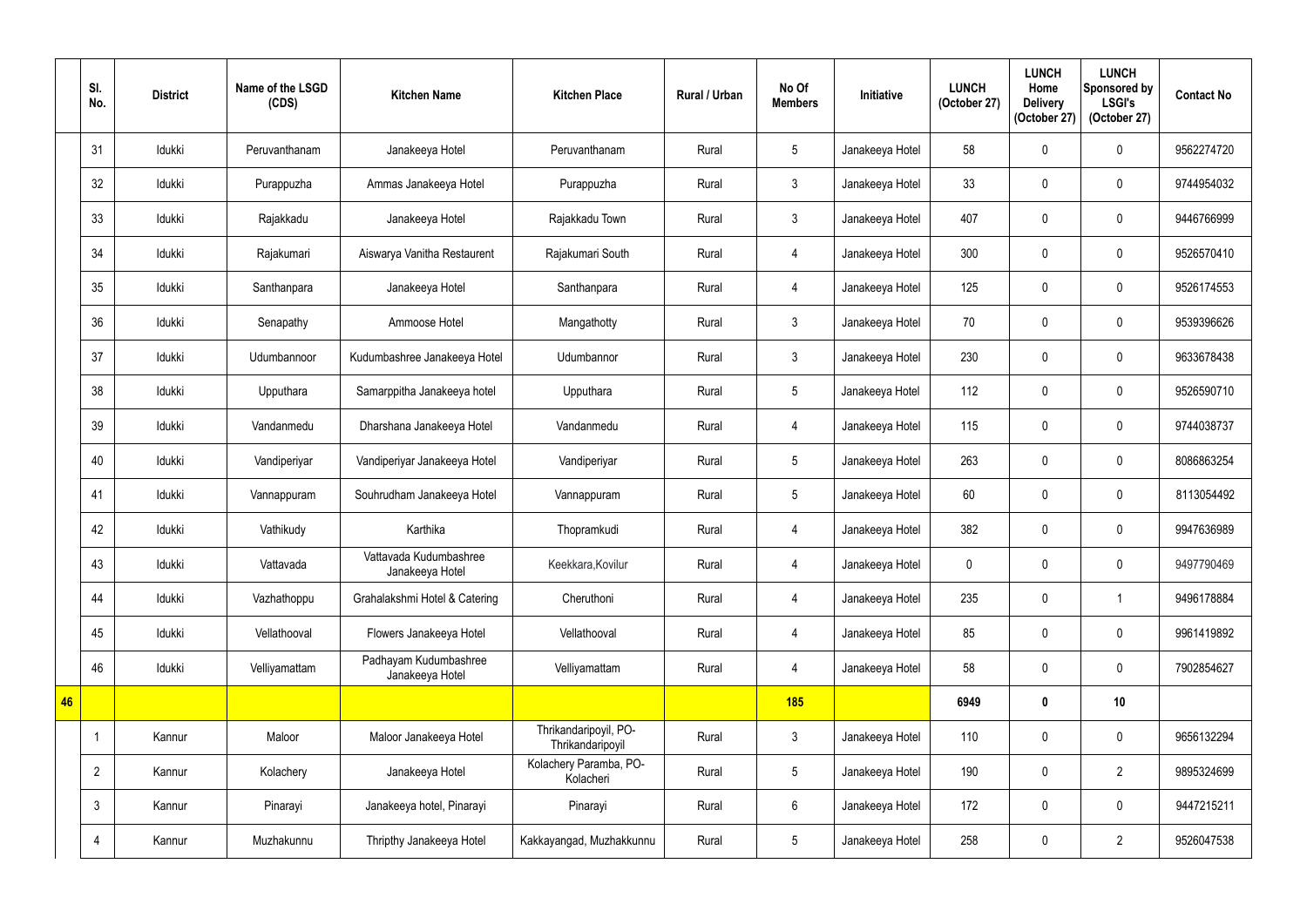| | Sl. No. | District | Name of the LSGD (CDS) | Kitchen Name | Kitchen Place | Rural / Urban | No Of Members | Initiative | LUNCH (October 27) | LUNCH Home Delivery (October 27) | LUNCH Sponsored by LSGI's (October 27) | Contact No |
|---|---|---|---|---|---|---|---|---|---|---|---|---|
| | 31 | Idukki | Peruvanthanam | Janakeeya Hotel | Peruvanthanam | Rural | 5 | Janakeeya Hotel | 58 | 0 | 0 | 9562274720 |
| | 32 | Idukki | Purappuzha | Ammas Janakeeya Hotel | Purappuzha | Rural | 3 | Janakeeya Hotel | 33 | 0 | 0 | 9744954032 |
| | 33 | Idukki | Rajakkadu | Janakeeya Hotel | Rajakkadu Town | Rural | 3 | Janakeeya Hotel | 407 | 0 | 0 | 9446766999 |
| | 34 | Idukki | Rajakumari | Aiswarya Vanitha Restaurent | Rajakumari South | Rural | 4 | Janakeeya Hotel | 300 | 0 | 0 | 9526570410 |
| | 35 | Idukki | Santhanpara | Janakeeya Hotel | Santhanpara | Rural | 4 | Janakeeya Hotel | 125 | 0 | 0 | 9526174553 |
| | 36 | Idukki | Senapathy | Ammoose Hotel | Mangathotty | Rural | 3 | Janakeeya Hotel | 70 | 0 | 0 | 9539396626 |
| | 37 | Idukki | Udumbannoor | Kudumbashree Janakeeya Hotel | Udumbannor | Rural | 3 | Janakeeya Hotel | 230 | 0 | 0 | 9633678438 |
| | 38 | Idukki | Upputhara | Samarppitha Janakeeya hotel | Upputhara | Rural | 5 | Janakeeya Hotel | 112 | 0 | 0 | 9526590710 |
| | 39 | Idukki | Vandanmedu | Dharshana Janakeeya Hotel | Vandanmedu | Rural | 4 | Janakeeya Hotel | 115 | 0 | 0 | 9744038737 |
| | 40 | Idukki | Vandiperiyar | Vandiperiyar Janakeeya Hotel | Vandiperiyar | Rural | 5 | Janakeeya Hotel | 263 | 0 | 0 | 8086863254 |
| | 41 | Idukki | Vannappuram | Souhrudham Janakeeya Hotel | Vannappuram | Rural | 5 | Janakeeya Hotel | 60 | 0 | 0 | 8113054492 |
| | 42 | Idukki | Vathikudy | Karthika | Thopramkudi | Rural | 4 | Janakeeya Hotel | 382 | 0 | 0 | 9947636989 |
| | 43 | Idukki | Vattavada | Vattavada Kudumbashree Janakeeya Hotel | Keekkara,Kovilur | Rural | 4 | Janakeeya Hotel | 0 | 0 | 0 | 9497790469 |
| | 44 | Idukki | Vazhathoppu | Grahalakshmi Hotel & Catering | Cheruthoni | Rural | 4 | Janakeeya Hotel | 235 | 0 | 1 | 9496178884 |
| | 45 | Idukki | Vellathooval | Flowers Janakeeya Hotel | Vellathooval | Rural | 4 | Janakeeya Hotel | 85 | 0 | 0 | 9961419892 |
| | 46 | Idukki | Velliyamattam | Padhayam Kudumbashree Janakeeya Hotel | Velliyamattam | Rural | 4 | Janakeeya Hotel | 58 | 0 | 0 | 7902854627 |
| **46** | | | | | | | **185** | | **6949** | **0** | **10** | |
| | 1 | Kannur | Maloor | Maloor Janakeeya Hotel | Thrikandaripoyil, PO-Thrikandaripoyil | Rural | 3 | Janakeeya Hotel | 110 | 0 | 0 | 9656132294 |
| | 2 | Kannur | Kolachery | Janakeeya Hotel | Kolachery Paramba, PO-Kolacheri | Rural | 5 | Janakeeya Hotel | 190 | 0 | 2 | 9895324699 |
| | 3 | Kannur | Pinarayi | Janakeeya hotel, Pinarayi | Pinarayi | Rural | 6 | Janakeeya Hotel | 172 | 0 | 0 | 9447215211 |
| | 4 | Kannur | Muzhakunnu | Thripthy Janakeeya Hotel | Kakkayangad, Muzhakkunnu | Rural | 5 | Janakeeya Hotel | 258 | 0 | 2 | 9526047538 |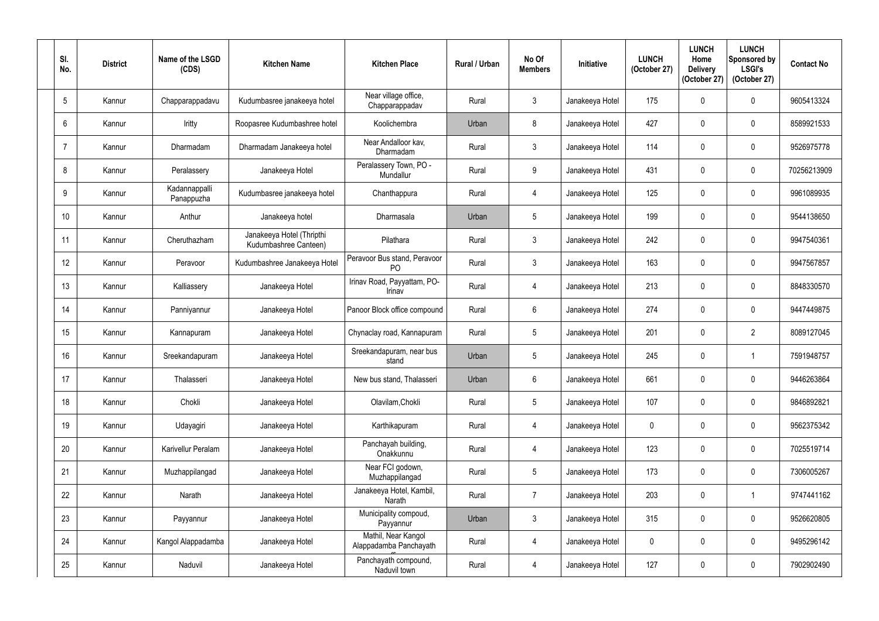| Sl. No. | District | Name of the LSGD (CDS) | Kitchen Name | Kitchen Place | Rural / Urban | No Of Members | Initiative | LUNCH (October 27) | LUNCH Home Delivery (October 27) | LUNCH Sponsored by LSGI's (October 27) | Contact No |
|---|---|---|---|---|---|---|---|---|---|---|---|
| 5 | Kannur | Chapparappadavu | Kudumbasree janakeeya hotel | Near village office, Chapparappadav | Rural | 3 | Janakeeya Hotel | 175 | 0 | 0 | 9605413324 |
| 6 | Kannur | Iritty | Roopasree Kudumbashree hotel | Koolichembra | Urban | 8 | Janakeeya Hotel | 427 | 0 | 0 | 8589921533 |
| 7 | Kannur | Dharmadam | Dharmadam Janakeeya hotel | Near Andalloor kav, Dharmadam | Rural | 3 | Janakeeya Hotel | 114 | 0 | 0 | 9526975778 |
| 8 | Kannur | Peralassery | Janakeeya Hotel | Peralassery Town, PO - Mundallur | Rural | 9 | Janakeeya Hotel | 431 | 0 | 0 | 70256213909 |
| 9 | Kannur | Kadannappalli Panappuzha | Kudumbasree janakeeya hotel | Chanthappura | Rural | 4 | Janakeeya Hotel | 125 | 0 | 0 | 9961089935 |
| 10 | Kannur | Anthur | Janakeeya hotel | Dharmasala | Urban | 5 | Janakeeya Hotel | 199 | 0 | 0 | 9544138650 |
| 11 | Kannur | Cheruthazham | Janakeeya Hotel (Thripthi Kudumbashree Canteen) | Pilathara | Rural | 3 | Janakeeya Hotel | 242 | 0 | 0 | 9947540361 |
| 12 | Kannur | Peravoor | Kudumbashree Janakeeya Hotel | Peravoor Bus stand, Peravoor PO | Rural | 3 | Janakeeya Hotel | 163 | 0 | 0 | 9947567857 |
| 13 | Kannur | Kalliassery | Janakeeya Hotel | Irinav Road, Payyattam, PO-Irinav | Rural | 4 | Janakeeya Hotel | 213 | 0 | 0 | 8848330570 |
| 14 | Kannur | Panniyannur | Janakeeya Hotel | Panoor Block office compound | Rural | 6 | Janakeeya Hotel | 274 | 0 | 0 | 9447449875 |
| 15 | Kannur | Kannapuram | Janakeeya Hotel | Chynaclay road, Kannapuram | Rural | 5 | Janakeeya Hotel | 201 | 0 | 2 | 8089127045 |
| 16 | Kannur | Sreekandapuram | Janakeeya Hotel | Sreekandapuram, near bus stand | Urban | 5 | Janakeeya Hotel | 245 | 0 | 1 | 7591948757 |
| 17 | Kannur | Thalasseri | Janakeeya Hotel | New bus stand, Thalasseri | Urban | 6 | Janakeeya Hotel | 661 | 0 | 0 | 9446263864 |
| 18 | Kannur | Chokli | Janakeeya Hotel | Olavilam,Chokli | Rural | 5 | Janakeeya Hotel | 107 | 0 | 0 | 9846892821 |
| 19 | Kannur | Udayagiri | Janakeeya Hotel | Karthikapuram | Rural | 4 | Janakeeya Hotel | 0 | 0 | 0 | 9562375342 |
| 20 | Kannur | Karivellur Peralam | Janakeeya Hotel | Panchayah building, Onakkunnu | Rural | 4 | Janakeeya Hotel | 123 | 0 | 0 | 7025519714 |
| 21 | Kannur | Muzhappilangad | Janakeeya Hotel | Near FCI godown, Muzhappilangad | Rural | 5 | Janakeeya Hotel | 173 | 0 | 0 | 7306005267 |
| 22 | Kannur | Narath | Janakeeya Hotel | Janakeeya Hotel, Kambil, Narath | Rural | 7 | Janakeeya Hotel | 203 | 0 | 1 | 9747441162 |
| 23 | Kannur | Payyannur | Janakeeya Hotel | Municipality compoud, Payyannur | Urban | 3 | Janakeeya Hotel | 315 | 0 | 0 | 9526620805 |
| 24 | Kannur | Kangol Alappadamba | Janakeeya Hotel | Mathil, Near Kangol Alappadamba Panchayath | Rural | 4 | Janakeeya Hotel | 0 | 0 | 0 | 9495296142 |
| 25 | Kannur | Naduvil | Janakeeya Hotel | Panchayath compound, Naduvil town | Rural | 4 | Janakeeya Hotel | 127 | 0 | 0 | 7902902490 |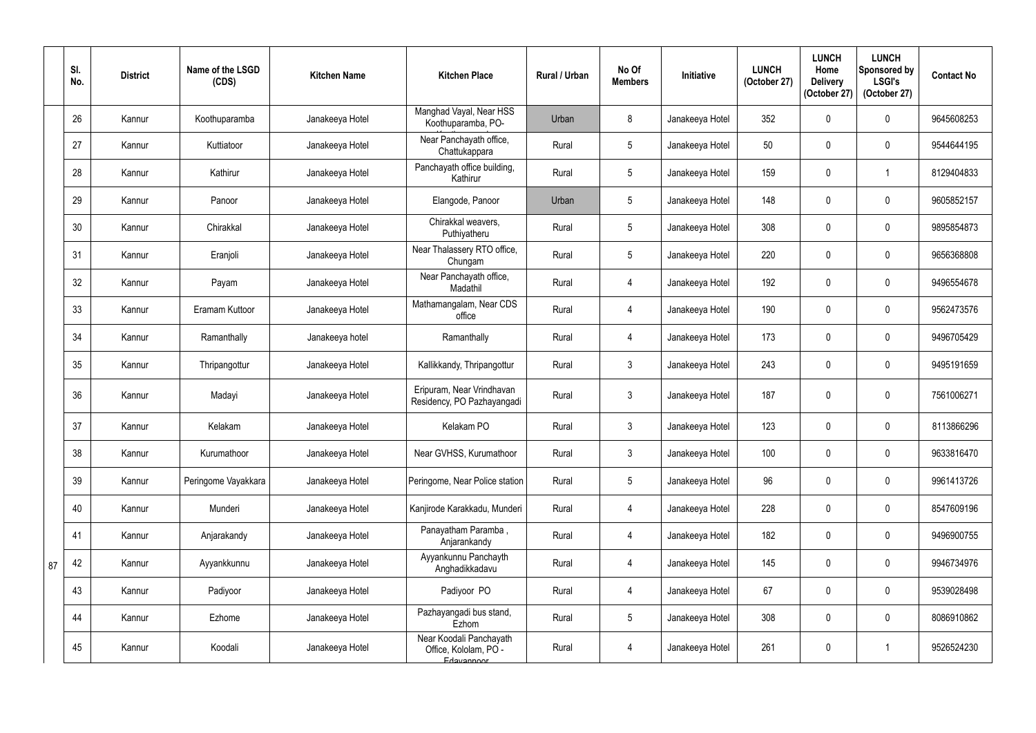| | Sl. No. | District | Name of the LSGD (CDS) | Kitchen Name | Kitchen Place | Rural / Urban | No Of Members | Initiative | LUNCH (October 27) | LUNCH Home Delivery (October 27) | LUNCH Sponsored by LSGI's (October 27) | Contact No |
|---|---|---|---|---|---|---|---|---|---|---|---|---|
| | 26 | Kannur | Koothuparamba | Janakeeya Hotel | Manghad Vayal, Near HSS Koothuparamba, PO- | Urban | 8 | Janakeeya Hotel | 352 | 0 | 0 | 9645608253 |
| | 27 | Kannur | Kuttiatoor | Janakeeya Hotel | Near Panchayath office, Chattukappara | Rural | 5 | Janakeeya Hotel | 50 | 0 | 0 | 9544644195 |
| | 28 | Kannur | Kathirur | Janakeeya Hotel | Panchayath office building, Kathirur | Rural | 5 | Janakeeya Hotel | 159 | 0 | 1 | 8129404833 |
| | 29 | Kannur | Panoor | Janakeeya Hotel | Elangode, Panoor | Urban | 5 | Janakeeya Hotel | 148 | 0 | 0 | 9605852157 |
| | 30 | Kannur | Chirakkal | Janakeeya Hotel | Chirakkal weavers, Puthiyatheru | Rural | 5 | Janakeeya Hotel | 308 | 0 | 0 | 9895854873 |
| | 31 | Kannur | Eranjoli | Janakeeya Hotel | Near Thalassery RTO office, Chungam | Rural | 5 | Janakeeya Hotel | 220 | 0 | 0 | 9656368808 |
| | 32 | Kannur | Payam | Janakeeya Hotel | Near Panchayath office, Madathil | Rural | 4 | Janakeeya Hotel | 192 | 0 | 0 | 9496554678 |
| | 33 | Kannur | Eramam Kuttoor | Janakeeya Hotel | Mathamangalam, Near CDS office | Rural | 4 | Janakeeya Hotel | 190 | 0 | 0 | 9562473576 |
| | 34 | Kannur | Ramanthally | Janakeeya hotel | Ramanthally | Rural | 4 | Janakeeya Hotel | 173 | 0 | 0 | 9496705429 |
| | 35 | Kannur | Thripangottur | Janakeeya Hotel | Kallikkandy, Thripangottur | Rural | 3 | Janakeeya Hotel | 243 | 0 | 0 | 9495191659 |
| | 36 | Kannur | Madayi | Janakeeya Hotel | Eripuram, Near Vrindhavan Residency, PO Pazhayangadi | Rural | 3 | Janakeeya Hotel | 187 | 0 | 0 | 7561006271 |
| | 37 | Kannur | Kelakam | Janakeeya Hotel | Kelakam PO | Rural | 3 | Janakeeya Hotel | 123 | 0 | 0 | 8113866296 |
| | 38 | Kannur | Kurumathoor | Janakeeya Hotel | Near GVHSS, Kurumathoor | Rural | 3 | Janakeeya Hotel | 100 | 0 | 0 | 9633816470 |
| | 39 | Kannur | Peringome Vayakkara | Janakeeya Hotel | Peringome, Near Police station | Rural | 5 | Janakeeya Hotel | 96 | 0 | 0 | 9961413726 |
| | 40 | Kannur | Munderi | Janakeeya Hotel | Kanjirode Karakkadu, Munderi | Rural | 4 | Janakeeya Hotel | 228 | 0 | 0 | 8547609196 |
| | 41 | Kannur | Anjarakandy | Janakeeya Hotel | Panayatham Paramba , Anjarankandy | Rural | 4 | Janakeeya Hotel | 182 | 0 | 0 | 9496900755 |
| 87 | 42 | Kannur | Ayyankkunnu | Janakeeya Hotel | Ayyankunnu Panchayth Anghadikkadavu | Rural | 4 | Janakeeya Hotel | 145 | 0 | 0 | 9946734976 |
| | 43 | Kannur | Padiyoor | Janakeeya Hotel | Padiyoor PO | Rural | 4 | Janakeeya Hotel | 67 | 0 | 0 | 9539028498 |
| | 44 | Kannur | Ezhome | Janakeeya Hotel | Pazhayangadi bus stand, Ezhom | Rural | 5 | Janakeeya Hotel | 308 | 0 | 0 | 8086910862 |
| | 45 | Kannur | Koodali | Janakeeya Hotel | Near Koodali Panchayath Office, Kololam, PO - Edavannoor | Rural | 4 | Janakeeya Hotel | 261 | 0 | 1 | 9526524230 |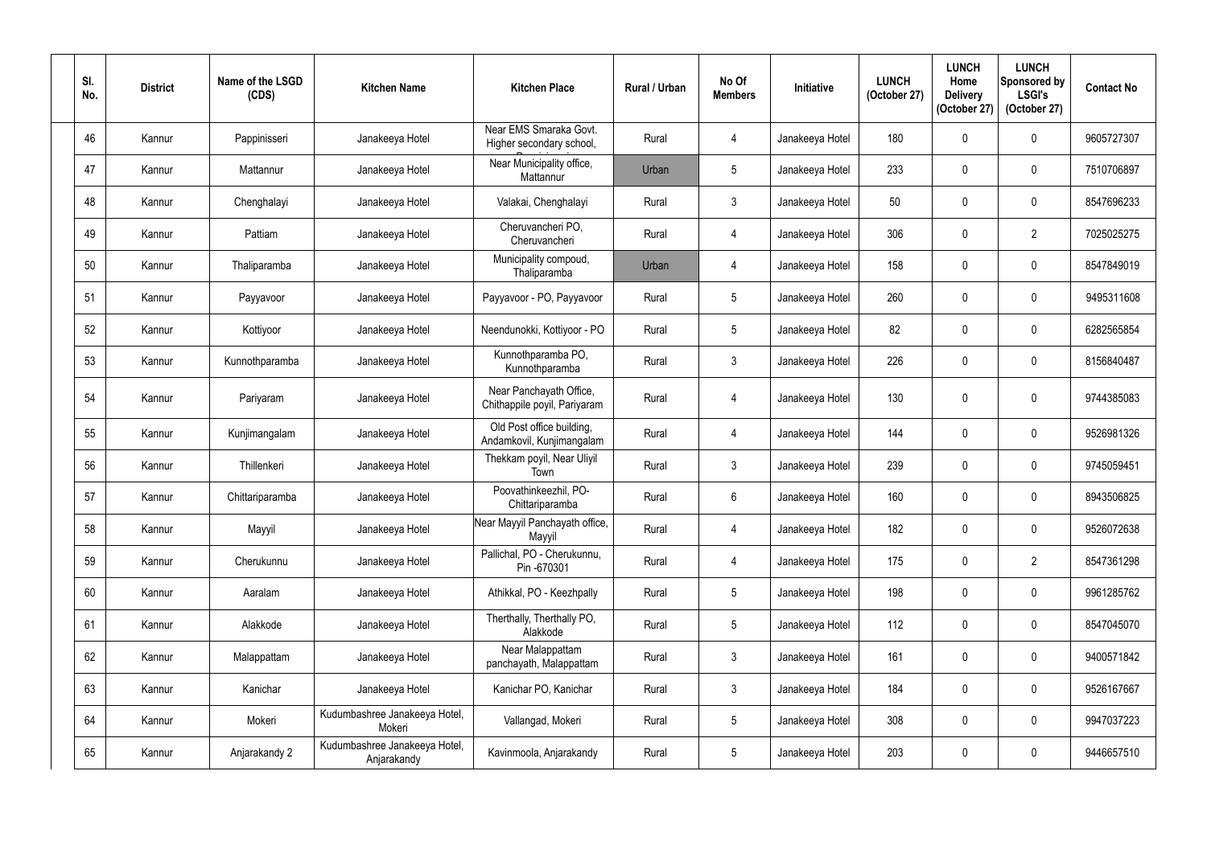| Sl. No. | District | Name of the LSGD (CDS) | Kitchen Name | Kitchen Place | Rural / Urban | No Of Members | Initiative | LUNCH (October 27) | LUNCH Home Delivery (October 27) | LUNCH Sponsored by LSGI's (October 27) | Contact No |
|---|---|---|---|---|---|---|---|---|---|---|---|
| 46 | Kannur | Pappinisseri | Janakeeya Hotel | Near EMS Smaraka Govt. Higher secondary school, | Rural | 4 | Janakeeya Hotel | 180 | 0 | 0 | 9605727307 |
| 47 | Kannur | Mattannur | Janakeeya Hotel | Near Municipality office, Mattannur | Urban | 5 | Janakeeya Hotel | 233 | 0 | 0 | 7510706897 |
| 48 | Kannur | Chenghalayi | Janakeeya Hotel | Valakai, Chenghalayi | Rural | 3 | Janakeeya Hotel | 50 | 0 | 0 | 8547696233 |
| 49 | Kannur | Pattiam | Janakeeya Hotel | Cheruvancheri PO, Cheruvancheri | Rural | 4 | Janakeeya Hotel | 306 | 0 | 2 | 7025025275 |
| 50 | Kannur | Thaliparamba | Janakeeya Hotel | Municipality compoud, Thaliparamba | Urban | 4 | Janakeeya Hotel | 158 | 0 | 0 | 8547849019 |
| 51 | Kannur | Payyavoor | Janakeeya Hotel | Payyavoor - PO, Payyavoor | Rural | 5 | Janakeeya Hotel | 260 | 0 | 0 | 9495311608 |
| 52 | Kannur | Kottiyoor | Janakeeya Hotel | Neendunokki, Kottiyoor - PO | Rural | 5 | Janakeeya Hotel | 82 | 0 | 0 | 6282565854 |
| 53 | Kannur | Kunnothparamba | Janakeeya Hotel | Kunnothparamba PO, Kunnothparamba | Rural | 3 | Janakeeya Hotel | 226 | 0 | 0 | 8156840487 |
| 54 | Kannur | Pariyaram | Janakeeya Hotel | Near Panchayath Office, Chithappile poyil, Pariyaram | Rural | 4 | Janakeeya Hotel | 130 | 0 | 0 | 9744385083 |
| 55 | Kannur | Kunjimangalam | Janakeeya Hotel | Old Post office building, Andamkovil, Kunjimangalam | Rural | 4 | Janakeeya Hotel | 144 | 0 | 0 | 9526981326 |
| 56 | Kannur | Thillenkeri | Janakeeya Hotel | Thekkam poyil, Near Uliyil Town | Rural | 3 | Janakeeya Hotel | 239 | 0 | 0 | 9745059451 |
| 57 | Kannur | Chittariparamba | Janakeeya Hotel | Poovathinkeezhil, PO-Chittariparamba | Rural | 6 | Janakeeya Hotel | 160 | 0 | 0 | 8943506825 |
| 58 | Kannur | Mayyil | Janakeeya Hotel | Near Mayyil Panchayath office, Mayyil | Rural | 4 | Janakeeya Hotel | 182 | 0 | 0 | 9526072638 |
| 59 | Kannur | Cherukunnu | Janakeeya Hotel | Pallichal, PO - Cherukunnu, Pin -670301 | Rural | 4 | Janakeeya Hotel | 175 | 0 | 2 | 8547361298 |
| 60 | Kannur | Aaralam | Janakeeya Hotel | Athikkal, PO - Keezhpally | Rural | 5 | Janakeeya Hotel | 198 | 0 | 0 | 9961285762 |
| 61 | Kannur | Alakkode | Janakeeya Hotel | Therthally, Therthally PO, Alakkode | Rural | 5 | Janakeeya Hotel | 112 | 0 | 0 | 8547045070 |
| 62 | Kannur | Malappattam | Janakeeya Hotel | Near Malappattam panchayath, Malappattam | Rural | 3 | Janakeeya Hotel | 161 | 0 | 0 | 9400571842 |
| 63 | Kannur | Kanichar | Janakeeya Hotel | Kanichar PO, Kanichar | Rural | 3 | Janakeeya Hotel | 184 | 0 | 0 | 9526167667 |
| 64 | Kannur | Mokeri | Kudumbashree Janakeeya Hotel, Mokeri | Vallangad, Mokeri | Rural | 5 | Janakeeya Hotel | 308 | 0 | 0 | 9947037223 |
| 65 | Kannur | Anjarakandy 2 | Kudumbashree Janakeeya Hotel, Anjarakandy | Kavinmoola, Anjarakandy | Rural | 5 | Janakeeya Hotel | 203 | 0 | 0 | 9446657510 |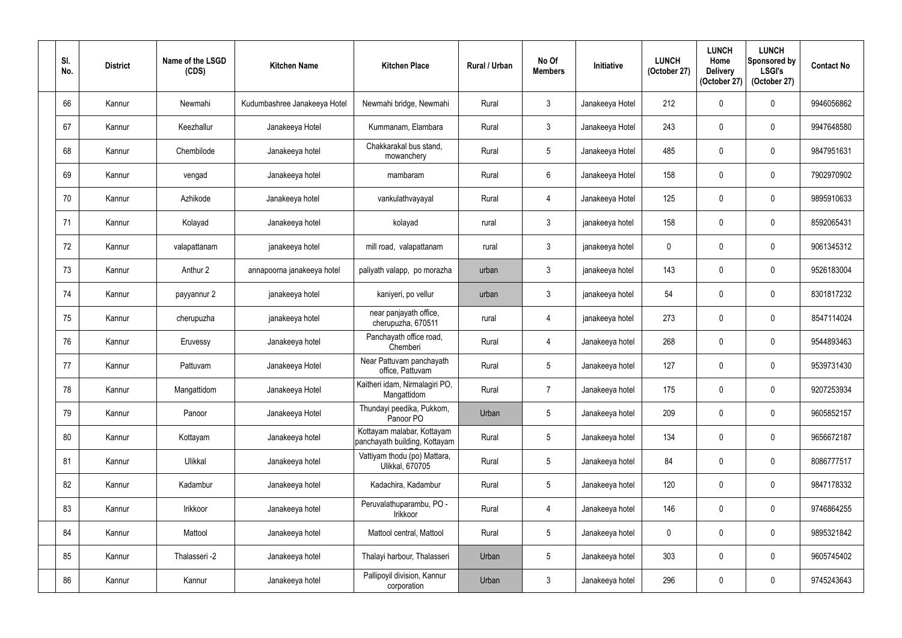| Sl. No. | District | Name of the LSGD (CDS) | Kitchen Name | Kitchen Place | Rural / Urban | No Of Members | Initiative | LUNCH (October 27) | LUNCH Home Delivery (October 27) | LUNCH Sponsored by LSGI's (October 27) | Contact No |
|---|---|---|---|---|---|---|---|---|---|---|---|
| 66 | Kannur | Newmahi | Kudumbashree Janakeeya Hotel | Newmahi bridge, Newmahi | Rural | 3 | Janakeeya Hotel | 212 | 0 | 0 | 9946056862 |
| 67 | Kannur | Keezhallur | Janakeeya Hotel | Kummanam, Elambara | Rural | 3 | Janakeeya Hotel | 243 | 0 | 0 | 9947648580 |
| 68 | Kannur | Chembilode | Janakeeya hotel | Chakkarakal bus stand, mowanchery | Rural | 5 | Janakeeya Hotel | 485 | 0 | 0 | 9847951631 |
| 69 | Kannur | vengad | Janakeeya hotel | mambaram | Rural | 6 | Janakeeya Hotel | 158 | 0 | 0 | 7902970902 |
| 70 | Kannur | Azhikode | Janakeeya hotel | vankulathvayayal | Rural | 4 | Janakeeya Hotel | 125 | 0 | 0 | 9895910633 |
| 71 | Kannur | Kolayad | Janakeeya hotel | kolayad | rural | 3 | janakeeya hotel | 158 | 0 | 0 | 8592065431 |
| 72 | Kannur | valapattanam | janakeeya hotel | mill road, valapattanam | rural | 3 | janakeeya hotel | 0 | 0 | 0 | 9061345312 |
| 73 | Kannur | Anthur 2 | annapoorna janakeeya hotel | paliyath valapp, po morazha | urban | 3 | janakeeya hotel | 143 | 0 | 0 | 9526183004 |
| 74 | Kannur | payyannur 2 | janakeeya hotel | kaniyeri, po vellur | urban | 3 | janakeeya hotel | 54 | 0 | 0 | 8301817232 |
| 75 | Kannur | cherupuzha | janakeeya hotel | near panjayath office, cherupuzha, 670511 | rural | 4 | janakeeya hotel | 273 | 0 | 0 | 8547114024 |
| 76 | Kannur | Eruvessy | Janakeeya hotel | Panchayath office road, Chemberi | Rural | 4 | Janakeeya hotel | 268 | 0 | 0 | 9544893463 |
| 77 | Kannur | Pattuvam | Janakeeya Hotel | Near Pattuvam panchayath office, Pattuvam | Rural | 5 | Janakeeya hotel | 127 | 0 | 0 | 9539731430 |
| 78 | Kannur | Mangattidom | Janakeeya Hotel | Kaitheri idam, Nirmalagiri PO, Mangattidom | Rural | 7 | Janakeeya hotel | 175 | 0 | 0 | 9207253934 |
| 79 | Kannur | Panoor | Janakeeya Hotel | Thundayi peedika, Pukkom, Panoor PO | Urban | 5 | Janakeeya hotel | 209 | 0 | 0 | 9605852157 |
| 80 | Kannur | Kottayam | Janakeeya hotel | Kottayam malabar, Kottayam panchayath building, Kottayam | Rural | 5 | Janakeeya hotel | 134 | 0 | 0 | 9656672187 |
| 81 | Kannur | Ulikkal | Janakeeya hotel | Vattiyam thodu (po) Mattara, Ulikkal, 670705 | Rural | 5 | Janakeeya hotel | 84 | 0 | 0 | 8086777517 |
| 82 | Kannur | Kadambur | Janakeeya hotel | Kadachira, Kadambur | Rural | 5 | Janakeeya hotel | 120 | 0 | 0 | 9847178332 |
| 83 | Kannur | Irikkoor | Janakeeya hotel | Peruvalathuparambu, PO - Irikkoor | Rural | 4 | Janakeeya hotel | 146 | 0 | 0 | 9746864255 |
| 84 | Kannur | Mattool | Janakeeya hotel | Mattool central, Mattool | Rural | 5 | Janakeeya hotel | 0 | 0 | 0 | 9895321842 |
| 85 | Kannur | Thalasseri -2 | Janakeeya hotel | Thalayi harbour, Thalasseri | Urban | 5 | Janakeeya hotel | 303 | 0 | 0 | 9605745402 |
| 86 | Kannur | Kannur | Janakeeya hotel | Pallipoyil division, Kannur corporation | Urban | 3 | Janakeeya hotel | 296 | 0 | 0 | 9745243643 |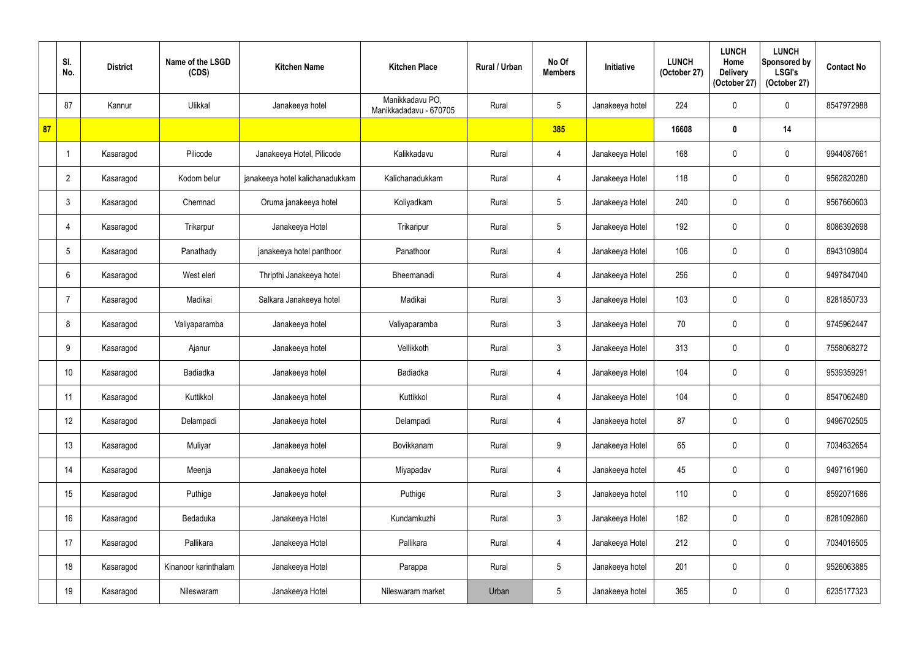| | Sl. No. | District | Name of the LSGD (CDS) | Kitchen Name | Kitchen Place | Rural / Urban | No Of Members | Initiative | LUNCH (October 27) | LUNCH Home Delivery (October 27) | LUNCH Sponsored by LSGI's (October 27) | Contact No |
|---|---|---|---|---|---|---|---|---|---|---|---|---|
| | 87 | Kannur | Ulikkal | Janakeeya hotel | Manikkadavu PO, Manikkadadavu - 670705 | Rural | 5 | Janakeeya hotel | 224 | 0 | 0 | 8547972988 |
| 87 | | | | | | | 385 | | 16608 | 0 | 14 | |
| | 1 | Kasaragod | Pilicode | Janakeeya Hotel, Pilicode | Kalikkadavu | Rural | 4 | Janakeeya Hotel | 168 | 0 | 0 | 9944087661 |
| | 2 | Kasaragod | Kodom belur | janakeeya hotel kalichanadukkam | Kalichanadukkam | Rural | 4 | Janakeeya Hotel | 118 | 0 | 0 | 9562820280 |
| | 3 | Kasaragod | Chemnad | Oruma janakeeya hotel | Koliyadkam | Rural | 5 | Janakeeya Hotel | 240 | 0 | 0 | 9567660603 |
| | 4 | Kasaragod | Trikarpur | Janakeeya Hotel | Trikaripur | Rural | 5 | Janakeeya Hotel | 192 | 0 | 0 | 8086392698 |
| | 5 | Kasaragod | Panathady | janakeeya hotel panthoor | Panathoor | Rural | 4 | Janakeeya Hotel | 106 | 0 | 0 | 8943109804 |
| | 6 | Kasaragod | West eleri | Thripthi Janakeeya hotel | Bheemanadi | Rural | 4 | Janakeeya Hotel | 256 | 0 | 0 | 9497847040 |
| | 7 | Kasaragod | Madikai | Salkara Janakeeya hotel | Madikai | Rural | 3 | Janakeeya Hotel | 103 | 0 | 0 | 8281850733 |
| | 8 | Kasaragod | Valiyaparamba | Janakeeya hotel | Valiyaparamba | Rural | 3 | Janakeeya Hotel | 70 | 0 | 0 | 9745962447 |
| | 9 | Kasaragod | Ajanur | Janakeeya hotel | Vellikkoth | Rural | 3 | Janakeeya Hotel | 313 | 0 | 0 | 7558068272 |
| | 10 | Kasaragod | Badiadka | Janakeeya hotel | Badiadka | Rural | 4 | Janakeeya Hotel | 104 | 0 | 0 | 9539359291 |
| | 11 | Kasaragod | Kuttikkol | Janakeeya hotel | Kuttikkol | Rural | 4 | Janakeeya Hotel | 104 | 0 | 0 | 8547062480 |
| | 12 | Kasaragod | Delampadi | Janakeeya hotel | Delampadi | Rural | 4 | Janakeeya hotel | 87 | 0 | 0 | 9496702505 |
| | 13 | Kasaragod | Muliyar | Janakeeya hotel | Bovikkanam | Rural | 9 | Janakeeya Hotel | 65 | 0 | 0 | 7034632654 |
| | 14 | Kasaragod | Meenja | Janakeeya hotel | Miyapadav | Rural | 4 | Janakeeya hotel | 45 | 0 | 0 | 9497161960 |
| | 15 | Kasaragod | Puthige | Janakeeya hotel | Puthige | Rural | 3 | Janakeeya hotel | 110 | 0 | 0 | 8592071686 |
| | 16 | Kasaragod | Bedaduka | Janakeeya Hotel | Kundamkuzhi | Rural | 3 | Janakeeya Hotel | 182 | 0 | 0 | 8281092860 |
| | 17 | Kasaragod | Pallikara | Janakeeya Hotel | Pallikara | Rural | 4 | Janakeeya Hotel | 212 | 0 | 0 | 7034016505 |
| | 18 | Kasaragod | Kinanoor karinthalam | Janakeeya Hotel | Parappa | Rural | 5 | Janakeeya hotel | 201 | 0 | 0 | 9526063885 |
| | 19 | Kasaragod | Nileswaram | Janakeeya Hotel | Nileswaram market | Urban | 5 | Janakeeya hotel | 365 | 0 | 0 | 6235177323 |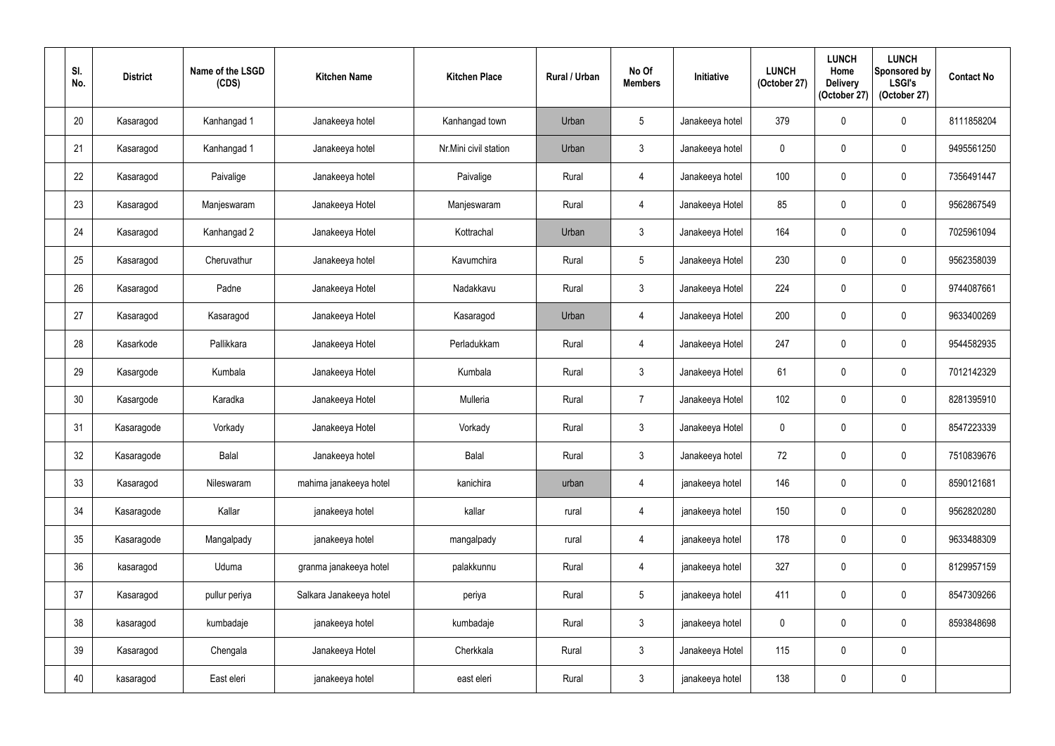| Sl. No. | District | Name of the LSGD (CDS) | Kitchen Name | Kitchen Place | Rural / Urban | No Of Members | Initiative | LUNCH (October 27) | LUNCH Home Delivery (October 27) | LUNCH Sponsored by LSGI's (October 27) | Contact No |
|---|---|---|---|---|---|---|---|---|---|---|---|
| 20 | Kasaragod | Kanhangad 1 | Janakeeya hotel | Kanhangad town | Urban | 5 | Janakeeya hotel | 379 | 0 | 0 | 8111858204 |
| 21 | Kasaragod | Kanhangad 1 | Janakeeya hotel | Nr.Mini civil station | Urban | 3 | Janakeeya hotel | 0 | 0 | 0 | 9495561250 |
| 22 | Kasaragod | Paivalige | Janakeeya hotel | Paivalige | Rural | 4 | Janakeeya hotel | 100 | 0 | 0 | 7356491447 |
| 23 | Kasaragod | Manjeswaram | Janakeeya Hotel | Manjeswaram | Rural | 4 | Janakeeya Hotel | 85 | 0 | 0 | 9562867549 |
| 24 | Kasaragod | Kanhangad 2 | Janakeeya Hotel | Kottrachal | Urban | 3 | Janakeeya Hotel | 164 | 0 | 0 | 7025961094 |
| 25 | Kasaragod | Cheruvathur | Janakeeya hotel | Kavumchira | Rural | 5 | Janakeeya Hotel | 230 | 0 | 0 | 9562358039 |
| 26 | Kasaragod | Padne | Janakeeya Hotel | Nadakkavu | Rural | 3 | Janakeeya Hotel | 224 | 0 | 0 | 9744087661 |
| 27 | Kasaragod | Kasaragod | Janakeeya Hotel | Kasaragod | Urban | 4 | Janakeeya Hotel | 200 | 0 | 0 | 9633400269 |
| 28 | Kasarkode | Pallikkara | Janakeeya Hotel | Perladukkam | Rural | 4 | Janakeeya Hotel | 247 | 0 | 0 | 9544582935 |
| 29 | Kasargode | Kumbala | Janakeeya Hotel | Kumbala | Rural | 3 | Janakeeya Hotel | 61 | 0 | 0 | 7012142329 |
| 30 | Kasargode | Karadka | Janakeeya Hotel | Mulleria | Rural | 7 | Janakeeya Hotel | 102 | 0 | 0 | 8281395910 |
| 31 | Kasaragode | Vorkady | Janakeeya Hotel | Vorkady | Rural | 3 | Janakeeya Hotel | 0 | 0 | 0 | 8547223339 |
| 32 | Kasaragode | Balal | Janakeeya hotel | Balal | Rural | 3 | Janakeeya hotel | 72 | 0 | 0 | 7510839676 |
| 33 | Kasaragod | Nileswaram | mahima janakeeya hotel | kanichira | urban | 4 | janakeeya hotel | 146 | 0 | 0 | 8590121681 |
| 34 | Kasaragode | Kallar | janakeeya hotel | kallar | rural | 4 | janakeeya hotel | 150 | 0 | 0 | 9562820280 |
| 35 | Kasaragode | Mangalpady | janakeeya hotel | mangalpady | rural | 4 | janakeeya hotel | 178 | 0 | 0 | 9633488309 |
| 36 | kasaragod | Uduma | granma janakeeya hotel | palakkunnu | Rural | 4 | janakeeya hotel | 327 | 0 | 0 | 8129957159 |
| 37 | Kasaragod | pullur periya | Salkara Janakeeya hotel | periya | Rural | 5 | janakeeya hotel | 411 | 0 | 0 | 8547309266 |
| 38 | kasaragod | kumbadaje | janakeeya hotel | kumbadaje | Rural | 3 | janakeeya hotel | 0 | 0 | 0 | 8593848698 |
| 39 | Kasaragod | Chengala | Janakeeya Hotel | Cherkkala | Rural | 3 | Janakeeya Hotel | 115 | 0 | 0 | |
| 40 | kasaragod | East eleri | janakeeya hotel | east eleri | Rural | 3 | janakeeya hotel | 138 | 0 | 0 | |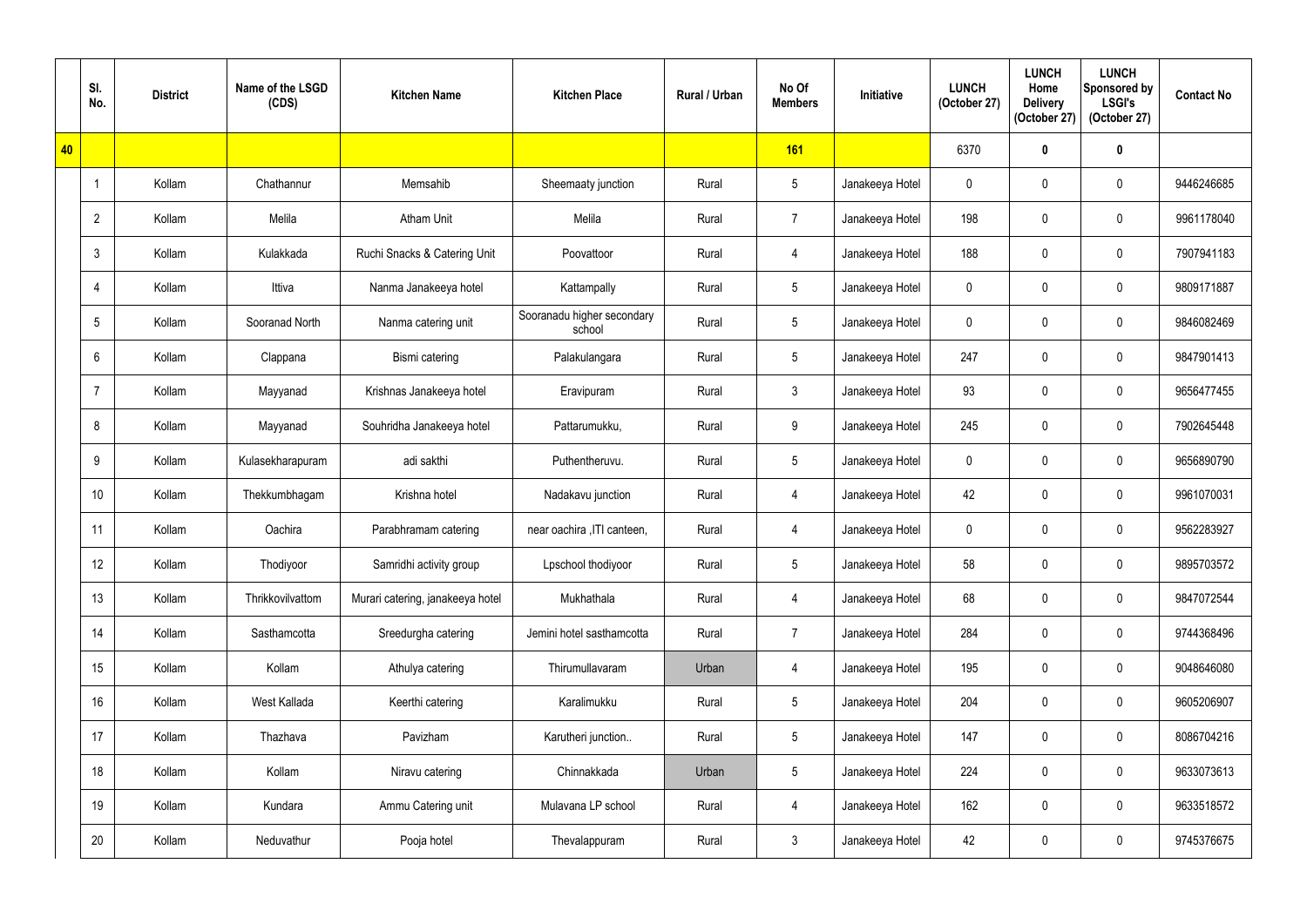|  | Sl. No. | District | Name of the LSGD (CDS) | Kitchen Name | Kitchen Place | Rural / Urban | No Of Members | Initiative | LUNCH (October 27) | LUNCH Home Delivery (October 27) | LUNCH Sponsored by LSGI's (October 27) | Contact No |
|---|---|---|---|---|---|---|---|---|---|---|---|---|
| 40 |  |  |  |  |  |  | 161 |  | 6370 | 0 | 0 |  |
|  | 1 | Kollam | Chathannur | Memsahib | Sheemaaty junction | Rural | 5 | Janakeeya Hotel | 0 | 0 | 0 | 9446246685 |
|  | 2 | Kollam | Melila | Atham Unit | Melila | Rural | 7 | Janakeeya Hotel | 198 | 0 | 0 | 9961178040 |
|  | 3 | Kollam | Kulakkada | Ruchi Snacks & Catering Unit | Poovattoor | Rural | 4 | Janakeeya Hotel | 188 | 0 | 0 | 7907941183 |
|  | 4 | Kollam | Ittiva | Nanma Janakeeya hotel | Kattampally | Rural | 5 | Janakeeya Hotel | 0 | 0 | 0 | 9809171887 |
|  | 5 | Kollam | Sooranad North | Nanma catering unit | Sooranadu higher secondary school | Rural | 5 | Janakeeya Hotel | 0 | 0 | 0 | 9846082469 |
|  | 6 | Kollam | Clappana | Bismi catering | Palakulangara | Rural | 5 | Janakeeya Hotel | 247 | 0 | 0 | 9847901413 |
|  | 7 | Kollam | Mayyanad | Krishnas Janakeeya hotel | Eravipuram | Rural | 3 | Janakeeya Hotel | 93 | 0 | 0 | 9656477455 |
|  | 8 | Kollam | Mayyanad | Souhridha Janakeeya hotel | Pattarumukku, | Rural | 9 | Janakeeya Hotel | 245 | 0 | 0 | 7902645448 |
|  | 9 | Kollam | Kulasekharapuram | adi sakthi | Puthentheruvu. | Rural | 5 | Janakeeya Hotel | 0 | 0 | 0 | 9656890790 |
|  | 10 | Kollam | Thekkumbhagam | Krishna hotel | Nadakavu junction | Rural | 4 | Janakeeya Hotel | 42 | 0 | 0 | 9961070031 |
|  | 11 | Kollam | Oachira | Parabhramam catering | near oachira ,ITI canteen, | Rural | 4 | Janakeeya Hotel | 0 | 0 | 0 | 9562283927 |
|  | 12 | Kollam | Thodiyoor | Samridhi activity group | Lpschool thodiyoor | Rural | 5 | Janakeeya Hotel | 58 | 0 | 0 | 9895703572 |
|  | 13 | Kollam | Thrikkovilvattom | Murari catering, janakeeya hotel | Mukhathala | Rural | 4 | Janakeeya Hotel | 68 | 0 | 0 | 9847072544 |
|  | 14 | Kollam | Sasthamcotta | Sreedurgha catering | Jemini hotel sasthamcotta | Rural | 7 | Janakeeya Hotel | 284 | 0 | 0 | 9744368496 |
|  | 15 | Kollam | Kollam | Athulya catering | Thirumullavaram | Urban | 4 | Janakeeya Hotel | 195 | 0 | 0 | 9048646080 |
|  | 16 | Kollam | West Kallada | Keerthi catering | Karalimukku | Rural | 5 | Janakeeya Hotel | 204 | 0 | 0 | 9605206907 |
|  | 17 | Kollam | Thazhava | Pavizham | Karutheri junction.. | Rural | 5 | Janakeeya Hotel | 147 | 0 | 0 | 8086704216 |
|  | 18 | Kollam | Kollam | Niravu catering | Chinnakkada | Urban | 5 | Janakeeya Hotel | 224 | 0 | 0 | 9633073613 |
|  | 19 | Kollam | Kundara | Ammu Catering unit | Mulavana LP school | Rural | 4 | Janakeeya Hotel | 162 | 0 | 0 | 9633518572 |
|  | 20 | Kollam | Neduvathur | Pooja hotel | Thevalappuram | Rural | 3 | Janakeeya Hotel | 42 | 0 | 0 | 9745376675 |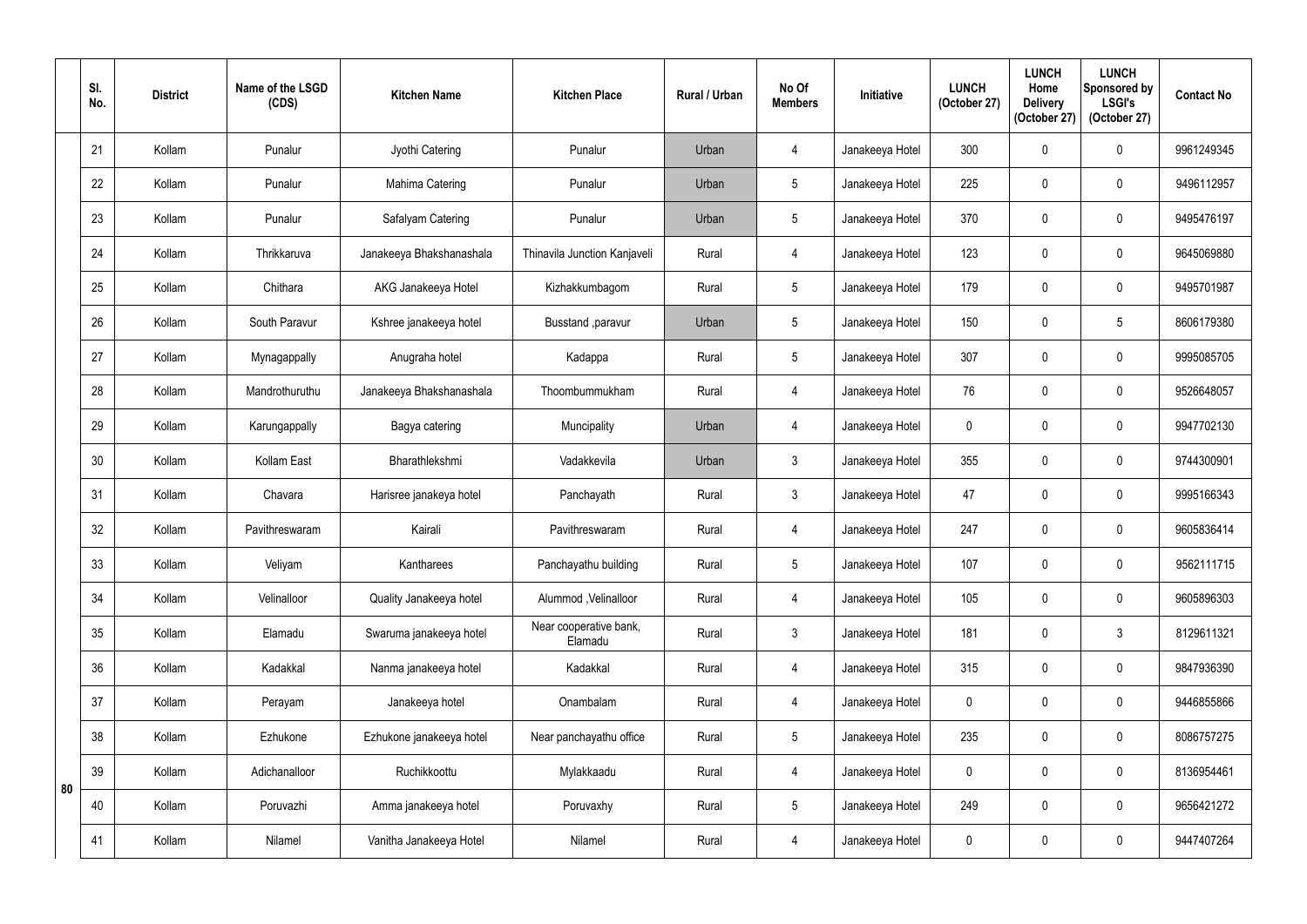| | Sl. No. | District | Name of the LSGD (CDS) | Kitchen Name | Kitchen Place | Rural / Urban | No Of Members | Initiative | LUNCH (October 27) | LUNCH Home Delivery (October 27) | LUNCH Sponsored by LSGI's (October 27) | Contact No |
|---|---|---|---|---|---|---|---|---|---|---|---|---|
| 80 | 21 | Kollam | Punalur | Jyothi Catering | Punalur | Urban | 4 | Janakeeya Hotel | 300 | 0 | 0 | 9961249345 |
| | 22 | Kollam | Punalur | Mahima Catering | Punalur | Urban | 5 | Janakeeya Hotel | 225 | 0 | 0 | 9496112957 |
| | 23 | Kollam | Punalur | Safalyam Catering | Punalur | Urban | 5 | Janakeeya Hotel | 370 | 0 | 0 | 9495476197 |
| | 24 | Kollam | Thrikkaruva | Janakeeya Bhakshanashala | Thinavila Junction Kanjaveli | Rural | 4 | Janakeeya Hotel | 123 | 0 | 0 | 9645069880 |
| | 25 | Kollam | Chithara | AKG Janakeeya Hotel | Kizhakkumbagom | Rural | 5 | Janakeeya Hotel | 179 | 0 | 0 | 9495701987 |
| | 26 | Kollam | South Paravur | Kshree janakeeya hotel | Busstand ,paravur | Urban | 5 | Janakeeya Hotel | 150 | 0 | 5 | 8606179380 |
| | 27 | Kollam | Mynagappally | Anugraha hotel | Kadappa | Rural | 5 | Janakeeya Hotel | 307 | 0 | 0 | 9995085705 |
| | 28 | Kollam | Mandrothuruthu | Janakeeya Bhakshanashala | Thoombummukham | Rural | 4 | Janakeeya Hotel | 76 | 0 | 0 | 9526648057 |
| | 29 | Kollam | Karungappally | Bagya catering | Muncipality | Urban | 4 | Janakeeya Hotel | 0 | 0 | 0 | 9947702130 |
| | 30 | Kollam | Kollam East | Bharathlekshmi | Vadakkevila | Urban | 3 | Janakeeya Hotel | 355 | 0 | 0 | 9744300901 |
| | 31 | Kollam | Chavara | Harisree janakeya hotel | Panchayath | Rural | 3 | Janakeeya Hotel | 47 | 0 | 0 | 9995166343 |
| | 32 | Kollam | Pavithreswaram | Kairali | Pavithreswaram | Rural | 4 | Janakeeya Hotel | 247 | 0 | 0 | 9605836414 |
| | 33 | Kollam | Veliyam | Kantharees | Panchayathu building | Rural | 5 | Janakeeya Hotel | 107 | 0 | 0 | 9562111715 |
| | 34 | Kollam | Velinalloor | Quality Janakeeya hotel | Alummod ,Velinalloor | Rural | 4 | Janakeeya Hotel | 105 | 0 | 0 | 9605896303 |
| | 35 | Kollam | Elamadu | Swaruma janakeeya hotel | Near cooperative bank, Elamadu | Rural | 3 | Janakeeya Hotel | 181 | 0 | 3 | 8129611321 |
| | 36 | Kollam | Kadakkal | Nanma janakeeya hotel | Kadakkal | Rural | 4 | Janakeeya Hotel | 315 | 0 | 0 | 9847936390 |
| | 37 | Kollam | Perayam | Janakeeya hotel | Onambalam | Rural | 4 | Janakeeya Hotel | 0 | 0 | 0 | 9446855866 |
| | 38 | Kollam | Ezhukone | Ezhukone janakeeya hotel | Near panchayathu office | Rural | 5 | Janakeeya Hotel | 235 | 0 | 0 | 8086757275 |
| | 39 | Kollam | Adichanalloor | Ruchikkoottu | Mylakkaadu | Rural | 4 | Janakeeya Hotel | 0 | 0 | 0 | 8136954461 |
| | 40 | Kollam | Poruvazhi | Amma janakeeya hotel | Poruvaxhy | Rural | 5 | Janakeeya Hotel | 249 | 0 | 0 | 9656421272 |
| | 41 | Kollam | Nilamel | Vanitha Janakeeya Hotel | Nilamel | Rural | 4 | Janakeeya Hotel | 0 | 0 | 0 | 9447407264 |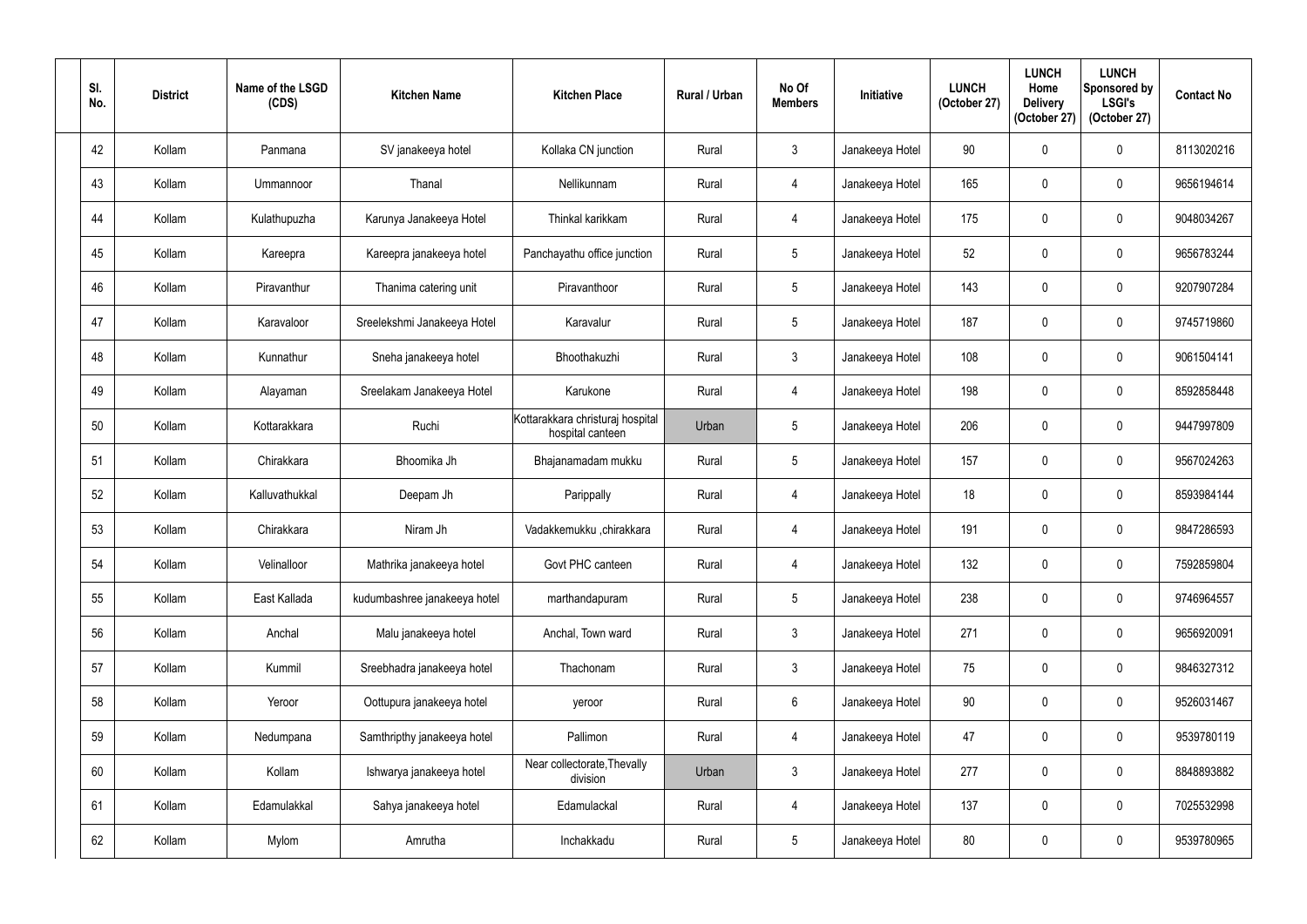| Sl. No. | District | Name of the LSGD (CDS) | Kitchen Name | Kitchen Place | Rural / Urban | No Of Members | Initiative | LUNCH (October 27) | LUNCH Home Delivery (October 27) | LUNCH Sponsored by LSGI's (October 27) | Contact No |
|---|---|---|---|---|---|---|---|---|---|---|---|
| 42 | Kollam | Panmana | SV janakeeya hotel | Kollaka CN junction | Rural | 3 | Janakeeya Hotel | 90 | 0 | 0 | 8113020216 |
| 43 | Kollam | Ummannoor | Thanal | Nellikunnam | Rural | 4 | Janakeeya Hotel | 165 | 0 | 0 | 9656194614 |
| 44 | Kollam | Kulathupuzha | Karunya Janakeeya Hotel | Thinkal karikkam | Rural | 4 | Janakeeya Hotel | 175 | 0 | 0 | 9048034267 |
| 45 | Kollam | Kareepra | Kareepra janakeeya hotel | Panchayathu office junction | Rural | 5 | Janakeeya Hotel | 52 | 0 | 0 | 9656783244 |
| 46 | Kollam | Piravanthur | Thanima catering unit | Piravanthoor | Rural | 5 | Janakeeya Hotel | 143 | 0 | 0 | 9207907284 |
| 47 | Kollam | Karavaloor | Sreelekshmi Janakeeya Hotel | Karavalur | Rural | 5 | Janakeeya Hotel | 187 | 0 | 0 | 9745719860 |
| 48 | Kollam | Kunnathur | Sneha janakeeya hotel | Bhoothakuzhi | Rural | 3 | Janakeeya Hotel | 108 | 0 | 0 | 9061504141 |
| 49 | Kollam | Alayaman | Sreelakam Janakeeya Hotel | Karukone | Rural | 4 | Janakeeya Hotel | 198 | 0 | 0 | 8592858448 |
| 50 | Kollam | Kottarakkara | Ruchi | Kottarakkara christuraj hospital hospital canteen | Urban | 5 | Janakeeya Hotel | 206 | 0 | 0 | 9447997809 |
| 51 | Kollam | Chirakkara | Bhoomika Jh | Bhajanamadam mukku | Rural | 5 | Janakeeya Hotel | 157 | 0 | 0 | 9567024263 |
| 52 | Kollam | Kalluvathukkal | Deepam Jh | Parippally | Rural | 4 | Janakeeya Hotel | 18 | 0 | 0 | 8593984144 |
| 53 | Kollam | Chirakkara | Niram Jh | Vadakkemukku ,chirakkara | Rural | 4 | Janakeeya Hotel | 191 | 0 | 0 | 9847286593 |
| 54 | Kollam | Velinalloor | Mathrika janakeeya hotel | Govt PHC canteen | Rural | 4 | Janakeeya Hotel | 132 | 0 | 0 | 7592859804 |
| 55 | Kollam | East Kallada | kudumbashree janakeeya hotel | marthandapuram | Rural | 5 | Janakeeya Hotel | 238 | 0 | 0 | 9746964557 |
| 56 | Kollam | Anchal | Malu janakeeya hotel | Anchal, Town ward | Rural | 3 | Janakeeya Hotel | 271 | 0 | 0 | 9656920091 |
| 57 | Kollam | Kummil | Sreebhadra janakeeya hotel | Thachonam | Rural | 3 | Janakeeya Hotel | 75 | 0 | 0 | 9846327312 |
| 58 | Kollam | Yeroor | Oottupura janakeeya hotel | yeroor | Rural | 6 | Janakeeya Hotel | 90 | 0 | 0 | 9526031467 |
| 59 | Kollam | Nedumpana | Samthripthy janakeeya hotel | Pallimon | Rural | 4 | Janakeeya Hotel | 47 | 0 | 0 | 9539780119 |
| 60 | Kollam | Kollam | Ishwarya janakeeya hotel | Near collectorate,Thevally division | Urban | 3 | Janakeeya Hotel | 277 | 0 | 0 | 8848893882 |
| 61 | Kollam | Edamulakkal | Sahya janakeeya hotel | Edamulackal | Rural | 4 | Janakeeya Hotel | 137 | 0 | 0 | 7025532998 |
| 62 | Kollam | Mylom | Amrutha | Inchakkadu | Rural | 5 | Janakeeya Hotel | 80 | 0 | 0 | 9539780965 |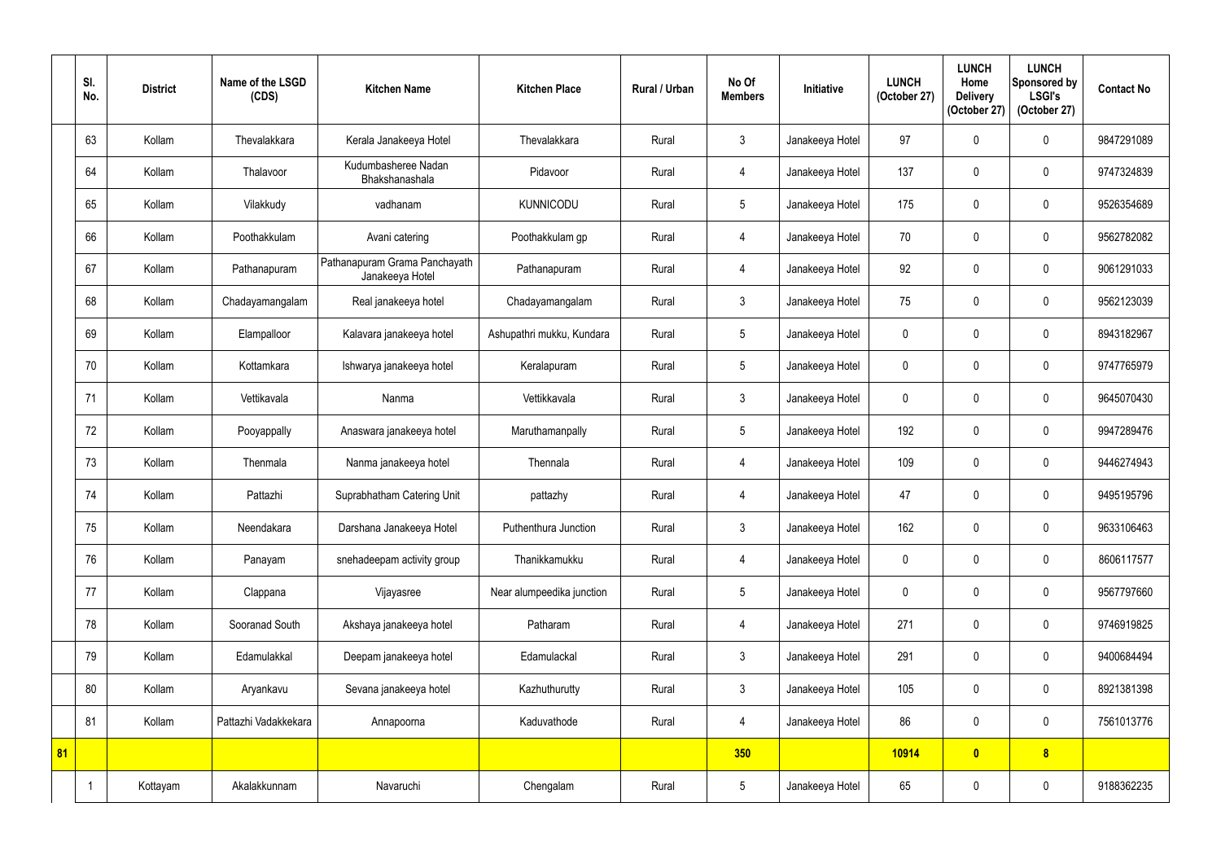| | Sl. No. | District | Name of the LSGD (CDS) | Kitchen Name | Kitchen Place | Rural / Urban | No Of Members | Initiative | LUNCH (October 27) | LUNCH Home Delivery (October 27) | LUNCH Sponsored by LSGI's (October 27) | Contact No |
|---|---|---|---|---|---|---|---|---|---|---|---|---|
| | 63 | Kollam | Thevalakkara | Kerala Janakeeya Hotel | Thevalakkara | Rural | 3 | Janakeeya Hotel | 97 | 0 | 0 | 9847291089 |
| | 64 | Kollam | Thalavoor | Kudumbasheree Nadan Bhakshanashala | Pidavoor | Rural | 4 | Janakeeya Hotel | 137 | 0 | 0 | 9747324839 |
| | 65 | Kollam | Vilakkudy | vadhanam | KUNNICODU | Rural | 5 | Janakeeya Hotel | 175 | 0 | 0 | 9526354689 |
| | 66 | Kollam | Poothakkulam | Avani catering | Poothakkulam gp | Rural | 4 | Janakeeya Hotel | 70 | 0 | 0 | 9562782082 |
| | 67 | Kollam | Pathanapuram | Pathanapuram Grama Panchayath Janakeeya Hotel | Pathanapuram | Rural | 4 | Janakeeya Hotel | 92 | 0 | 0 | 9061291033 |
| | 68 | Kollam | Chadayamangalam | Real janakeeya hotel | Chadayamangalam | Rural | 3 | Janakeeya Hotel | 75 | 0 | 0 | 9562123039 |
| | 69 | Kollam | Elampalloor | Kalavara janakeeya hotel | Ashupathri mukku, Kundara | Rural | 5 | Janakeeya Hotel | 0 | 0 | 0 | 8943182967 |
| | 70 | Kollam | Kottamkara | Ishwarya janakeeya hotel | Keralapuram | Rural | 5 | Janakeeya Hotel | 0 | 0 | 0 | 9747765979 |
| | 71 | Kollam | Vettikavala | Nanma | Vettikkavala | Rural | 3 | Janakeeya Hotel | 0 | 0 | 0 | 9645070430 |
| | 72 | Kollam | Pooyappally | Anaswara janakeeya hotel | Maruthamanpally | Rural | 5 | Janakeeya Hotel | 192 | 0 | 0 | 9947289476 |
| | 73 | Kollam | Thenmala | Nanma janakeeya hotel | Thennala | Rural | 4 | Janakeeya Hotel | 109 | 0 | 0 | 9446274943 |
| | 74 | Kollam | Pattazhi | Suprabhatham Catering Unit | pattazhy | Rural | 4 | Janakeeya Hotel | 47 | 0 | 0 | 9495195796 |
| | 75 | Kollam | Neendakara | Darshana Janakeeya Hotel | Puthenthura Junction | Rural | 3 | Janakeeya Hotel | 162 | 0 | 0 | 9633106463 |
| | 76 | Kollam | Panayam | snehadeepam activity group | Thanikkamukku | Rural | 4 | Janakeeya Hotel | 0 | 0 | 0 | 8606117577 |
| | 77 | Kollam | Clappana | Vijayasree | Near alumpeedika junction | Rural | 5 | Janakeeya Hotel | 0 | 0 | 0 | 9567797660 |
| | 78 | Kollam | Sooranad South | Akshaya janakeeya hotel | Patharam | Rural | 4 | Janakeeya Hotel | 271 | 0 | 0 | 9746919825 |
| | 79 | Kollam | Edamulakkal | Deepam janakeeya hotel | Edamulackal | Rural | 3 | Janakeeya Hotel | 291 | 0 | 0 | 9400684494 |
| | 80 | Kollam | Aryankavu | Sevana janakeeya hotel | Kazhuthurutty | Rural | 3 | Janakeeya Hotel | 105 | 0 | 0 | 8921381398 |
| | 81 | Kollam | Pattazhi Vadakkekara | Annapoorna | Kaduvathode | Rural | 4 | Janakeeya Hotel | 86 | 0 | 0 | 7561013776 |
| **81** | | | | | | | **350** | | **10914** | **0** | **8** | |
| | 1 | Kottayam | Akalakkunnam | Navaruchi | Chengalam | Rural | 5 | Janakeeya Hotel | 65 | 0 | 0 | 9188362235 |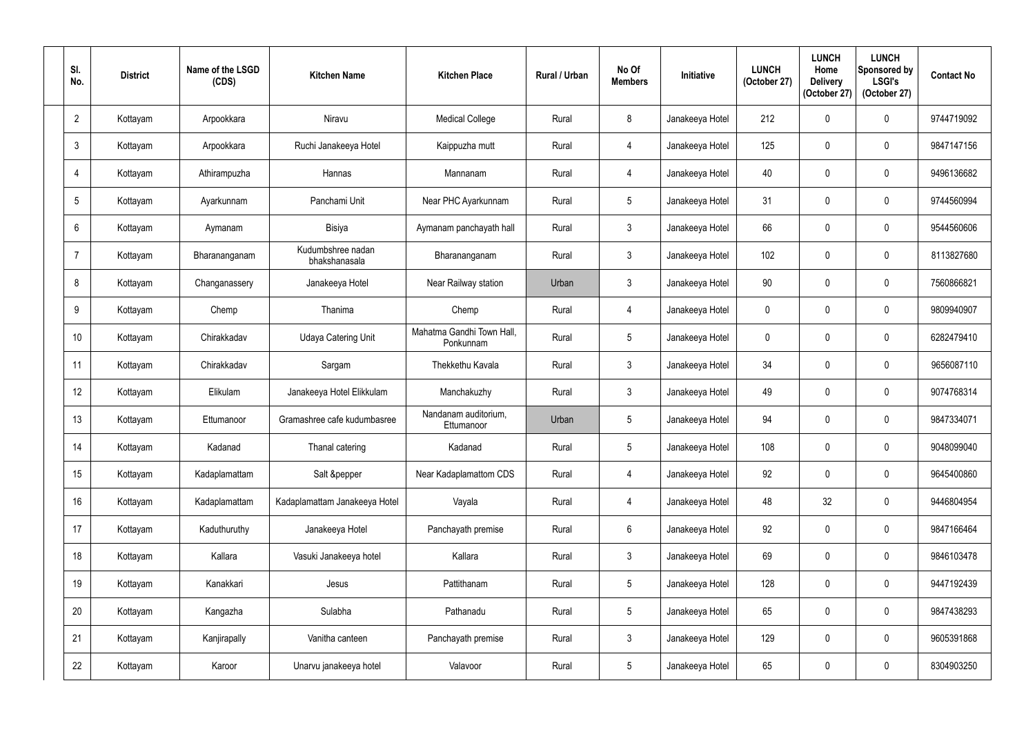| Sl. No. | District | Name of the LSGD (CDS) | Kitchen Name | Kitchen Place | Rural / Urban | No Of Members | Initiative | LUNCH (October 27) | LUNCH Home Delivery (October 27) | LUNCH Sponsored by LSGI's (October 27) | Contact No |
|---|---|---|---|---|---|---|---|---|---|---|---|
| 2 | Kottayam | Arpookkara | Niravu | Medical College | Rural | 8 | Janakeeya Hotel | 212 | 0 | 0 | 9744719092 |
| 3 | Kottayam | Arpookkara | Ruchi Janakeeya Hotel | Kaippuzha mutt | Rural | 4 | Janakeeya Hotel | 125 | 0 | 0 | 9847147156 |
| 4 | Kottayam | Athirampuzha | Hannas | Mannanam | Rural | 4 | Janakeeya Hotel | 40 | 0 | 0 | 9496136682 |
| 5 | Kottayam | Ayarkunnam | Panchami Unit | Near PHC Ayarkunnam | Rural | 5 | Janakeeya Hotel | 31 | 0 | 0 | 9744560994 |
| 6 | Kottayam | Aymanam | Bisiya | Aymanam panchayath hall | Rural | 3 | Janakeeya Hotel | 66 | 0 | 0 | 9544560606 |
| 7 | Kottayam | Bharananganam | Kudumbshree nadan bhakshanasala | Bharananganam | Rural | 3 | Janakeeya Hotel | 102 | 0 | 0 | 8113827680 |
| 8 | Kottayam | Changanassery | Janakeeya Hotel | Near Railway station | Urban | 3 | Janakeeya Hotel | 90 | 0 | 0 | 7560866821 |
| 9 | Kottayam | Chemp | Thanima | Chemp | Rural | 4 | Janakeeya Hotel | 0 | 0 | 0 | 9809940907 |
| 10 | Kottayam | Chirakkadav | Udaya Catering Unit | Mahatma Gandhi Town Hall, Ponkunnam | Rural | 5 | Janakeeya Hotel | 0 | 0 | 0 | 6282479410 |
| 11 | Kottayam | Chirakkadav | Sargam | Thekkethu Kavala | Rural | 3 | Janakeeya Hotel | 34 | 0 | 0 | 9656087110 |
| 12 | Kottayam | Elikulam | Janakeeya Hotel Elikkulam | Manchakuzhy | Rural | 3 | Janakeeya Hotel | 49 | 0 | 0 | 9074768314 |
| 13 | Kottayam | Ettumanoor | Gramashree cafe kudumbasree | Nandanam auditorium, Ettumanoor | Urban | 5 | Janakeeya Hotel | 94 | 0 | 0 | 9847334071 |
| 14 | Kottayam | Kadanad | Thanal catering | Kadanad | Rural | 5 | Janakeeya Hotel | 108 | 0 | 0 | 9048099040 |
| 15 | Kottayam | Kadaplamattam | Salt &pepper | Near Kadaplamattom CDS | Rural | 4 | Janakeeya Hotel | 92 | 0 | 0 | 9645400860 |
| 16 | Kottayam | Kadaplamattam | Kadaplamattam Janakeeya Hotel | Vayala | Rural | 4 | Janakeeya Hotel | 48 | 32 | 0 | 9446804954 |
| 17 | Kottayam | Kaduthuruthy | Janakeeya Hotel | Panchayath premise | Rural | 6 | Janakeeya Hotel | 92 | 0 | 0 | 9847166464 |
| 18 | Kottayam | Kallara | Vasuki Janakeeya hotel | Kallara | Rural | 3 | Janakeeya Hotel | 69 | 0 | 0 | 9846103478 |
| 19 | Kottayam | Kanakkari | Jesus | Pattithanam | Rural | 5 | Janakeeya Hotel | 128 | 0 | 0 | 9447192439 |
| 20 | Kottayam | Kangazha | Sulabha | Pathanadu | Rural | 5 | Janakeeya Hotel | 65 | 0 | 0 | 9847438293 |
| 21 | Kottayam | Kanjirapally | Vanitha canteen | Panchayath premise | Rural | 3 | Janakeeya Hotel | 129 | 0 | 0 | 9605391868 |
| 22 | Kottayam | Karoor | Unarvu janakeeya hotel | Valavoor | Rural | 5 | Janakeeya Hotel | 65 | 0 | 0 | 8304903250 |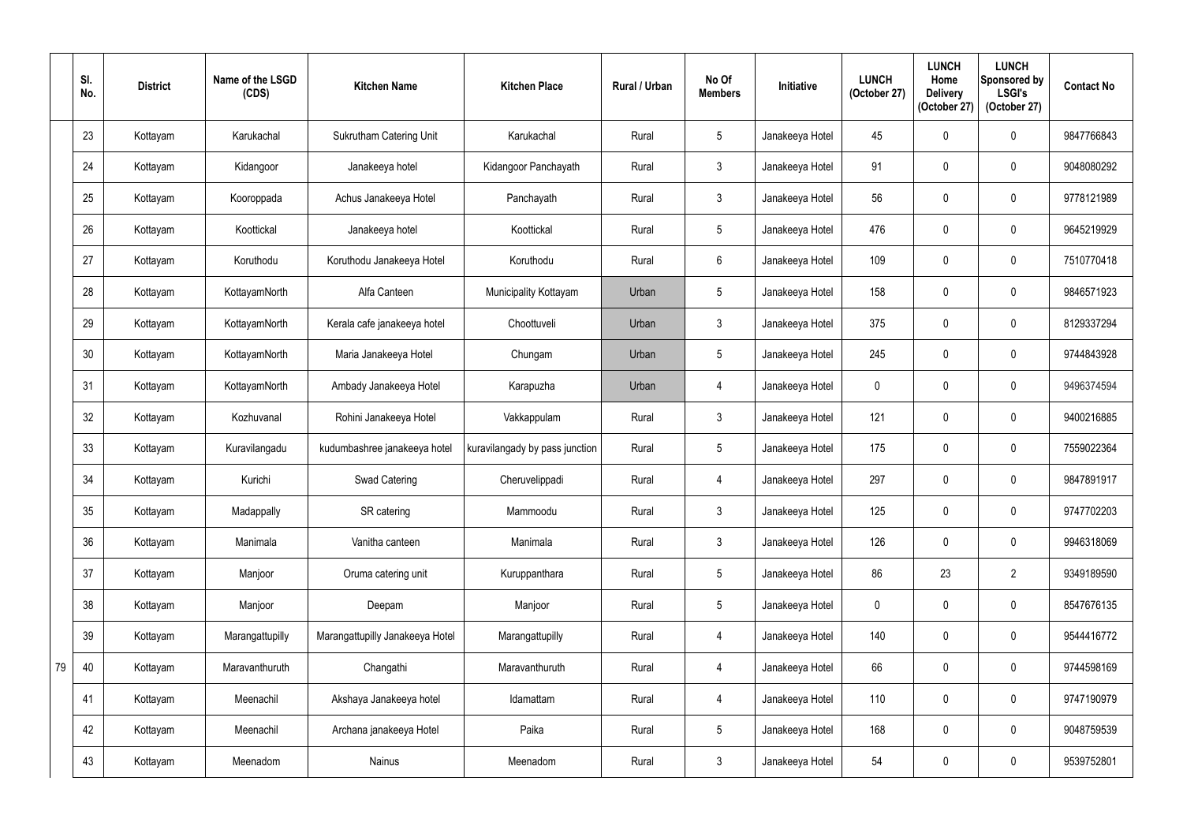| | Sl. No. | District | Name of the LSGD (CDS) | Kitchen Name | Kitchen Place | Rural / Urban | No Of Members | Initiative | LUNCH (October 27) | LUNCH Home Delivery (October 27) | LUNCH Sponsored by LSGI's (October 27) | Contact No |
|---|---|---|---|---|---|---|---|---|---|---|---|---|
| | 23 | Kottayam | Karukachal | Sukrutham Catering Unit | Karukachal | Rural | 5 | Janakeeya Hotel | 45 | 0 | 0 | 9847766843 |
| | 24 | Kottayam | Kidangoor | Janakeeya hotel | Kidangoor Panchayath | Rural | 3 | Janakeeya Hotel | 91 | 0 | 0 | 9048080292 |
| | 25 | Kottayam | Kooroppada | Achus Janakeeya Hotel | Panchayath | Rural | 3 | Janakeeya Hotel | 56 | 0 | 0 | 9778121989 |
| | 26 | Kottayam | Koottickal | Janakeeya hotel | Koottickal | Rural | 5 | Janakeeya Hotel | 476 | 0 | 0 | 9645219929 |
| | 27 | Kottayam | Koruthodu | Koruthodu Janakeeya Hotel | Koruthodu | Rural | 6 | Janakeeya Hotel | 109 | 0 | 0 | 7510770418 |
| | 28 | Kottayam | KottayamNorth | Alfa Canteen | Municipality Kottayam | Urban | 5 | Janakeeya Hotel | 158 | 0 | 0 | 9846571923 |
| | 29 | Kottayam | KottayamNorth | Kerala cafe janakeeya hotel | Choottuveli | Urban | 3 | Janakeeya Hotel | 375 | 0 | 0 | 8129337294 |
| | 30 | Kottayam | KottayamNorth | Maria Janakeeya Hotel | Chungam | Urban | 5 | Janakeeya Hotel | 245 | 0 | 0 | 9744843928 |
| | 31 | Kottayam | KottayamNorth | Ambady Janakeeya Hotel | Karapuzha | Urban | 4 | Janakeeya Hotel | 0 | 0 | 0 | 9496374594 |
| | 32 | Kottayam | Kozhuvanal | Rohini Janakeeya Hotel | Vakkappulam | Rural | 3 | Janakeeya Hotel | 121 | 0 | 0 | 9400216885 |
| | 33 | Kottayam | Kuravilangadu | kudumbashree janakeeya hotel | kuravilangady by pass junction | Rural | 5 | Janakeeya Hotel | 175 | 0 | 0 | 7559022364 |
| | 34 | Kottayam | Kurichi | Swad Catering | Cheruvelippadi | Rural | 4 | Janakeeya Hotel | 297 | 0 | 0 | 9847891917 |
| | 35 | Kottayam | Madappally | SR catering | Mammoodu | Rural | 3 | Janakeeya Hotel | 125 | 0 | 0 | 9747702203 |
| | 36 | Kottayam | Manimala | Vanitha canteen | Manimala | Rural | 3 | Janakeeya Hotel | 126 | 0 | 0 | 9946318069 |
| | 37 | Kottayam | Manjoor | Oruma catering unit | Kuruppanthara | Rural | 5 | Janakeeya Hotel | 86 | 23 | 2 | 9349189590 |
| | 38 | Kottayam | Manjoor | Deepam | Manjoor | Rural | 5 | Janakeeya Hotel | 0 | 0 | 0 | 8547676135 |
| | 39 | Kottayam | Marangattupilly | Marangattupilly Janakeeya Hotel | Marangattupilly | Rural | 4 | Janakeeya Hotel | 140 | 0 | 0 | 9544416772 |
| 79 | 40 | Kottayam | Maravanthuruth | Changathi | Maravanthuruth | Rural | 4 | Janakeeya Hotel | 66 | 0 | 0 | 9744598169 |
| | 41 | Kottayam | Meenachil | Akshaya Janakeeya hotel | Idamattam | Rural | 4 | Janakeeya Hotel | 110 | 0 | 0 | 9747190979 |
| | 42 | Kottayam | Meenachil | Archana janakeeya Hotel | Paika | Rural | 5 | Janakeeya Hotel | 168 | 0 | 0 | 9048759539 |
| | 43 | Kottayam | Meenadom | Nainus | Meenadom | Rural | 3 | Janakeeya Hotel | 54 | 0 | 0 | 9539752801 |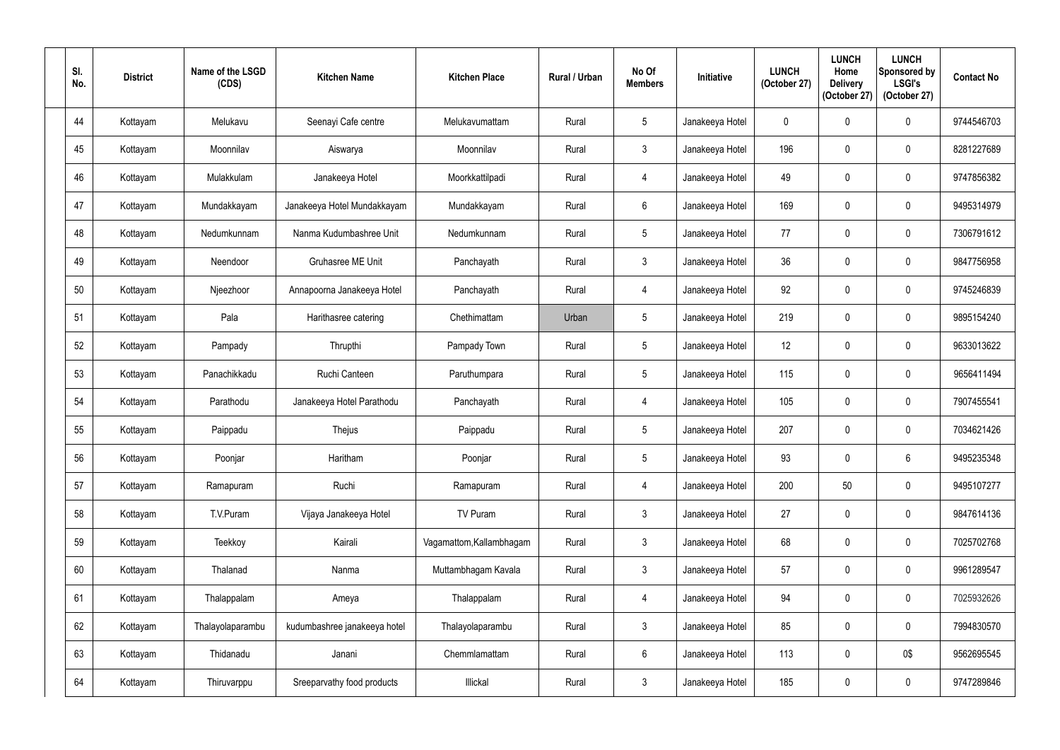| Sl. No. | District | Name of the LSGD (CDS) | Kitchen Name | Kitchen Place | Rural / Urban | No Of Members | Initiative | LUNCH (October 27) | LUNCH Home Delivery (October 27) | LUNCH Sponsored by LSGI's (October 27) | Contact No |
|---|---|---|---|---|---|---|---|---|---|---|---|
| 44 | Kottayam | Melukavu | Seenayi Cafe centre | Melukavumattam | Rural | 5 | Janakeeya Hotel | 0 | 0 | 0 | 9744546703 |
| 45 | Kottayam | Moonnilav | Aiswarya | Moonnilav | Rural | 3 | Janakeeya Hotel | 196 | 0 | 0 | 8281227689 |
| 46 | Kottayam | Mulakkulam | Janakeeya Hotel | Moorkkattilpadi | Rural | 4 | Janakeeya Hotel | 49 | 0 | 0 | 9747856382 |
| 47 | Kottayam | Mundakkayam | Janakeeya Hotel Mundakkayam | Mundakkayam | Rural | 6 | Janakeeya Hotel | 169 | 0 | 0 | 9495314979 |
| 48 | Kottayam | Nedumkunnam | Nanma Kudumbashree Unit | Nedumkunnam | Rural | 5 | Janakeeya Hotel | 77 | 0 | 0 | 7306791612 |
| 49 | Kottayam | Neendoor | Gruhasree ME Unit | Panchayath | Rural | 3 | Janakeeya Hotel | 36 | 0 | 0 | 9847756958 |
| 50 | Kottayam | Njeezhoor | Annapoorna Janakeeya Hotel | Panchayath | Rural | 4 | Janakeeya Hotel | 92 | 0 | 0 | 9745246839 |
| 51 | Kottayam | Pala | Harithasree catering | Chethimattam | Urban | 5 | Janakeeya Hotel | 219 | 0 | 0 | 9895154240 |
| 52 | Kottayam | Pampady | Thrupthi | Pampady Town | Rural | 5 | Janakeeya Hotel | 12 | 0 | 0 | 9633013622 |
| 53 | Kottayam | Panachikkadu | Ruchi Canteen | Paruthumpara | Rural | 5 | Janakeeya Hotel | 115 | 0 | 0 | 9656411494 |
| 54 | Kottayam | Parathodu | Janakeeya Hotel Parathodu | Panchayath | Rural | 4 | Janakeeya Hotel | 105 | 0 | 0 | 7907455541 |
| 55 | Kottayam | Paippadu | Thejus | Paippadu | Rural | 5 | Janakeeya Hotel | 207 | 0 | 0 | 7034621426 |
| 56 | Kottayam | Poonjar | Haritham | Poonjar | Rural | 5 | Janakeeya Hotel | 93 | 0 | 6 | 9495235348 |
| 57 | Kottayam | Ramapuram | Ruchi | Ramapuram | Rural | 4 | Janakeeya Hotel | 200 | 50 | 0 | 9495107277 |
| 58 | Kottayam | T.V.Puram | Vijaya Janakeeya Hotel | TV Puram | Rural | 3 | Janakeeya Hotel | 27 | 0 | 0 | 9847614136 |
| 59 | Kottayam | Teekkoy | Kairali | Vagamattom,Kallambhagam | Rural | 3 | Janakeeya Hotel | 68 | 0 | 0 | 7025702768 |
| 60 | Kottayam | Thalanad | Nanma | Muttambhagam Kavala | Rural | 3 | Janakeeya Hotel | 57 | 0 | 0 | 9961289547 |
| 61 | Kottayam | Thalappalam | Ameya | Thalappalam | Rural | 4 | Janakeeya Hotel | 94 | 0 | 0 | 7025932626 |
| 62 | Kottayam | Thalayolaparambu | kudumbashree janakeeya hotel | Thalayolaparambu | Rural | 3 | Janakeeya Hotel | 85 | 0 | 0 | 7994830570 |
| 63 | Kottayam | Thidanadu | Janani | Chemmlamattam | Rural | 6 | Janakeeya Hotel | 113 | 0 | 0$ | 9562695545 |
| 64 | Kottayam | Thiruvarppu | Sreeparvathy food products | Illickal | Rural | 3 | Janakeeya Hotel | 185 | 0 | 0 | 9747289846 |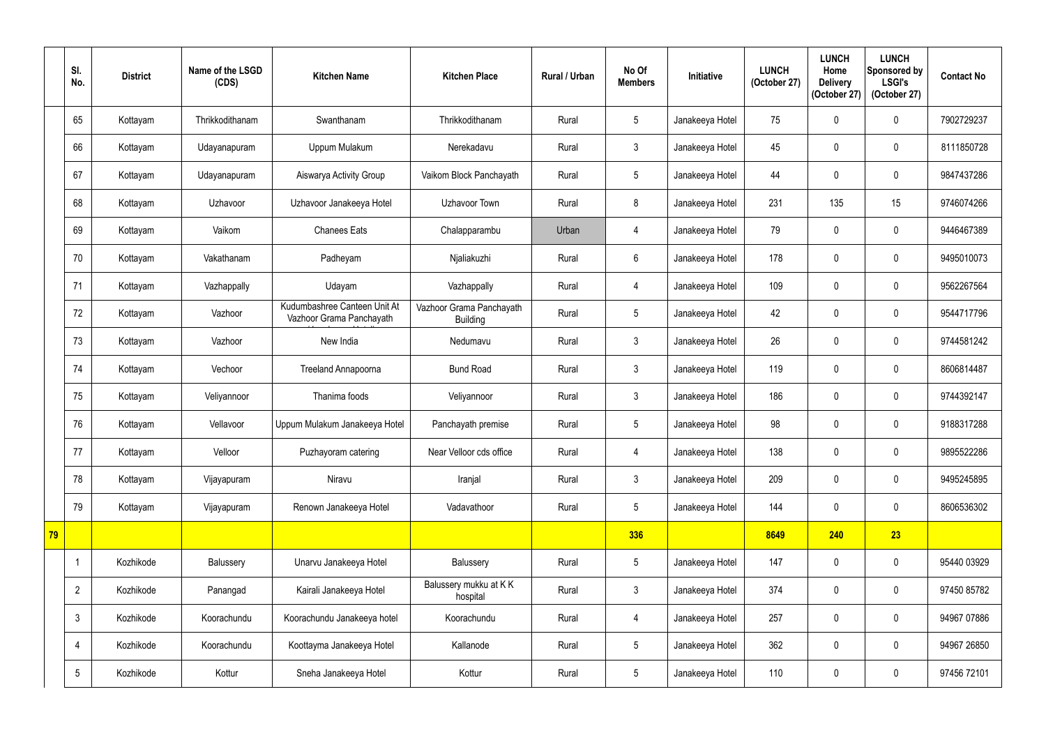| | Sl. No. | District | Name of the LSGD (CDS) | Kitchen Name | Kitchen Place | Rural / Urban | No Of Members | Initiative | LUNCH (October 27) | LUNCH Home Delivery (October 27) | LUNCH Sponsored by LSGI's (October 27) | Contact No |
|---|---|---|---|---|---|---|---|---|---|---|---|---|
| | 65 | Kottayam | Thrikkodithanam | Swanthanam | Thrikkodithanam | Rural | 5 | Janakeeya Hotel | 75 | 0 | 0 | 7902729237 |
| | 66 | Kottayam | Udayanapuram | Uppum Mulakum | Nerekadavu | Rural | 3 | Janakeeya Hotel | 45 | 0 | 0 | 8111850728 |
| | 67 | Kottayam | Udayanapuram | Aiswarya Activity Group | Vaikom Block Panchayath | Rural | 5 | Janakeeya Hotel | 44 | 0 | 0 | 9847437286 |
| | 68 | Kottayam | Uzhavoor | Uzhavoor Janakeeya Hotel | Uzhavoor Town | Rural | 8 | Janakeeya Hotel | 231 | 135 | 15 | 9746074266 |
| | 69 | Kottayam | Vaikom | Chanees Eats | Chalapparambu | Urban | 4 | Janakeeya Hotel | 79 | 0 | 0 | 9446467389 |
| | 70 | Kottayam | Vakathanam | Padheyam | Njaliakuzhi | Rural | 6 | Janakeeya Hotel | 178 | 0 | 0 | 9495010073 |
| | 71 | Kottayam | Vazhappally | Udayam | Vazhappally | Rural | 4 | Janakeeya Hotel | 109 | 0 | 0 | 9562267564 |
| | 72 | Kottayam | Vazhoor | Kudumbashree Canteen Unit At Vazhoor Grama Panchayath | Vazhoor Grama Panchayath Building | Rural | 5 | Janakeeya Hotel | 42 | 0 | 0 | 9544717796 |
| | 73 | Kottayam | Vazhoor | New India | Nedumavu | Rural | 3 | Janakeeya Hotel | 26 | 0 | 0 | 9744581242 |
| | 74 | Kottayam | Vechoor | Treeland Annapoorna | Bund Road | Rural | 3 | Janakeeya Hotel | 119 | 0 | 0 | 8606814487 |
| | 75 | Kottayam | Veliyannoor | Thanima foods | Veliyannoor | Rural | 3 | Janakeeya Hotel | 186 | 0 | 0 | 9744392147 |
| | 76 | Kottayam | Vellavoor | Uppum Mulakum Janakeeya Hotel | Panchayath premise | Rural | 5 | Janakeeya Hotel | 98 | 0 | 0 | 9188317288 |
| | 77 | Kottayam | Velloor | Puzhayoram catering | Near Velloor cds office | Rural | 4 | Janakeeya Hotel | 138 | 0 | 0 | 9895522286 |
| | 78 | Kottayam | Vijayapuram | Niravu | Iranjal | Rural | 3 | Janakeeya Hotel | 209 | 0 | 0 | 9495245895 |
| | 79 | Kottayam | Vijayapuram | Renown Janakeeya Hotel | Vadavathoor | Rural | 5 | Janakeeya Hotel | 144 | 0 | 0 | 8606536302 |
| **79** | | | | | | | **336** | | **8649** | **240** | **23** | |
| | 1 | Kozhikode | Balussery | Unarvu Janakeeya Hotel | Balussery | Rural | 5 | Janakeeya Hotel | 147 | 0 | 0 | 95440 03929 |
| | 2 | Kozhikode | Panangad | Kairali Janakeeya Hotel | Balussery mukku at K K hospital | Rural | 3 | Janakeeya Hotel | 374 | 0 | 0 | 97450 85782 |
| | 3 | Kozhikode | Koorachundu | Koorachundu Janakeeya hotel | Koorachundu | Rural | 4 | Janakeeya Hotel | 257 | 0 | 0 | 94967 07886 |
| | 4 | Kozhikode | Koorachundu | Koottayma Janakeeya Hotel | Kallanode | Rural | 5 | Janakeeya Hotel | 362 | 0 | 0 | 94967 26850 |
| | 5 | Kozhikode | Kottur | Sneha Janakeeya Hotel | Kottur | Rural | 5 | Janakeeya Hotel | 110 | 0 | 0 | 97456 72101 |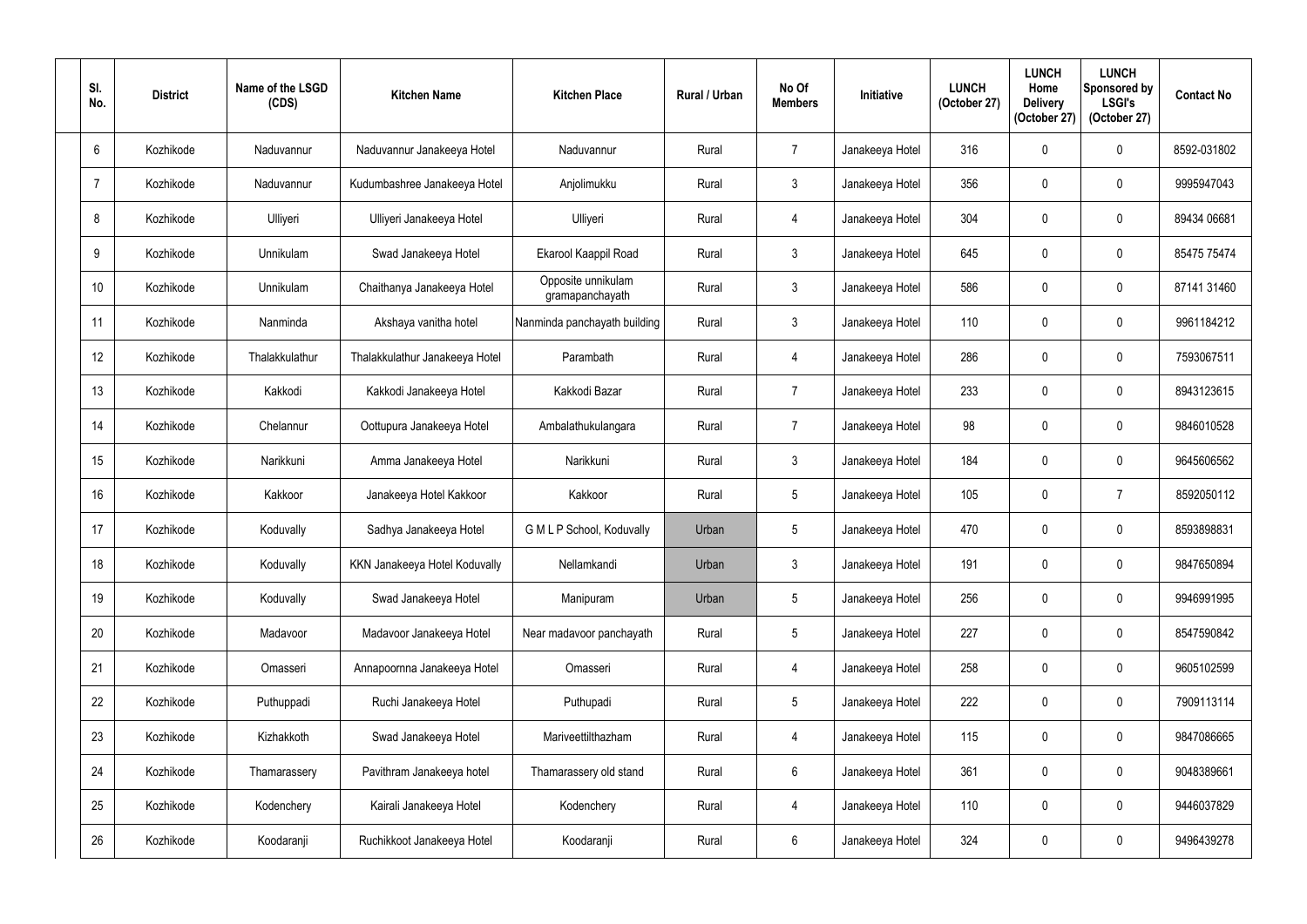| Sl. No. | District | Name of the LSGD (CDS) | Kitchen Name | Kitchen Place | Rural / Urban | No Of Members | Initiative | LUNCH (October 27) | LUNCH Home Delivery (October 27) | LUNCH Sponsored by LSGI's (October 27) | Contact No |
|---|---|---|---|---|---|---|---|---|---|---|---|
| 6 | Kozhikode | Naduvannur | Naduvannur Janakeeya Hotel | Naduvannur | Rural | 7 | Janakeeya Hotel | 316 | 0 | 0 | 8592-031802 |
| 7 | Kozhikode | Naduvannur | Kudumbashree Janakeeya Hotel | Anjolimukku | Rural | 3 | Janakeeya Hotel | 356 | 0 | 0 | 9995947043 |
| 8 | Kozhikode | Ulliyeri | Ulliyeri Janakeeya Hotel | Ulliyeri | Rural | 4 | Janakeeya Hotel | 304 | 0 | 0 | 89434 06681 |
| 9 | Kozhikode | Unnikulam | Swad Janakeeya Hotel | Ekarool Kaappil Road | Rural | 3 | Janakeeya Hotel | 645 | 0 | 0 | 85475 75474 |
| 10 | Kozhikode | Unnikulam | Chaithanya Janakeeya Hotel | Opposite unnikulam gramapanchayath | Rural | 3 | Janakeeya Hotel | 586 | 0 | 0 | 87141 31460 |
| 11 | Kozhikode | Nanminda | Akshaya vanitha hotel | Nanminda panchayath building | Rural | 3 | Janakeeya Hotel | 110 | 0 | 0 | 9961184212 |
| 12 | Kozhikode | Thalakkulathur | Thalakkulathur Janakeeya Hotel | Parambath | Rural | 4 | Janakeeya Hotel | 286 | 0 | 0 | 7593067511 |
| 13 | Kozhikode | Kakkodi | Kakkodi Janakeeya Hotel | Kakkodi Bazar | Rural | 7 | Janakeeya Hotel | 233 | 0 | 0 | 8943123615 |
| 14 | Kozhikode | Chelannur | Oottupura Janakeeya Hotel | Ambalathukulangara | Rural | 7 | Janakeeya Hotel | 98 | 0 | 0 | 9846010528 |
| 15 | Kozhikode | Narikkuni | Amma Janakeeya Hotel | Narikkuni | Rural | 3 | Janakeeya Hotel | 184 | 0 | 0 | 9645606562 |
| 16 | Kozhikode | Kakkoor | Janakeeya Hotel Kakkoor | Kakkoor | Rural | 5 | Janakeeya Hotel | 105 | 0 | 7 | 8592050112 |
| 17 | Kozhikode | Koduvally | Sadhya Janakeeya Hotel | G M L P School, Koduvally | Urban | 5 | Janakeeya Hotel | 470 | 0 | 0 | 8593898831 |
| 18 | Kozhikode | Koduvally | KKN Janakeeya Hotel Koduvally | Nellamkandi | Urban | 3 | Janakeeya Hotel | 191 | 0 | 0 | 9847650894 |
| 19 | Kozhikode | Koduvally | Swad Janakeeya Hotel | Manipuram | Urban | 5 | Janakeeya Hotel | 256 | 0 | 0 | 9946991995 |
| 20 | Kozhikode | Madavoor | Madavoor Janakeeya Hotel | Near madavoor panchayath | Rural | 5 | Janakeeya Hotel | 227 | 0 | 0 | 8547590842 |
| 21 | Kozhikode | Omasseri | Annapoornna Janakeeya Hotel | Omasseri | Rural | 4 | Janakeeya Hotel | 258 | 0 | 0 | 9605102599 |
| 22 | Kozhikode | Puthuppadi | Ruchi Janakeeya Hotel | Puthupadi | Rural | 5 | Janakeeya Hotel | 222 | 0 | 0 | 7909113114 |
| 23 | Kozhikode | Kizhakkoth | Swad Janakeeya Hotel | Mariveettilthazham | Rural | 4 | Janakeeya Hotel | 115 | 0 | 0 | 9847086665 |
| 24 | Kozhikode | Thamarassery | Pavithram Janakeeya hotel | Thamarassery old stand | Rural | 6 | Janakeeya Hotel | 361 | 0 | 0 | 9048389661 |
| 25 | Kozhikode | Kodenchery | Kairali Janakeeya Hotel | Kodenchery | Rural | 4 | Janakeeya Hotel | 110 | 0 | 0 | 9446037829 |
| 26 | Kozhikode | Koodaranji | Ruchikkoot Janakeeya Hotel | Koodaranji | Rural | 6 | Janakeeya Hotel | 324 | 0 | 0 | 9496439278 |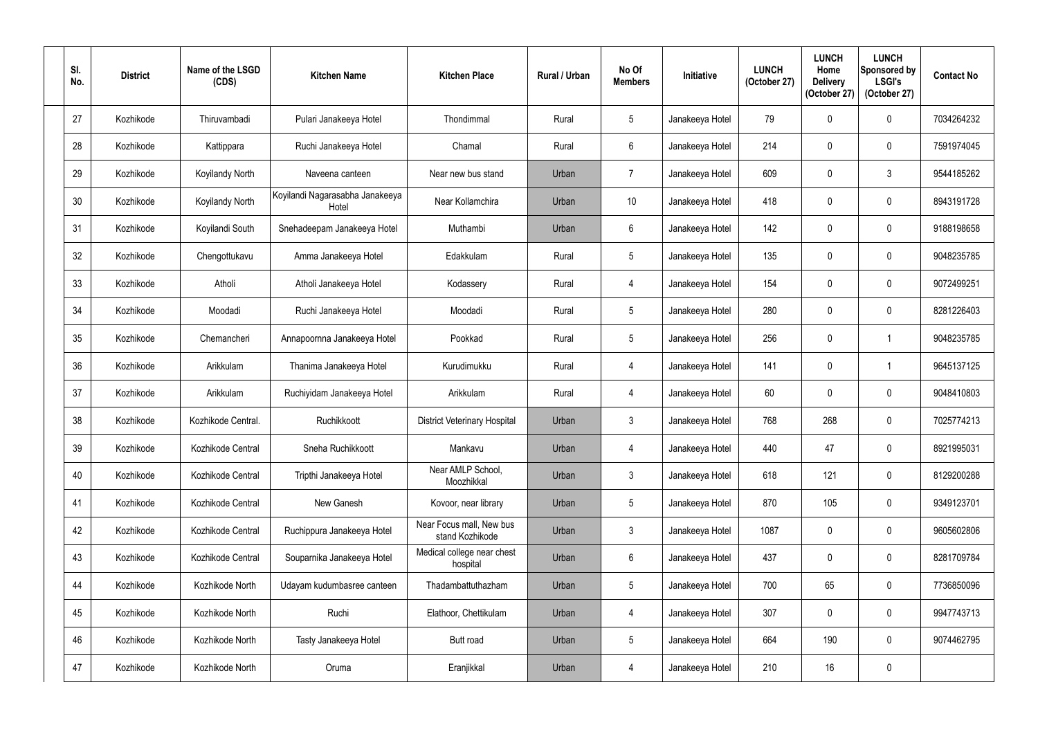| Sl. No. | District | Name of the LSGD (CDS) | Kitchen Name | Kitchen Place | Rural / Urban | No Of Members | Initiative | LUNCH (October 27) | LUNCH Home Delivery (October 27) | LUNCH Sponsored by LSGI's (October 27) | Contact No |
|---|---|---|---|---|---|---|---|---|---|---|---|
| 27 | Kozhikode | Thiruvambadi | Pulari Janakeeya Hotel | Thondimmal | Rural | 5 | Janakeeya Hotel | 79 | 0 | 0 | 7034264232 |
| 28 | Kozhikode | Kattippara | Ruchi Janakeeya Hotel | Chamal | Rural | 6 | Janakeeya Hotel | 214 | 0 | 0 | 7591974045 |
| 29 | Kozhikode | Koyilandy North | Naveena canteen | Near new bus stand | Urban | 7 | Janakeeya Hotel | 609 | 0 | 3 | 9544185262 |
| 30 | Kozhikode | Koyilandy North | Koyilandi Nagarasabha Janakeeya Hotel | Near Kollamchira | Urban | 10 | Janakeeya Hotel | 418 | 0 | 0 | 8943191728 |
| 31 | Kozhikode | Koyilandi South | Snehadeepam Janakeeya Hotel | Muthambi | Urban | 6 | Janakeeya Hotel | 142 | 0 | 0 | 9188198658 |
| 32 | Kozhikode | Chengottukavu | Amma Janakeeya Hotel | Edakkulam | Rural | 5 | Janakeeya Hotel | 135 | 0 | 0 | 9048235785 |
| 33 | Kozhikode | Atholi | Atholi Janakeeya Hotel | Kodassery | Rural | 4 | Janakeeya Hotel | 154 | 0 | 0 | 9072499251 |
| 34 | Kozhikode | Moodadi | Ruchi Janakeeya Hotel | Moodadi | Rural | 5 | Janakeeya Hotel | 280 | 0 | 0 | 8281226403 |
| 35 | Kozhikode | Chemancheri | Annapoornna Janakeeya Hotel | Pookkad | Rural | 5 | Janakeeya Hotel | 256 | 0 | 1 | 9048235785 |
| 36 | Kozhikode | Arikkulam | Thanima Janakeeya Hotel | Kurudimukku | Rural | 4 | Janakeeya Hotel | 141 | 0 | 1 | 9645137125 |
| 37 | Kozhikode | Arikkulam | Ruchiyidam Janakeeya Hotel | Arikkulam | Rural | 4 | Janakeeya Hotel | 60 | 0 | 0 | 9048410803 |
| 38 | Kozhikode | Kozhikode Central. | Ruchikkoott | District Veterinary Hospital | Urban | 3 | Janakeeya Hotel | 768 | 268 | 0 | 7025774213 |
| 39 | Kozhikode | Kozhikode Central | Sneha Ruchikkoott | Mankavu | Urban | 4 | Janakeeya Hotel | 440 | 47 | 0 | 8921995031 |
| 40 | Kozhikode | Kozhikode Central | Tripthi Janakeeya Hotel | Near AMLP School, Moozhikkal | Urban | 3 | Janakeeya Hotel | 618 | 121 | 0 | 8129200288 |
| 41 | Kozhikode | Kozhikode Central | New Ganesh | Kovoor, near library | Urban | 5 | Janakeeya Hotel | 870 | 105 | 0 | 9349123701 |
| 42 | Kozhikode | Kozhikode Central | Ruchippura Janakeeya Hotel | Near Focus mall, New bus stand Kozhikode | Urban | 3 | Janakeeya Hotel | 1087 | 0 | 0 | 9605602806 |
| 43 | Kozhikode | Kozhikode Central | Souparnika Janakeeya Hotel | Medical college near chest hospital | Urban | 6 | Janakeeya Hotel | 437 | 0 | 0 | 8281709784 |
| 44 | Kozhikode | Kozhikode North | Udayam kudumbasree canteen | Thadambattuthazham | Urban | 5 | Janakeeya Hotel | 700 | 65 | 0 | 7736850096 |
| 45 | Kozhikode | Kozhikode North | Ruchi | Elathoor, Chettikulam | Urban | 4 | Janakeeya Hotel | 307 | 0 | 0 | 9947743713 |
| 46 | Kozhikode | Kozhikode North | Tasty Janakeeya Hotel | Butt road | Urban | 5 | Janakeeya Hotel | 664 | 190 | 0 | 9074462795 |
| 47 | Kozhikode | Kozhikode North | Oruma | Eranjikkal | Urban | 4 | Janakeeya Hotel | 210 | 16 | 0 | |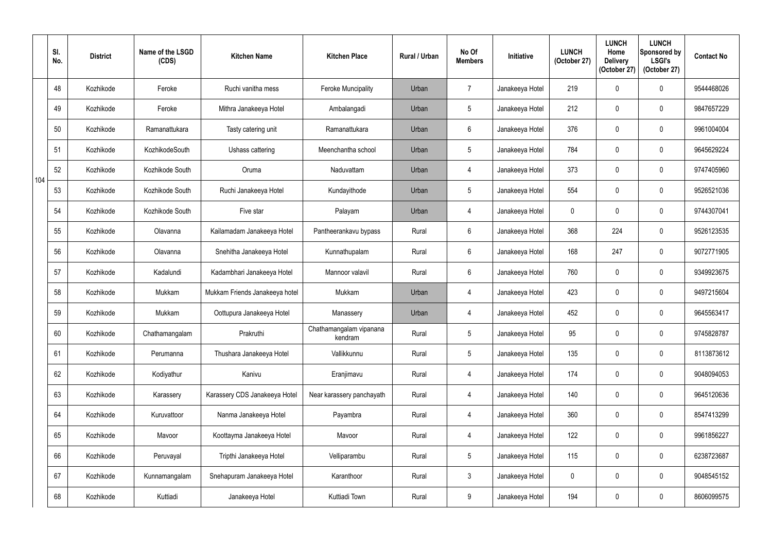| | Sl. No. | District | Name of the LSGD (CDS) | Kitchen Name | Kitchen Place | Rural / Urban | No Of Members | Initiative | LUNCH (October 27) | LUNCH Home Delivery (October 27) | LUNCH Sponsored by LSGI's (October 27) | Contact No |
|---|---|---|---|---|---|---|---|---|---|---|---|---|
| 104 | 48 | Kozhikode | Feroke | Ruchi vanitha mess | Feroke Muncipality | Urban | 7 | Janakeeya Hotel | 219 | 0 | 0 | 9544468026 |
| | 49 | Kozhikode | Feroke | Mithra Janakeeya Hotel | Ambalangadi | Urban | 5 | Janakeeya Hotel | 212 | 0 | 0 | 9847657229 |
| | 50 | Kozhikode | Ramanattukara | Tasty catering unit | Ramanattukara | Urban | 6 | Janakeeya Hotel | 376 | 0 | 0 | 9961004004 |
| | 51 | Kozhikode | KozhikodeSouth | Ushass cattering | Meenchantha school | Urban | 5 | Janakeeya Hotel | 784 | 0 | 0 | 9645629224 |
| | 52 | Kozhikode | Kozhikode South | Oruma | Naduvattam | Urban | 4 | Janakeeya Hotel | 373 | 0 | 0 | 9747405960 |
| | 53 | Kozhikode | Kozhikode South | Ruchi Janakeeya Hotel | Kundayithode | Urban | 5 | Janakeeya Hotel | 554 | 0 | 0 | 9526521036 |
| | 54 | Kozhikode | Kozhikode South | Five star | Palayam | Urban | 4 | Janakeeya Hotel | 0 | 0 | 0 | 9744307041 |
| | 55 | Kozhikode | Olavanna | Kailamadam Janakeeya Hotel | Pantheerankavu bypass | Rural | 6 | Janakeeya Hotel | 368 | 224 | 0 | 9526123535 |
| | 56 | Kozhikode | Olavanna | Snehitha Janakeeya Hotel | Kunnathupalam | Rural | 6 | Janakeeya Hotel | 168 | 247 | 0 | 9072771905 |
| | 57 | Kozhikode | Kadalundi | Kadambhari Janakeeya Hotel | Mannoor valavil | Rural | 6 | Janakeeya Hotel | 760 | 0 | 0 | 9349923675 |
| | 58 | Kozhikode | Mukkam | Mukkam Friends Janakeeya hotel | Mukkam | Urban | 4 | Janakeeya Hotel | 423 | 0 | 0 | 9497215604 |
| | 59 | Kozhikode | Mukkam | Oottupura Janakeeya Hotel | Manassery | Urban | 4 | Janakeeya Hotel | 452 | 0 | 0 | 9645563417 |
| | 60 | Kozhikode | Chathamangalam | Prakruthi | Chathamangalam vipanana kendram | Rural | 5 | Janakeeya Hotel | 95 | 0 | 0 | 9745828787 |
| | 61 | Kozhikode | Perumanna | Thushara Janakeeya Hotel | Vallikkunnu | Rural | 5 | Janakeeya Hotel | 135 | 0 | 0 | 8113873612 |
| | 62 | Kozhikode | Kodiyathur | Kanivu | Eranjimavu | Rural | 4 | Janakeeya Hotel | 174 | 0 | 0 | 9048094053 |
| | 63 | Kozhikode | Karassery | Karassery CDS Janakeeya Hotel | Near karassery panchayath | Rural | 4 | Janakeeya Hotel | 140 | 0 | 0 | 9645120636 |
| | 64 | Kozhikode | Kuruvattoor | Nanma Janakeeya Hotel | Payambra | Rural | 4 | Janakeeya Hotel | 360 | 0 | 0 | 8547413299 |
| | 65 | Kozhikode | Mavoor | Koottayma Janakeeya Hotel | Mavoor | Rural | 4 | Janakeeya Hotel | 122 | 0 | 0 | 9961856227 |
| | 66 | Kozhikode | Peruvayal | Tripthi Janakeeya Hotel | Velliparambu | Rural | 5 | Janakeeya Hotel | 115 | 0 | 0 | 6238723687 |
| | 67 | Kozhikode | Kunnamangalam | Snehapuram Janakeeya Hotel | Karanthoor | Rural | 3 | Janakeeya Hotel | 0 | 0 | 0 | 9048545152 |
| | 68 | Kozhikode | Kuttiadi | Janakeeya Hotel | Kuttiadi Town | Rural | 9 | Janakeeya Hotel | 194 | 0 | 0 | 8606099575 |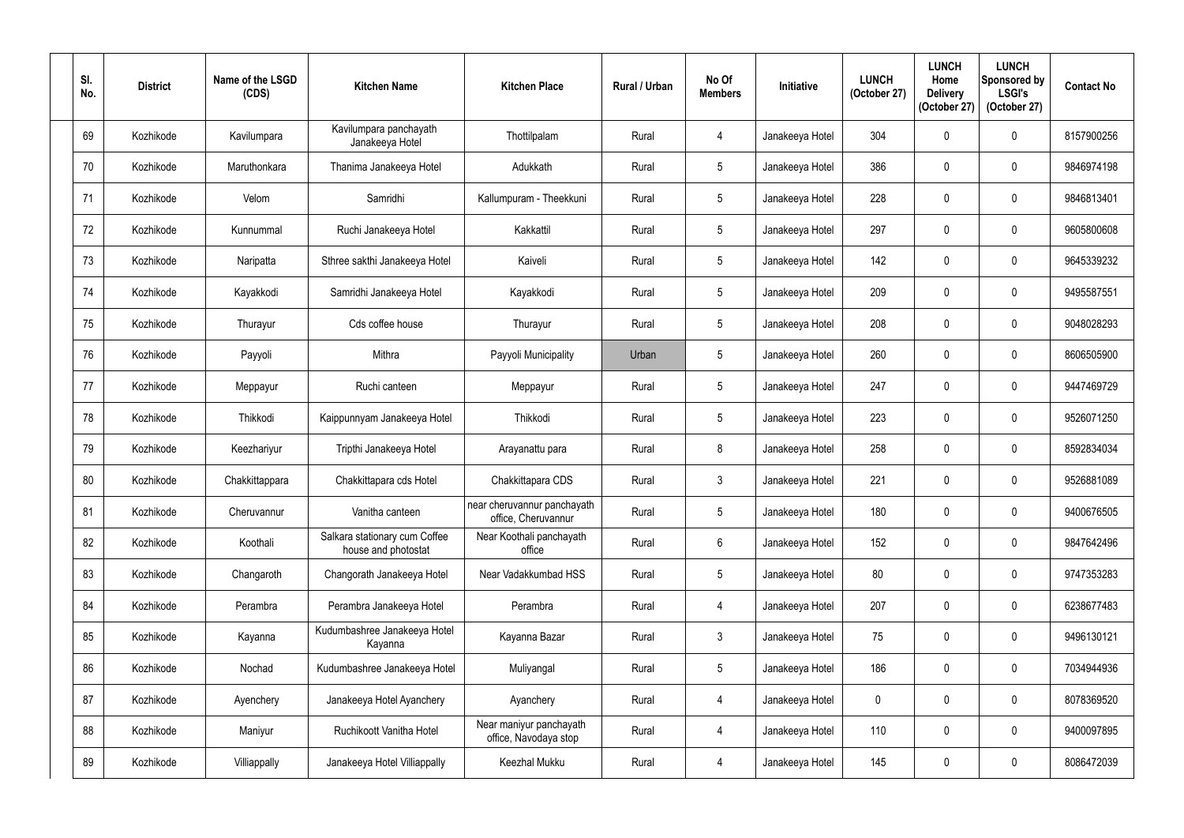| Sl. No. | District | Name of the LSGD (CDS) | Kitchen Name | Kitchen Place | Rural / Urban | No Of Members | Initiative | LUNCH (October 27) | LUNCH Home Delivery (October 27) | LUNCH Sponsored by LSGI's (October 27) | Contact No |
|---|---|---|---|---|---|---|---|---|---|---|---|
| 69 | Kozhikode | Kavilumpara | Kavilumpara panchayath Janakeeya Hotel | Thottilpalam | Rural | 4 | Janakeeya Hotel | 304 | 0 | 0 | 8157900256 |
| 70 | Kozhikode | Maruthonkara | Thanima Janakeeya Hotel | Adukkath | Rural | 5 | Janakeeya Hotel | 386 | 0 | 0 | 9846974198 |
| 71 | Kozhikode | Velom | Samridhi | Kallumpuram - Theekkuni | Rural | 5 | Janakeeya Hotel | 228 | 0 | 0 | 9846813401 |
| 72 | Kozhikode | Kunnummal | Ruchi Janakeeya Hotel | Kakkattil | Rural | 5 | Janakeeya Hotel | 297 | 0 | 0 | 9605800608 |
| 73 | Kozhikode | Naripatta | Sthree sakthi Janakeeya Hotel | Kaiveli | Rural | 5 | Janakeeya Hotel | 142 | 0 | 0 | 9645339232 |
| 74 | Kozhikode | Kayakkodi | Samridhi Janakeeya Hotel | Kayakkodi | Rural | 5 | Janakeeya Hotel | 209 | 0 | 0 | 9495587551 |
| 75 | Kozhikode | Thurayur | Cds coffee house | Thurayur | Rural | 5 | Janakeeya Hotel | 208 | 0 | 0 | 9048028293 |
| 76 | Kozhikode | Payyoli | Mithra | Payyoli Municipality | Urban | 5 | Janakeeya Hotel | 260 | 0 | 0 | 8606505900 |
| 77 | Kozhikode | Meppayur | Ruchi canteen | Meppayur | Rural | 5 | Janakeeya Hotel | 247 | 0 | 0 | 9447469729 |
| 78 | Kozhikode | Thikkodi | Kaippunnyam Janakeeya Hotel | Thikkodi | Rural | 5 | Janakeeya Hotel | 223 | 0 | 0 | 9526071250 |
| 79 | Kozhikode | Keezhariyur | Tripthi Janakeeya Hotel | Arayanattu para | Rural | 8 | Janakeeya Hotel | 258 | 0 | 0 | 8592834034 |
| 80 | Kozhikode | Chakkittappara | Chakkittapara cds Hotel | Chakkittapara CDS | Rural | 3 | Janakeeya Hotel | 221 | 0 | 0 | 9526881089 |
| 81 | Kozhikode | Cheruvannur | Vanitha canteen | near cheruvannur panchayath office, Cheruvannur | Rural | 5 | Janakeeya Hotel | 180 | 0 | 0 | 9400676505 |
| 82 | Kozhikode | Koothali | Salkara stationary cum Coffee house and photostat | Near Koothali panchayath office | Rural | 6 | Janakeeya Hotel | 152 | 0 | 0 | 9847642496 |
| 83 | Kozhikode | Changaroth | Changorath Janakeeya Hotel | Near Vadakkumbad HSS | Rural | 5 | Janakeeya Hotel | 80 | 0 | 0 | 9747353283 |
| 84 | Kozhikode | Perambra | Perambra Janakeeya Hotel | Perambra | Rural | 4 | Janakeeya Hotel | 207 | 0 | 0 | 6238677483 |
| 85 | Kozhikode | Kayanna | Kudumbashree Janakeeya Hotel Kayanna | Kayanna Bazar | Rural | 3 | Janakeeya Hotel | 75 | 0 | 0 | 9496130121 |
| 86 | Kozhikode | Nochad | Kudumbashree Janakeeya Hotel | Muliyangal | Rural | 5 | Janakeeya Hotel | 186 | 0 | 0 | 7034944936 |
| 87 | Kozhikode | Ayenchery | Janakeeya Hotel Ayanchery | Ayanchery | Rural | 4 | Janakeeya Hotel | 0 | 0 | 0 | 8078369520 |
| 88 | Kozhikode | Maniyur | Ruchikoott Vanitha Hotel | Near maniyur panchayath office, Navodaya stop | Rural | 4 | Janakeeya Hotel | 110 | 0 | 0 | 9400097895 |
| 89 | Kozhikode | Villiappally | Janakeeya Hotel Villiappally | Keezhal Mukku | Rural | 4 | Janakeeya Hotel | 145 | 0 | 0 | 8086472039 |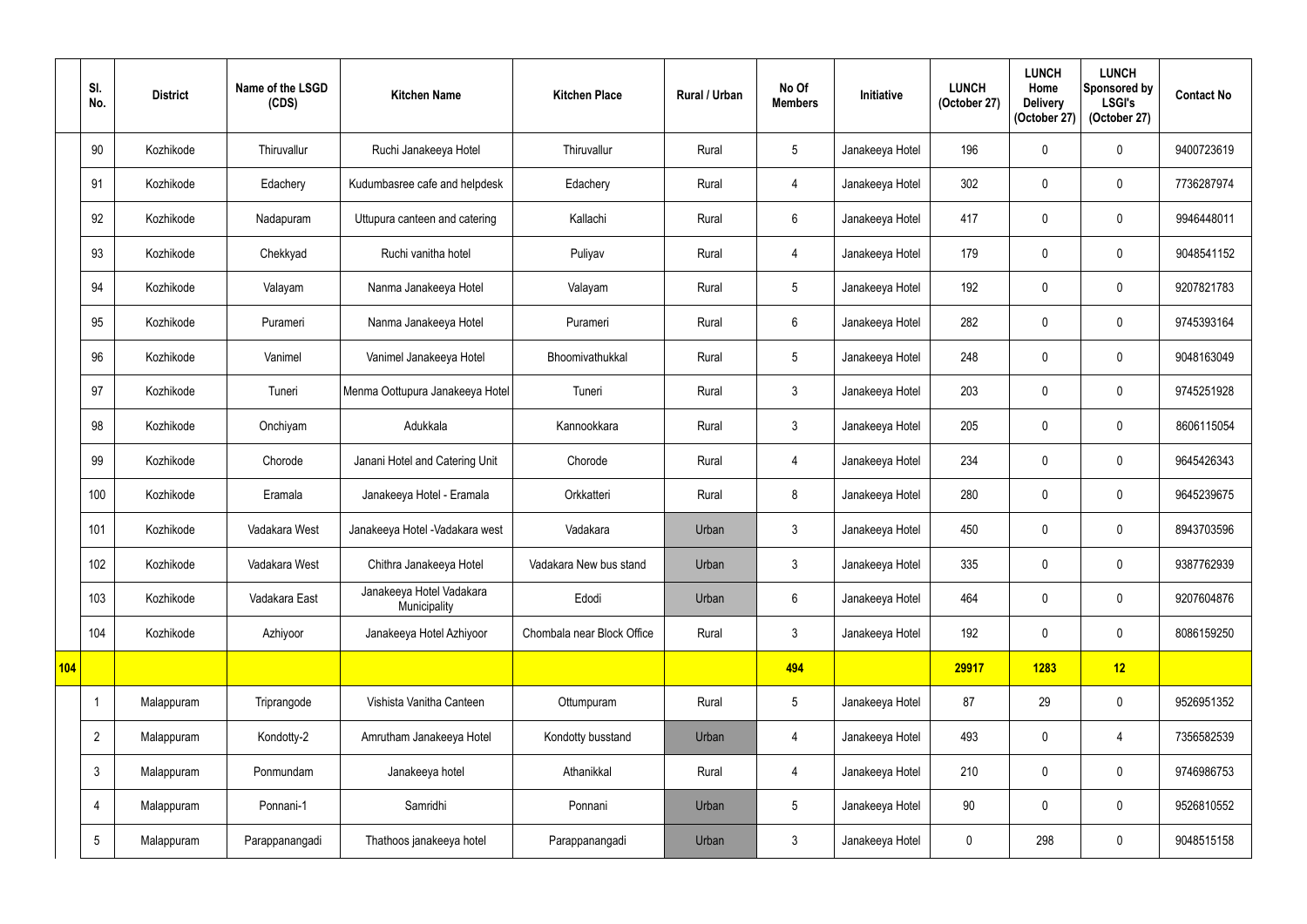| | Sl. No. | District | Name of the LSGD (CDS) | Kitchen Name | Kitchen Place | Rural / Urban | No Of Members | Initiative | LUNCH (October 27) | LUNCH Home Delivery (October 27) | LUNCH Sponsored by LSGI's (October 27) | Contact No |
|---|---|---|---|---|---|---|---|---|---|---|---|---|
| | 90 | Kozhikode | Thiruvallur | Ruchi Janakeeya Hotel | Thiruvallur | Rural | 5 | Janakeeya Hotel | 196 | 0 | 0 | 9400723619 |
| | 91 | Kozhikode | Edachery | Kudumbasree cafe and helpdesk | Edachery | Rural | 4 | Janakeeya Hotel | 302 | 0 | 0 | 7736287974 |
| | 92 | Kozhikode | Nadapuram | Uttupura canteen and catering | Kallachi | Rural | 6 | Janakeeya Hotel | 417 | 0 | 0 | 9946448011 |
| | 93 | Kozhikode | Chekkyad | Ruchi vanitha hotel | Puliyav | Rural | 4 | Janakeeya Hotel | 179 | 0 | 0 | 9048541152 |
| | 94 | Kozhikode | Valayam | Nanma Janakeeya Hotel | Valayam | Rural | 5 | Janakeeya Hotel | 192 | 0 | 0 | 9207821783 |
| | 95 | Kozhikode | Purameri | Nanma Janakeeya Hotel | Purameri | Rural | 6 | Janakeeya Hotel | 282 | 0 | 0 | 9745393164 |
| | 96 | Kozhikode | Vanimel | Vanimel Janakeeya Hotel | Bhoomivathukkal | Rural | 5 | Janakeeya Hotel | 248 | 0 | 0 | 9048163049 |
| | 97 | Kozhikode | Tuneri | Menma Oottupura Janakeeya Hotel | Tuneri | Rural | 3 | Janakeeya Hotel | 203 | 0 | 0 | 9745251928 |
| | 98 | Kozhikode | Onchiyam | Adukkala | Kannookkara | Rural | 3 | Janakeeya Hotel | 205 | 0 | 0 | 8606115054 |
| | 99 | Kozhikode | Chorode | Janani Hotel and Catering Unit | Chorode | Rural | 4 | Janakeeya Hotel | 234 | 0 | 0 | 9645426343 |
| | 100 | Kozhikode | Eramala | Janakeeya Hotel - Eramala | Orkkatteri | Rural | 8 | Janakeeya Hotel | 280 | 0 | 0 | 9645239675 |
| | 101 | Kozhikode | Vadakara West | Janakeeya Hotel -Vadakara west | Vadakara | Urban | 3 | Janakeeya Hotel | 450 | 0 | 0 | 8943703596 |
| | 102 | Kozhikode | Vadakara West | Chithra Janakeeya Hotel | Vadakara New bus stand | Urban | 3 | Janakeeya Hotel | 335 | 0 | 0 | 9387762939 |
| | 103 | Kozhikode | Vadakara East | Janakeeya Hotel Vadakara Municipality | Edodi | Urban | 6 | Janakeeya Hotel | 464 | 0 | 0 | 9207604876 |
| | 104 | Kozhikode | Azhiyoor | Janakeeya Hotel Azhiyoor | Chombala near Block Office | Rural | 3 | Janakeeya Hotel | 192 | 0 | 0 | 8086159250 |
| **104** | | | | | | | **494** | | **29917** | **1283** | **12** | |
| | 1 | Malappuram | Triprangode | Vishista Vanitha Canteen | Ottumpuram | Rural | 5 | Janakeeya Hotel | 87 | 29 | 0 | 9526951352 |
| | 2 | Malappuram | Kondotty-2 | Amrutham Janakeeya Hotel | Kondotty busstand | Urban | 4 | Janakeeya Hotel | 493 | 0 | 4 | 7356582539 |
| | 3 | Malappuram | Ponmundam | Janakeeya hotel | Athanikkal | Rural | 4 | Janakeeya Hotel | 210 | 0 | 0 | 9746986753 |
| | 4 | Malappuram | Ponnani-1 | Samridhi | Ponnani | Urban | 5 | Janakeeya Hotel | 90 | 0 | 0 | 9526810552 |
| | 5 | Malappuram | Parappanangadi | Thathoos janakeeya hotel | Parappanangadi | Urban | 3 | Janakeeya Hotel | 0 | 298 | 0 | 9048515158 |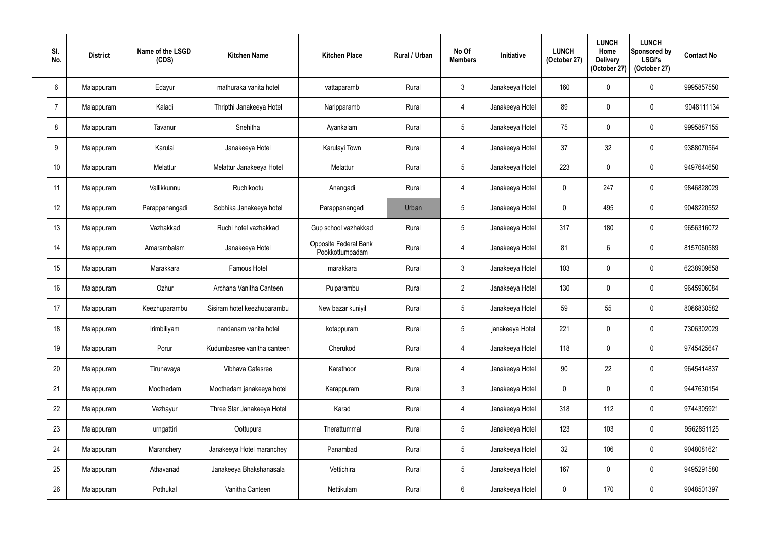| Sl. No. | District | Name of the LSGD (CDS) | Kitchen Name | Kitchen Place | Rural / Urban | No Of Members | Initiative | LUNCH (October 27) | LUNCH Home Delivery (October 27) | LUNCH Sponsored by LSGI's (October 27) | Contact No |
|---|---|---|---|---|---|---|---|---|---|---|---|
| 6 | Malappuram | Edayur | mathuraka vanita hotel | vattaparamb | Rural | 3 | Janakeeya Hotel | 160 | 0 | 0 | 9995857550 |
| 7 | Malappuram | Kaladi | Thripthi Janakeeya Hotel | Naripparamb | Rural | 4 | Janakeeya Hotel | 89 | 0 | 0 | 9048111134 |
| 8 | Malappuram | Tavanur | Snehitha | Ayankalam | Rural | 5 | Janakeeya Hotel | 75 | 0 | 0 | 9995887155 |
| 9 | Malappuram | Karulai | Janakeeya Hotel | Karulayi Town | Rural | 4 | Janakeeya Hotel | 37 | 32 | 0 | 9388070564 |
| 10 | Malappuram | Melattur | Melattur Janakeeya Hotel | Melattur | Rural | 5 | Janakeeya Hotel | 223 | 0 | 0 | 9497644650 |
| 11 | Malappuram | Vallikkunnu | Ruchikootu | Anangadi | Rural | 4 | Janakeeya Hotel | 0 | 247 | 0 | 9846828029 |
| 12 | Malappuram | Parappanangadi | Sobhika Janakeeya hotel | Parappanangadi | Urban | 5 | Janakeeya Hotel | 0 | 495 | 0 | 9048220552 |
| 13 | Malappuram | Vazhakkad | Ruchi hotel vazhakkad | Gup school vazhakkad | Rural | 5 | Janakeeya Hotel | 317 | 180 | 0 | 9656316072 |
| 14 | Malappuram | Amarambalam | Janakeeya Hotel | Opposite Federal Bank Pookkottumpadam | Rural | 4 | Janakeeya Hotel | 81 | 6 | 0 | 8157060589 |
| 15 | Malappuram | Marakkara | Famous Hotel | marakkara | Rural | 3 | Janakeeya Hotel | 103 | 0 | 0 | 6238909658 |
| 16 | Malappuram | Ozhur | Archana Vanitha Canteen | Pulparambu | Rural | 2 | Janakeeya Hotel | 130 | 0 | 0 | 9645906084 |
| 17 | Malappuram | Keezhuparambu | Sisiram hotel keezhuparambu | New bazar kuniyil | Rural | 5 | Janakeeya Hotel | 59 | 55 | 0 | 8086830582 |
| 18 | Malappuram | Irimbiliyam | nandanam vanita hotel | kotappuram | Rural | 5 | janakeeya Hotel | 221 | 0 | 0 | 7306302029 |
| 19 | Malappuram | Porur | Kudumbasree vanitha canteen | Cherukod | Rural | 4 | Janakeeya Hotel | 118 | 0 | 0 | 9745425647 |
| 20 | Malappuram | Tirunavaya | Vibhava Cafesree | Karathoor | Rural | 4 | Janakeeya Hotel | 90 | 22 | 0 | 9645414837 |
| 21 | Malappuram | Moothedam | Moothedam janakeeya hotel | Karappuram | Rural | 3 | Janakeeya Hotel | 0 | 0 | 0 | 9447630154 |
| 22 | Malappuram | Vazhayur | Three Star Janakeeya Hotel | Karad | Rural | 4 | Janakeeya Hotel | 318 | 112 | 0 | 9744305921 |
| 23 | Malappuram | urngattiri | Oottupura | Therattummal | Rural | 5 | Janakeeya Hotel | 123 | 103 | 0 | 9562851125 |
| 24 | Malappuram | Maranchery | Janakeeya Hotel maranchey | Panambad | Rural | 5 | Janakeeya Hotel | 32 | 106 | 0 | 9048081621 |
| 25 | Malappuram | Athavanad | Janakeeya Bhakshanasala | Vettichira | Rural | 5 | Janakeeya Hotel | 167 | 0 | 0 | 9495291580 |
| 26 | Malappuram | Pothukal | Vanitha Canteen | Nettikulam | Rural | 6 | Janakeeya Hotel | 0 | 170 | 0 | 9048501397 |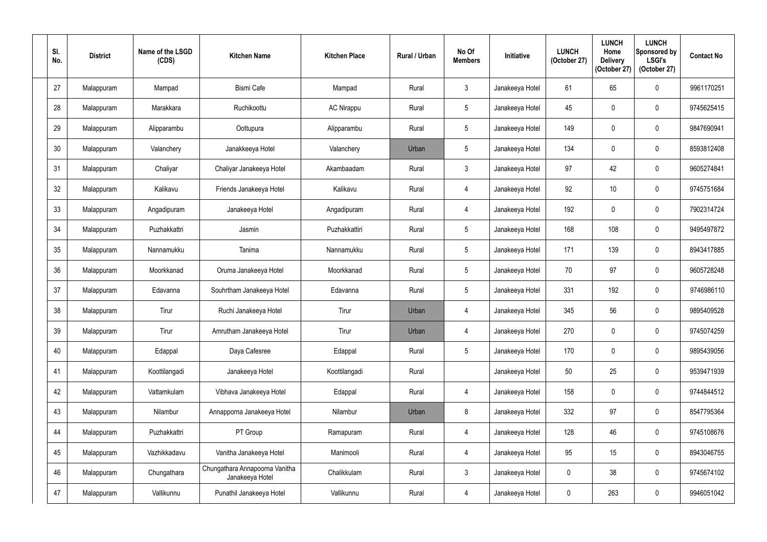| Sl. No. | District | Name of the LSGD (CDS) | Kitchen Name | Kitchen Place | Rural / Urban | No Of Members | Initiative | LUNCH (October 27) | LUNCH Home Delivery (October 27) | LUNCH Sponsored by LSGI's (October 27) | Contact No |
|---|---|---|---|---|---|---|---|---|---|---|---|
| 27 | Malappuram | Mampad | Bismi Cafe | Mampad | Rural | 3 | Janakeeya Hotel | 61 | 65 | 0 | 9961170251 |
| 28 | Malappuram | Marakkara | Ruchikoottu | AC Nirappu | Rural | 5 | Janakeeya Hotel | 45 | 0 | 0 | 9745625415 |
| 29 | Malappuram | Alipparambu | Oottupura | Alipparambu | Rural | 5 | Janakeeya Hotel | 149 | 0 | 0 | 9847690941 |
| 30 | Malappuram | Valanchery | Janakkeeya Hotel | Valanchery | Urban | 5 | Janakeeya Hotel | 134 | 0 | 0 | 8593812408 |
| 31 | Malappuram | Chaliyar | Chaliyar Janakeeya Hotel | Akambaadam | Rural | 3 | Janakeeya Hotel | 97 | 42 | 0 | 9605274841 |
| 32 | Malappuram | Kalikavu | Friends Janakeeya Hotel | Kalikavu | Rural | 4 | Janakeeya Hotel | 92 | 10 | 0 | 9745751684 |
| 33 | Malappuram | Angadipuram | Janakeeya Hotel | Angadipuram | Rural | 4 | Janakeeya Hotel | 192 | 0 | 0 | 7902314724 |
| 34 | Malappuram | Puzhakkattri | Jasmin | Puzhakkattiri | Rural | 5 | Janakeeya Hotel | 168 | 108 | 0 | 9495497872 |
| 35 | Malappuram | Nannamukku | Tanima | Nannamukku | Rural | 5 | Janakeeya Hotel | 171 | 139 | 0 | 8943417885 |
| 36 | Malappuram | Moorkkanad | Oruma Janakeeya Hotel | Moorkkanad | Rural | 5 | Janakeeya Hotel | 70 | 97 | 0 | 9605728248 |
| 37 | Malappuram | Edavanna | Souhrtham Janakeeya Hotel | Edavanna | Rural | 5 | Janakeeya Hotel | 331 | 192 | 0 | 9746986110 |
| 38 | Malappuram | Tirur | Ruchi Janakeeya Hotel | Tirur | Urban | 4 | Janakeeya Hotel | 345 | 56 | 0 | 9895409528 |
| 39 | Malappuram | Tirur | Amrutham Janakeeya Hotel | Tirur | Urban | 4 | Janakeeya Hotel | 270 | 0 | 0 | 9745074259 |
| 40 | Malappuram | Edappal | Daya Cafesree | Edappal | Rural | 5 | Janakeeya Hotel | 170 | 0 | 0 | 9895439056 |
| 41 | Malappuram | Koottilangadi | Janakeeya Hotel | Koottilangadi | Rural | | Janakeeya Hotel | 50 | 25 | 0 | 9539471939 |
| 42 | Malappuram | Vattamkulam | Vibhava Janakeeya Hotel | Edappal | Rural | 4 | Janakeeya Hotel | 158 | 0 | 0 | 9744844512 |
| 43 | Malappuram | Nilambur | Annapporna Janakeeya Hotel | Nilambur | Urban | 8 | Janakeeya Hotel | 332 | 97 | 0 | 8547795364 |
| 44 | Malappuram | Puzhakkattri | PT Group | Ramapuram | Rural | 4 | Janakeeya Hotel | 128 | 46 | 0 | 9745108676 |
| 45 | Malappuram | Vazhikkadavu | Vanitha Janakeeya Hotel | Manimooli | Rural | 4 | Janakeeya Hotel | 95 | 15 | 0 | 8943046755 |
| 46 | Malappuram | Chungathara | Chungathara Annapoorna Vanitha Janakeeya Hotel | Chalikkulam | Rural | 3 | Janakeeya Hotel | 0 | 38 | 0 | 9745674102 |
| 47 | Malappuram | Vallikunnu | Punathil Janakeeya Hotel | Vallikunnu | Rural | 4 | Janakeeya Hotel | 0 | 263 | 0 | 9946051042 |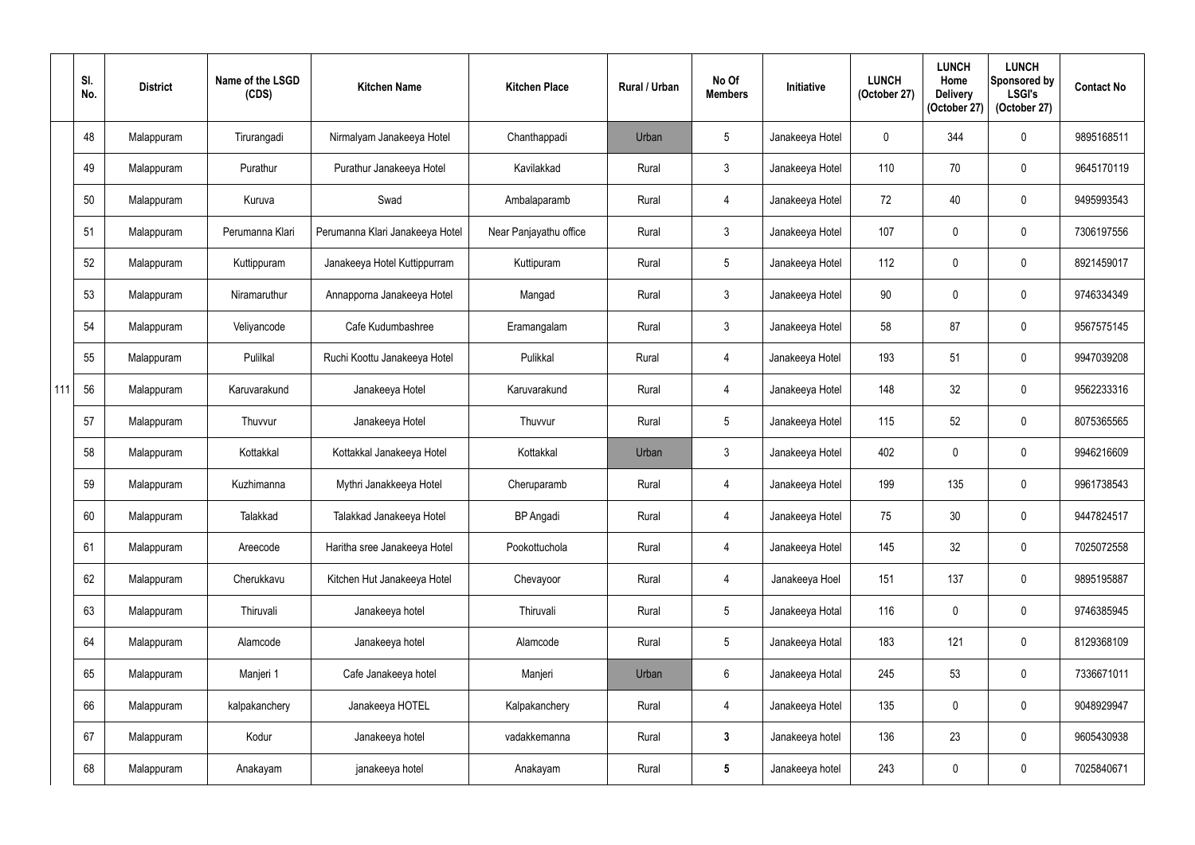| | Sl. No. | District | Name of the LSGD (CDS) | Kitchen Name | Kitchen Place | Rural / Urban | No Of Members | Initiative | LUNCH (October 27) | LUNCH Home Delivery (October 27) | LUNCH Sponsored by LSGI's (October 27) | Contact No |
|---|---|---|---|---|---|---|---|---|---|---|---|---|
| 111 | 48 | Malappuram | Tirurangadi | Nirmalyam Janakeeya Hotel | Chanthappadi | Urban | 5 | Janakeeya Hotel | 0 | 344 | 0 | 9895168511 |
| | 49 | Malappuram | Purathur | Purathur Janakeeya Hotel | Kavilakkad | Rural | 3 | Janakeeya Hotel | 110 | 70 | 0 | 9645170119 |
| | 50 | Malappuram | Kuruva | Swad | Ambalaparamb | Rural | 4 | Janakeeya Hotel | 72 | 40 | 0 | 9495993543 |
| | 51 | Malappuram | Perumanna Klari | Perumanna Klari Janakeeya Hotel | Near Panjayathu office | Rural | 3 | Janakeeya Hotel | 107 | 0 | 0 | 7306197556 |
| | 52 | Malappuram | Kuttippuram | Janakeeya Hotel Kuttippurram | Kuttipuram | Rural | 5 | Janakeeya Hotel | 112 | 0 | 0 | 8921459017 |
| | 53 | Malappuram | Niramaruthur | Annapporna Janakeeya Hotel | Mangad | Rural | 3 | Janakeeya Hotel | 90 | 0 | 0 | 9746334349 |
| | 54 | Malappuram | Veliyancode | Cafe Kudumbashree | Eramangalam | Rural | 3 | Janakeeya Hotel | 58 | 87 | 0 | 9567575145 |
| | 55 | Malappuram | Pulilkal | Ruchi Koottu Janakeeya Hotel | Pulikkal | Rural | 4 | Janakeeya Hotel | 193 | 51 | 0 | 9947039208 |
| | 56 | Malappuram | Karuvarakund | Janakeeya Hotel | Karuvarakund | Rural | 4 | Janakeeya Hotel | 148 | 32 | 0 | 9562233316 |
| | 57 | Malappuram | Thuvvur | Janakeeya Hotel | Thuvvur | Rural | 5 | Janakeeya Hotel | 115 | 52 | 0 | 8075365565 |
| | 58 | Malappuram | Kottakkal | Kottakkal Janakeeya Hotel | Kottakkal | Urban | 3 | Janakeeya Hotel | 402 | 0 | 0 | 9946216609 |
| | 59 | Malappuram | Kuzhimanna | Mythri Janakkeeya Hotel | Cheruparamb | Rural | 4 | Janakeeya Hotel | 199 | 135 | 0 | 9961738543 |
| | 60 | Malappuram | Talakkad | Talakkad Janakeeya Hotel | BP Angadi | Rural | 4 | Janakeeya Hotel | 75 | 30 | 0 | 9447824517 |
| | 61 | Malappuram | Areecode | Haritha sree Janakeeya Hotel | Pookottuchola | Rural | 4 | Janakeeya Hotel | 145 | 32 | 0 | 7025072558 |
| | 62 | Malappuram | Cherukkavu | Kitchen Hut Janakeeya Hotel | Chevayoor | Rural | 4 | Janakeeya Hoel | 151 | 137 | 0 | 9895195887 |
| | 63 | Malappuram | Thiruvali | Janakeeya hotel | Thiruvali | Rural | 5 | Janakeeya Hotal | 116 | 0 | 0 | 9746385945 |
| | 64 | Malappuram | Alamcode | Janakeeya hotel | Alamcode | Rural | 5 | Janakeeya Hotal | 183 | 121 | 0 | 8129368109 |
| | 65 | Malappuram | Manjeri 1 | Cafe Janakeeya hotel | Manjeri | Urban | 6 | Janakeeya Hotal | 245 | 53 | 0 | 7336671011 |
| | 66 | Malappuram | kalpakanchery | Janakeeya HOTEL | Kalpakanchery | Rural | 4 | Janakeeya Hotel | 135 | 0 | 0 | 9048929947 |
| | 67 | Malappuram | Kodur | Janakeeya hotel | vadakkemanna | Rural | **3** | Janakeeya hotel | 136 | 23 | 0 | 9605430938 |
| | 68 | Malappuram | Anakayam | janakeeya hotel | Anakayam | Rural | **5** | Janakeeya hotel | 243 | 0 | 0 | 7025840671 |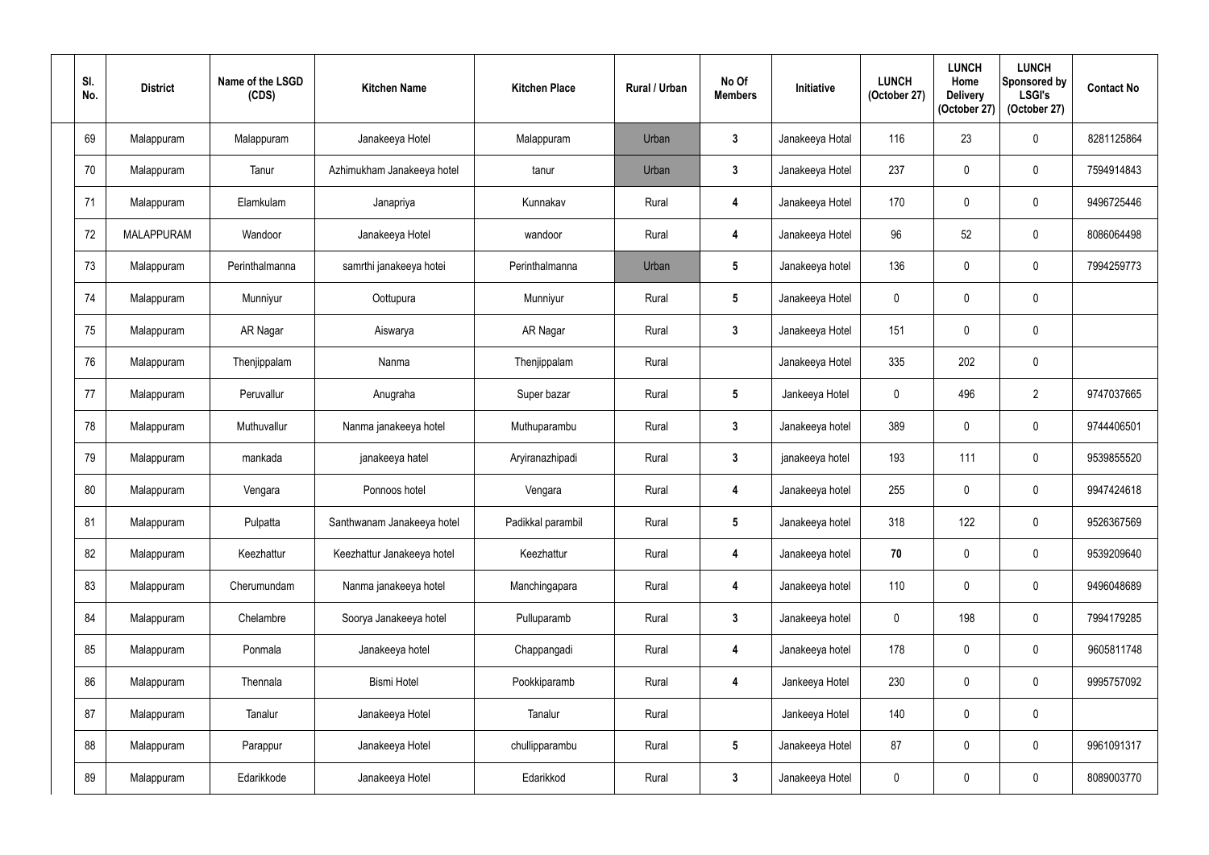| Sl. No. | District | Name of the LSGD (CDS) | Kitchen Name | Kitchen Place | Rural / Urban | No Of Members | Initiative | LUNCH (October 27) | LUNCH Home Delivery (October 27) | LUNCH Sponsored by LSGI's (October 27) | Contact No |
|---|---|---|---|---|---|---|---|---|---|---|---|
| 69 | Malappuram | Malappuram | Janakeeya Hotel | Malappuram | Urban | 3 | Janakeeya Hotal | 116 | 23 | 0 | 8281125864 |
| 70 | Malappuram | Tanur | Azhimukham Janakeeya hotel | tanur | Urban | 3 | Janakeeya Hotel | 237 | 0 | 0 | 7594914843 |
| 71 | Malappuram | Elamkulam | Janapriya | Kunnakav | Rural | 4 | Janakeeya Hotel | 170 | 0 | 0 | 9496725446 |
| 72 | MALAPPURAM | Wandoor | Janakeeya Hotel | wandoor | Rural | 4 | Janakeeya Hotel | 96 | 52 | 0 | 8086064498 |
| 73 | Malappuram | Perinthalmanna | samrthi janakeeya hotei | Perinthalmanna | Urban | 5 | Janakeeya hotel | 136 | 0 | 0 | 7994259773 |
| 74 | Malappuram | Munniyur | Oottupura | Munniyur | Rural | 5 | Janakeeya Hotel | 0 | 0 | 0 | |
| 75 | Malappuram | AR Nagar | Aiswarya | AR Nagar | Rural | 3 | Janakeeya Hotel | 151 | 0 | 0 | |
| 76 | Malappuram | Thenjippalam | Nanma | Thenjippalam | Rural | | Janakeeya Hotel | 335 | 202 | 0 | |
| 77 | Malappuram | Peruvallur | Anugraha | Super bazar | Rural | 5 | Jankeeya Hotel | 0 | 496 | 2 | 9747037665 |
| 78 | Malappuram | Muthuvallur | Nanma janakeeya hotel | Muthuparambu | Rural | 3 | Janakeeya hotel | 389 | 0 | 0 | 9744406501 |
| 79 | Malappuram | mankada | janakeeya hatel | Aryiranazhipadi | Rural | 3 | janakeeya hotel | 193 | 111 | 0 | 9539855520 |
| 80 | Malappuram | Vengara | Ponnoos hotel | Vengara | Rural | 4 | Janakeeya hotel | 255 | 0 | 0 | 9947424618 |
| 81 | Malappuram | Pulpatta | Santhwanam Janakeeya hotel | Padikkal parambil | Rural | 5 | Janakeeya hotel | 318 | 122 | 0 | 9526367569 |
| 82 | Malappuram | Keezhattur | Keezhattur Janakeeya hotel | Keezhattur | Rural | 4 | Janakeeya hotel | **70** | 0 | 0 | 9539209640 |
| 83 | Malappuram | Cherumundam | Nanma janakeeya hotel | Manchingapara | Rural | 4 | Janakeeya hotel | 110 | 0 | 0 | 9496048689 |
| 84 | Malappuram | Chelambre | Soorya Janakeeya hotel | Pulluparamb | Rural | 3 | Janakeeya hotel | 0 | 198 | 0 | 7994179285 |
| 85 | Malappuram | Ponmala | Janakeeya hotel | Chappangadi | Rural | 4 | Janakeeya hotel | 178 | 0 | 0 | 9605811748 |
| 86 | Malappuram | Thennala | Bismi Hotel | Pookkiparamb | Rural | 4 | Jankeeya Hotel | 230 | 0 | 0 | 9995757092 |
| 87 | Malappuram | Tanalur | Janakeeya Hotel | Tanalur | Rural | | Jankeeya Hotel | 140 | 0 | 0 | |
| 88 | Malappuram | Parappur | Janakeeya Hotel | chullipparambu | Rural | 5 | Janakeeya Hotel | 87 | 0 | 0 | 9961091317 |
| 89 | Malappuram | Edarikkode | Janakeeya Hotel | Edarikkod | Rural | 3 | Janakeeya Hotel | 0 | 0 | 0 | 8089003770 |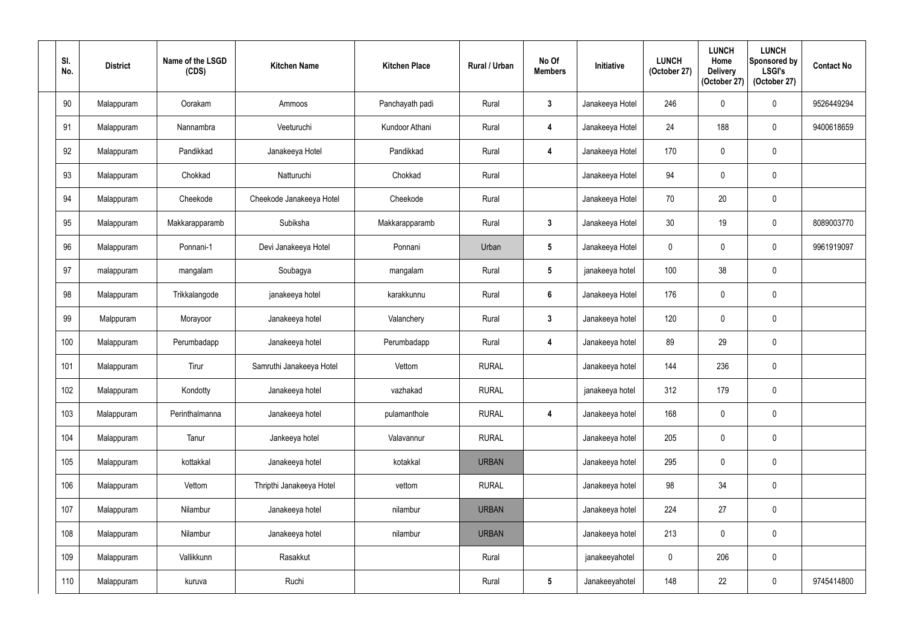| Sl. No. | District | Name of the LSGD (CDS) | Kitchen Name | Kitchen Place | Rural / Urban | No Of Members | Initiative | LUNCH (October 27) | LUNCH Home Delivery (October 27) | LUNCH Sponsored by LSGI's (October 27) | Contact No |
|---|---|---|---|---|---|---|---|---|---|---|---|
| 90 | Malappuram | Oorakam | Ammoos | Panchayath padi | Rural | 3 | Janakeeya Hotel | 246 | 0 | 0 | 9526449294 |
| 91 | Malappuram | Nannambra | Veeturuchi | Kundoor Athani | Rural | 4 | Janakeeya Hotel | 24 | 188 | 0 | 9400618659 |
| 92 | Malappuram | Pandikkad | Janakeeya Hotel | Pandikkad | Rural | 4 | Janakeeya Hotel | 170 | 0 | 0 | |
| 93 | Malappuram | Chokkad | Natturuchi | Chokkad | Rural | | Janakeeya Hotel | 94 | 0 | 0 | |
| 94 | Malappuram | Cheekode | Cheekode Janakeeya Hotel | Cheekode | Rural | | Janakeeya Hotel | 70 | 20 | 0 | |
| 95 | Malappuram | Makkarapparamb | Subiksha | Makkarapparamb | Rural | 3 | Janakeeya Hotel | 30 | 19 | 0 | 8089003770 |
| 96 | Malappuram | Ponnani-1 | Devi Janakeeya Hotel | Ponnani | Urban | 5 | Janakeeya Hotel | 0 | 0 | 0 | 9961919097 |
| 97 | malappuram | mangalam | Soubagya | mangalam | Rural | 5 | janakeeya hotel | 100 | 38 | 0 | |
| 98 | Malappuram | Trikkalangode | janakeeya hotel | karakkunnu | Rural | 6 | Janakeeya Hotel | 176 | 0 | 0 | |
| 99 | Malppuram | Morayoor | Janakeeya hotel | Valanchery | Rural | 3 | Janakeeya hotel | 120 | 0 | 0 | |
| 100 | Malappuram | Perumbadapp | Janakeeya hotel | Perumbadapp | Rural | 4 | Janakeeya hotel | 89 | 29 | 0 | |
| 101 | Malappuram | Tirur | Samruthi Janakeeya Hotel | Vettom | RURAL | | Janakeeya hotel | 144 | 236 | 0 | |
| 102 | Malappuram | Kondotty | Janakeeya hotel | vazhakad | RURAL | | janakeeya hotel | 312 | 179 | 0 | |
| 103 | Malappuram | Perinthalmanna | Janakeeya hotel | pulamanthole | RURAL | 4 | Janakeeya hotel | 168 | 0 | 0 | |
| 104 | Malappuram | Tanur | Jankeeya hotel | Valavannur | RURAL | | Janakeeya hotel | 205 | 0 | 0 | |
| 105 | Malappuram | kottakkal | Janakeeya hotel | kotakkal | URBAN | | Janakeeya hotel | 295 | 0 | 0 | |
| 106 | Malappuram | Vettom | Thripthi Janakeeya Hotel | vettom | RURAL | | Janakeeya hotel | 98 | 34 | 0 | |
| 107 | Malappuram | Nilambur | Janakeeya hotel | nilambur | URBAN | | Janakeeya hotel | 224 | 27 | 0 | |
| 108 | Malappuram | Nilambur | Janakeeya hotel | nilambur | URBAN | | Janakeeya hotel | 213 | 0 | 0 | |
| 109 | Malappuram | Vallikkunn | Rasakkut | | Rural | | janakeeyahotel | 0 | 206 | 0 | |
| 110 | Malappuram | kuruva | Ruchi | | Rural | 5 | Janakeeyahotel | 148 | 22 | 0 | 9745414800 |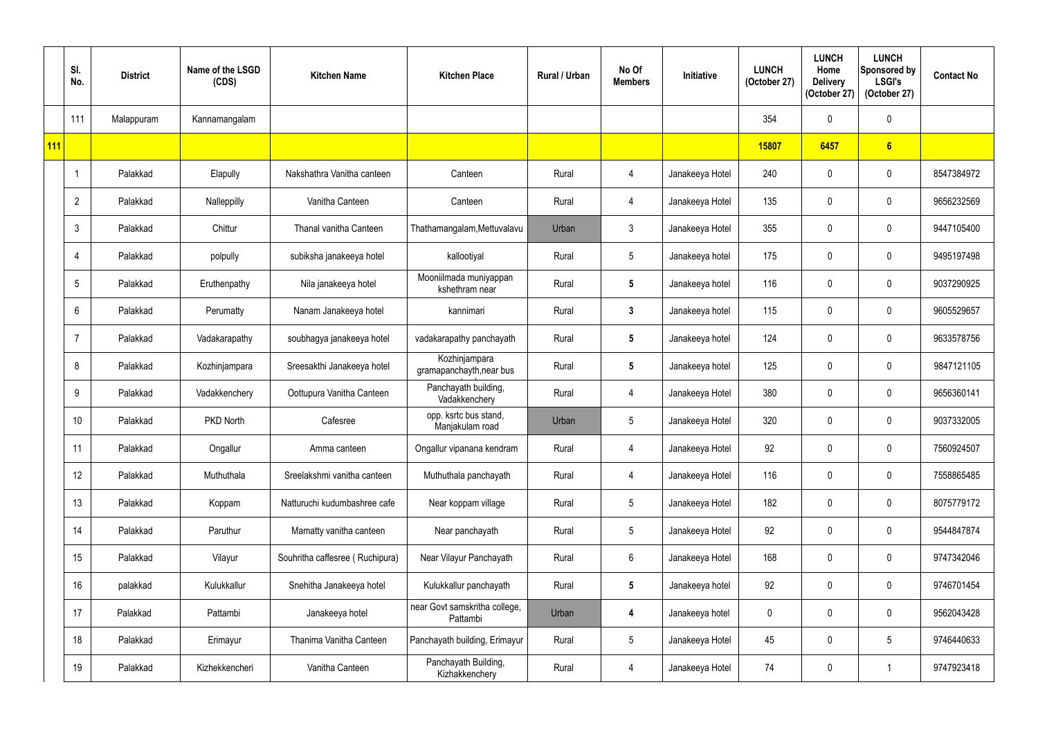| | Sl. No. | District | Name of the LSGD (CDS) | Kitchen Name | Kitchen Place | Rural / Urban | No Of Members | Initiative | LUNCH (October 27) | LUNCH Home Delivery (October 27) | LUNCH Sponsored by LSGI's (October 27) | Contact No |
|---|---|---|---|---|---|---|---|---|---|---|---|---|
| | 111 | Malappuram | Kannamangalam | | | | | | 354 | 0 | 0 | |
| **111** | | | | | | | | | **15807** | **6457** | **6** | |
| | 1 | Palakkad | Elapully | Nakshathra Vanitha canteen | Canteen | Rural | 4 | Janakeeya Hotel | 240 | 0 | 0 | 8547384972 |
| | 2 | Palakkad | Nalleppilly | Vanitha Canteen | Canteen | Rural | 4 | Janakeeya Hotel | 135 | 0 | 0 | 9656232569 |
| | 3 | Palakkad | Chittur | Thanal vanitha Canteen | Thathamangalam,Mettuvalavu | Urban | 3 | Janakeeya Hotel | 355 | 0 | 0 | 9447105400 |
| | 4 | Palakkad | polpully | subiksha janakeeya hotel | kallootiyal | Rural | 5 | Janakeeya hotel | 175 | 0 | 0 | 9495197498 |
| | 5 | Palakkad | Eruthenpathy | Nila janakeeya hotel | Mooniilmada muniyappan kshethram near | Rural | **5** | Janakeeya hotel | 116 | 0 | 0 | 9037290925 |
| | 6 | Palakkad | Perumatty | Nanam Janakeeya hotel | kannimari | Rural | **3** | Janakeeya hotel | 115 | 0 | 0 | 9605529657 |
| | 7 | Palakkad | Vadakarapathy | soubhagya janakeeya hotel | vadakarapathy panchayath | Rural | **5** | Janakeeya hotel | 124 | 0 | 0 | 9633578756 |
| | 8 | Palakkad | Kozhinjampara | Sreesakthi Janakeeya hotel | Kozhinjampara gramapanchayth,near bus | Rural | **5** | Janakeeya hotel | 125 | 0 | 0 | 9847121105 |
| | 9 | Palakkad | Vadakkenchery | Oottupura Vanitha Canteen | Panchayath building, Vadakkenchery | Rural | 4 | Janakeeya Hotel | 380 | 0 | 0 | 9656360141 |
| | 10 | Palakkad | PKD North | Cafesree | opp. ksrtc bus stand, Manjakulam road | Urban | 5 | Janakeeya Hotel | 320 | 0 | 0 | 9037332005 |
| | 11 | Palakkad | Ongallur | Amma canteen | Ongallur vipanana kendram | Rural | 4 | Janakeeya Hotel | 92 | 0 | 0 | 7560924507 |
| | 12 | Palakkad | Muthuthala | Sreelakshmi vanitha canteen | Muthuthala panchayath | Rural | 4 | Janakeeya Hotel | 116 | 0 | 0 | 7558865485 |
| | 13 | Palakkad | Koppam | Natturuchi kudumbashree cafe | Near koppam village | Rural | 5 | Janakeeya Hotel | 182 | 0 | 0 | 8075779172 |
| | 14 | Palakkad | Paruthur | Mamatty vanitha canteen | Near panchayath | Rural | 5 | Janakeeya Hotel | 92 | 0 | 0 | 9544847874 |
| | 15 | Palakkad | Vilayur | Souhritha caffesree ( Ruchipura) | Near Vilayur Panchayath | Rural | 6 | Janakeeya Hotel | 168 | 0 | 0 | 9747342046 |
| | 16 | palakkad | Kulukkallur | Snehitha Janakeeya hotel | Kulukkallur panchayath | Rural | **5** | Janakeeya hotel | 92 | 0 | 0 | 9746701454 |
| | 17 | Palakkad | Pattambi | Janakeeya hotel | near Govt samskritha college, Pattambi | Urban | **4** | Janakeeya hotel | 0 | 0 | 0 | 9562043428 |
| | 18 | Palakkad | Erimayur | Thanima Vanitha Canteen | Panchayath building, Erimayur | Rural | 5 | Janakeeya Hotel | 45 | 0 | 5 | 9746440633 |
| | 19 | Palakkad | Kizhekkencheri | Vanitha Canteen | Panchayath Building, Kizhakkenchery | Rural | 4 | Janakeeya Hotel | 74 | 0 | 1 | 9747923418 |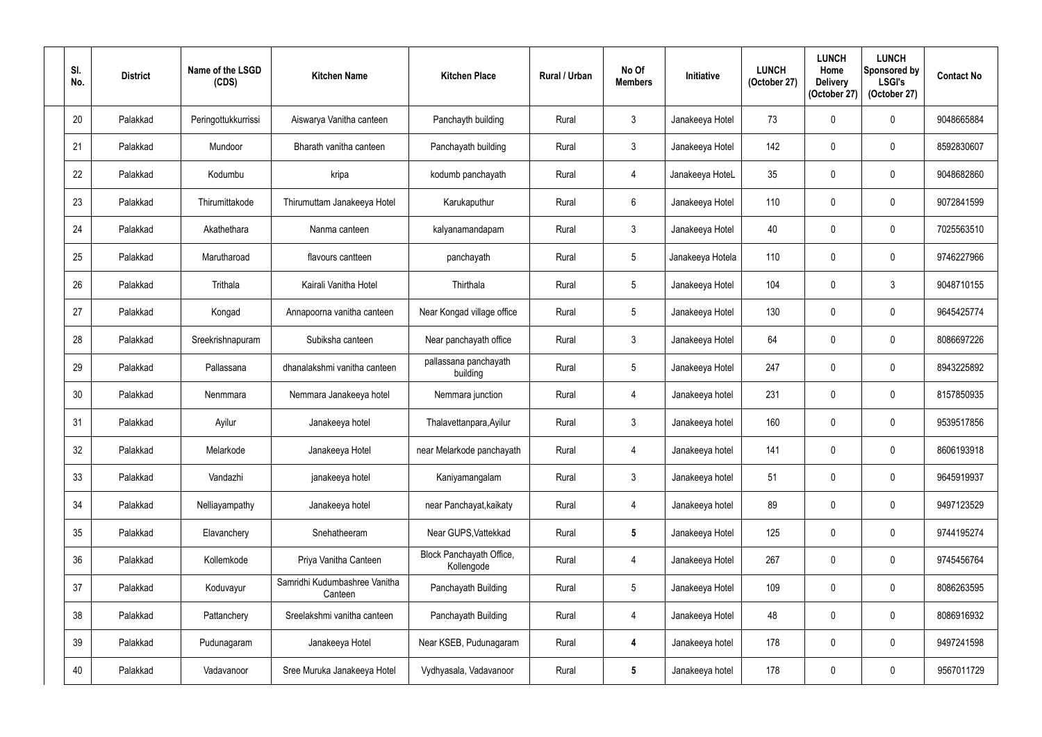| Sl. No. | District | Name of the LSGD (CDS) | Kitchen Name | Kitchen Place | Rural / Urban | No Of Members | Initiative | LUNCH (October 27) | LUNCH Home Delivery (October 27) | LUNCH Sponsored by LSGI's (October 27) | Contact No |
|---|---|---|---|---|---|---|---|---|---|---|---|
| 20 | Palakkad | Peringottukkurrissi | Aiswarya Vanitha canteen | Panchayth building | Rural | 3 | Janakeeya Hotel | 73 | 0 | 0 | 9048665884 |
| 21 | Palakkad | Mundoor | Bharath vanitha canteen | Panchayath building | Rural | 3 | Janakeeya Hotel | 142 | 0 | 0 | 8592830607 |
| 22 | Palakkad | Kodumbu | kripa | kodumb panchayath | Rural | 4 | Janakeeya HoteL | 35 | 0 | 0 | 9048682860 |
| 23 | Palakkad | Thirumittakode | Thirumuttam Janakeeya Hotel | Karukaputhur | Rural | 6 | Janakeeya Hotel | 110 | 0 | 0 | 9072841599 |
| 24 | Palakkad | Akathethara | Nanma canteen | kalyanamandapam | Rural | 3 | Janakeeya Hotel | 40 | 0 | 0 | 7025563510 |
| 25 | Palakkad | Marutharoad | flavours cantteen | panchayath | Rural | 5 | Janakeeya Hotela | 110 | 0 | 0 | 9746227966 |
| 26 | Palakkad | Trithala | Kairali Vanitha Hotel | Thirthala | Rural | 5 | Janakeeya Hotel | 104 | 0 | 3 | 9048710155 |
| 27 | Palakkad | Kongad | Annapoorna vanitha canteen | Near Kongad village office | Rural | 5 | Janakeeya Hotel | 130 | 0 | 0 | 9645425774 |
| 28 | Palakkad | Sreekrishnapuram | Subiksha canteen | Near panchayath office | Rural | 3 | Janakeeya Hotel | 64 | 0 | 0 | 8086697226 |
| 29 | Palakkad | Pallassana | dhanalakshmi vanitha canteen | pallassana panchayath building | Rural | 5 | Janakeeya Hotel | 247 | 0 | 0 | 8943225892 |
| 30 | Palakkad | Nenmmara | Nemmara Janakeeya hotel | Nemmara junction | Rural | 4 | Janakeeya hotel | 231 | 0 | 0 | 8157850935 |
| 31 | Palakkad | Ayilur | Janakeeya hotel | Thalavettanpara,Ayilur | Rural | 3 | Janakeeya hotel | 160 | 0 | 0 | 9539517856 |
| 32 | Palakkad | Melarkode | Janakeeya Hotel | near Melarkode panchayath | Rural | 4 | Janakeeya hotel | 141 | 0 | 0 | 8606193918 |
| 33 | Palakkad | Vandazhi | janakeeya hotel | Kaniyamangalam | Rural | 3 | Janakeeya hotel | 51 | 0 | 0 | 9645919937 |
| 34 | Palakkad | Nelliayampathy | Janakeeya hotel | near Panchayat,kaikaty | Rural | 4 | Janakeeya hotel | 89 | 0 | 0 | 9497123529 |
| 35 | Palakkad | Elavanchery | Snehatheeram | Near GUPS,Vattekkad | Rural | **5** | Janakeeya Hotel | 125 | 0 | 0 | 9744195274 |
| 36 | Palakkad | Kollemkode | Priya Vanitha Canteen | Block Panchayath Office, Kollengode | Rural | 4 | Janakeeya Hotel | 267 | 0 | 0 | 9745456764 |
| 37 | Palakkad | Koduvayur | Samridhi Kudumbashree Vanitha Canteen | Panchayath Building | Rural | 5 | Janakeeya Hotel | 109 | 0 | 0 | 8086263595 |
| 38 | Palakkad | Pattanchery | Sreelakshmi vanitha canteen | Panchayath Building | Rural | 4 | Janakeeya Hotel | 48 | 0 | 0 | 8086916932 |
| 39 | Palakkad | Pudunagaram | Janakeeya Hotel | Near KSEB, Pudunagaram | Rural | **4** | Janakeeya hotel | 178 | 0 | 0 | 9497241598 |
| 40 | Palakkad | Vadavanoor | Sree Muruka Janakeeya Hotel | Vydhyasala, Vadavanoor | Rural | **5** | Janakeeya hotel | 178 | 0 | 0 | 9567011729 |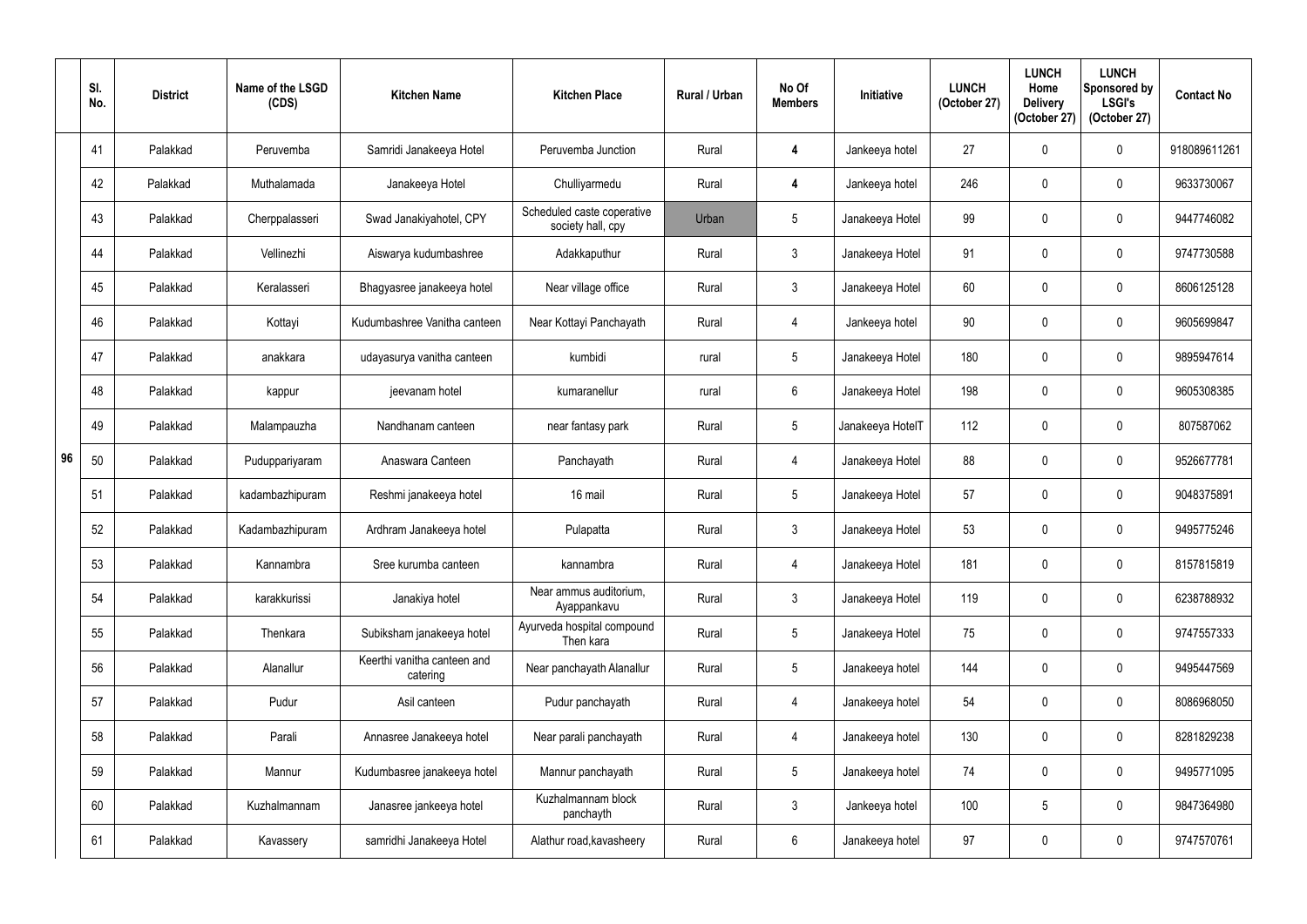| | Sl. No. | District | Name of the LSGD (CDS) | Kitchen Name | Kitchen Place | Rural / Urban | No Of Members | Initiative | LUNCH (October 27) | LUNCH Home Delivery (October 27) | LUNCH Sponsored by LSGI's (October 27) | Contact No |
|---|---|---|---|---|---|---|---|---|---|---|---|---|
| 96 | 41 | Palakkad | Peruvemba | Samridi Janakeeya Hotel | Peruvemba Junction | Rural | 4 | Jankeeya hotel | 27 | 0 | 0 | 918089611261 |
| | 42 | Palakkad | Muthalamada | Janakeeya Hotel | Chulliyarmedu | Rural | 4 | Jankeeya hotel | 246 | 0 | 0 | 9633730067 |
| | 43 | Palakkad | Cherppalasseri | Swad Janakiyahotel, CPY | Scheduled caste coperative society hall, cpy | Urban | 5 | Janakeeya Hotel | 99 | 0 | 0 | 9447746082 |
| | 44 | Palakkad | Vellinezhi | Aiswarya kudumbashree | Adakkaputhur | Rural | 3 | Janakeeya Hotel | 91 | 0 | 0 | 9747730588 |
| | 45 | Palakkad | Keralasseri | Bhagyasree janakeeya hotel | Near village office | Rural | 3 | Janakeeya Hotel | 60 | 0 | 0 | 8606125128 |
| | 46 | Palakkad | Kottayi | Kudumbashree Vanitha canteen | Near Kottayi Panchayath | Rural | 4 | Jankeeya hotel | 90 | 0 | 0 | 9605699847 |
| | 47 | Palakkad | anakkara | udayasurya vanitha canteen | kumbidi | rural | 5 | Janakeeya Hotel | 180 | 0 | 0 | 9895947614 |
| | 48 | Palakkad | kappur | jeevanam hotel | kumaranellur | rural | 6 | Janakeeya Hotel | 198 | 0 | 0 | 9605308385 |
| | 49 | Palakkad | Malampauzha | Nandhanam canteen | near fantasy park | Rural | 5 | Janakeeya HotelT | 112 | 0 | 0 | 807587062 |
| | 50 | Palakkad | Puduppariyaram | Anaswara Canteen | Panchayath | Rural | 4 | Janakeeya Hotel | 88 | 0 | 0 | 9526677781 |
| | 51 | Palakkad | kadambazhipuram | Reshmi janakeeya hotel | 16 mail | Rural | 5 | Janakeeya Hotel | 57 | 0 | 0 | 9048375891 |
| | 52 | Palakkad | Kadambazhipuram | Ardhram Janakeeya hotel | Pulapatta | Rural | 3 | Janakeeya Hotel | 53 | 0 | 0 | 9495775246 |
| | 53 | Palakkad | Kannambra | Sree kurumba canteen | kannambra | Rural | 4 | Janakeeya Hotel | 181 | 0 | 0 | 8157815819 |
| | 54 | Palakkad | karakkurissi | Janakiya hotel | Near ammus auditorium, Ayappankavu | Rural | 3 | Janakeeya Hotel | 119 | 0 | 0 | 6238788932 |
| | 55 | Palakkad | Thenkara | Subiksham janakeeya hotel | Ayurveda hospital compound Then kara | Rural | 5 | Janakeeya Hotel | 75 | 0 | 0 | 9747557333 |
| | 56 | Palakkad | Alanallur | Keerthi vanitha canteen and catering | Near panchayath Alanallur | Rural | 5 | Janakeeya hotel | 144 | 0 | 0 | 9495447569 |
| | 57 | Palakkad | Pudur | Asil canteen | Pudur panchayath | Rural | 4 | Janakeeya hotel | 54 | 0 | 0 | 8086968050 |
| | 58 | Palakkad | Parali | Annasree Janakeeya hotel | Near parali panchayath | Rural | 4 | Janakeeya hotel | 130 | 0 | 0 | 8281829238 |
| | 59 | Palakkad | Mannur | Kudumbasree janakeeya hotel | Mannur panchayath | Rural | 5 | Janakeeya hotel | 74 | 0 | 0 | 9495771095 |
| | 60 | Palakkad | Kuzhalmannam | Janasree jankeeya hotel | Kuzhalmannam block panchayth | Rural | 3 | Jankeeya hotel | 100 | 5 | 0 | 9847364980 |
| | 61 | Palakkad | Kavassery | samridhi Janakeeya Hotel | Alathur road,kavasheery | Rural | 6 | Janakeeya hotel | 97 | 0 | 0 | 9747570761 |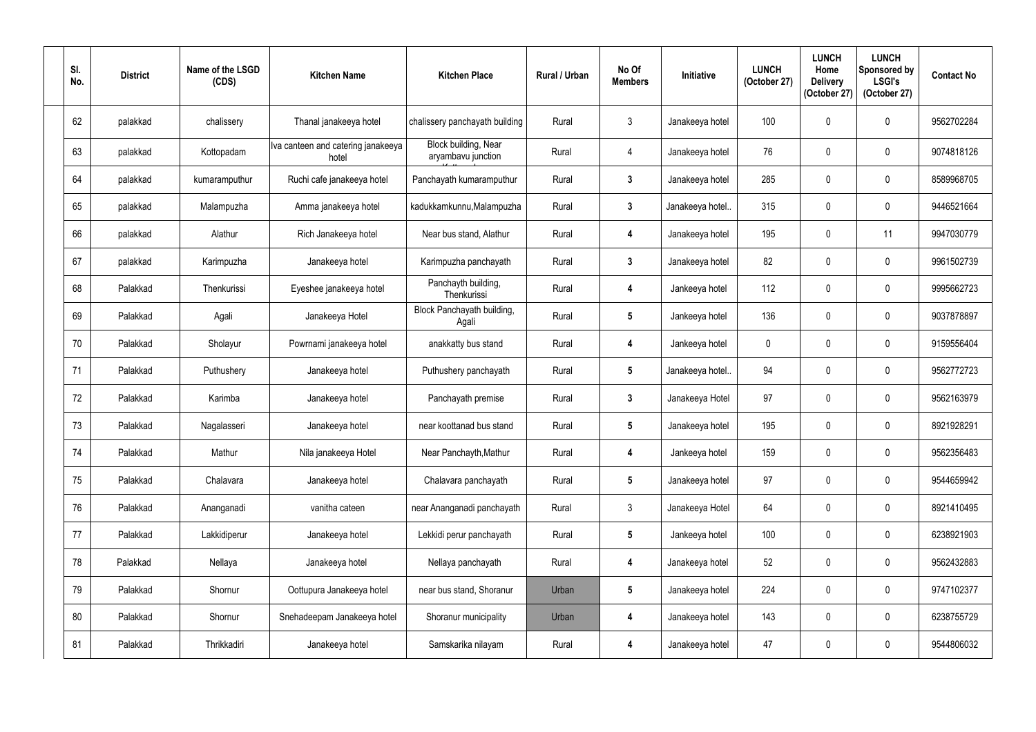| Sl. No. | District | Name of the LSGD (CDS) | Kitchen Name | Kitchen Place | Rural / Urban | No Of Members | Initiative | LUNCH (October 27) | LUNCH Home Delivery (October 27) | LUNCH Sponsored by LSGI's (October 27) | Contact No |
|---|---|---|---|---|---|---|---|---|---|---|---|
| 62 | palakkad | chalissery | Thanal janakeeya hotel | chalissery panchayath building | Rural | 3 | Janakeeya hotel | 100 | 0 | 0 | 9562702284 |
| 63 | palakkad | Kottopadam | Iva canteen and catering janakeeya hotel | Block building, Near aryambavu junction | Rural | 4 | Janakeeya hotel | 76 | 0 | 0 | 9074818126 |
| 64 | palakkad | kumaramputhur | Ruchi cafe janakeeya hotel | Panchayath kumaramputhur | Rural | 3 | Janakeeya hotel | 285 | 0 | 0 | 8589968705 |
| 65 | palakkad | Malampuzha | Amma janakeeya hotel | kadukkamkunnu,Malampuzha | Rural | 3 | Janakeeya hotel.. | 315 | 0 | 0 | 9446521664 |
| 66 | palakkad | Alathur | Rich Janakeeya hotel | Near bus stand, Alathur | Rural | 4 | Janakeeya hotel | 195 | 0 | 11 | 9947030779 |
| 67 | palakkad | Karimpuzha | Janakeeya hotel | Karimpuzha panchayath | Rural | 3 | Janakeeya hotel | 82 | 0 | 0 | 9961502739 |
| 68 | Palakkad | Thenkurissi | Eyeshee janakeeya hotel | Panchayth building, Thenkurissi | Rural | 4 | Jankeeya hotel | 112 | 0 | 0 | 9995662723 |
| 69 | Palakkad | Agali | Janakeeya Hotel | Block Panchayath building, Agali | Rural | 5 | Jankeeya hotel | 136 | 0 | 0 | 9037878897 |
| 70 | Palakkad | Sholayur | Powrnami janakeeya hotel | anakkatty bus stand | Rural | 4 | Jankeeya hotel | 0 | 0 | 0 | 9159556404 |
| 71 | Palakkad | Puthushery | Janakeeya hotel | Puthushery panchayath | Rural | 5 | Janakeeya hotel.. | 94 | 0 | 0 | 9562772723 |
| 72 | Palakkad | Karimba | Janakeeya hotel | Panchayath premise | Rural | 3 | Janakeeya Hotel | 97 | 0 | 0 | 9562163979 |
| 73 | Palakkad | Nagalasseri | Janakeeya hotel | near koottanad bus stand | Rural | 5 | Janakeeya hotel | 195 | 0 | 0 | 8921928291 |
| 74 | Palakkad | Mathur | Nila janakeeya Hotel | Near Panchayth,Mathur | Rural | 4 | Jankeeya hotel | 159 | 0 | 0 | 9562356483 |
| 75 | Palakkad | Chalavara | Janakeeya hotel | Chalavara panchayath | Rural | 5 | Janakeeya hotel | 97 | 0 | 0 | 9544659942 |
| 76 | Palakkad | Ananganadi | vanitha cateen | near Ananganadi panchayath | Rural | 3 | Janakeeya Hotel | 64 | 0 | 0 | 8921410495 |
| 77 | Palakkad | Lakkidiperur | Janakeeya hotel | Lekkidi perur panchayath | Rural | 5 | Jankeeya hotel | 100 | 0 | 0 | 6238921903 |
| 78 | Palakkad | Nellaya | Janakeeya hotel | Nellaya panchayath | Rural | 4 | Janakeeya hotel | 52 | 0 | 0 | 9562432883 |
| 79 | Palakkad | Shornur | Oottupura Janakeeya hotel | near bus stand, Shoranur | Urban | 5 | Janakeeya hotel | 224 | 0 | 0 | 9747102377 |
| 80 | Palakkad | Shornur | Snehadeepam Janakeeya hotel | Shoranur municipality | Urban | 4 | Janakeeya hotel | 143 | 0 | 0 | 6238755729 |
| 81 | Palakkad | Thrikkadiri | Janakeeya hotel | Samskarika nilayam | Rural | 4 | Janakeeya hotel | 47 | 0 | 0 | 9544806032 |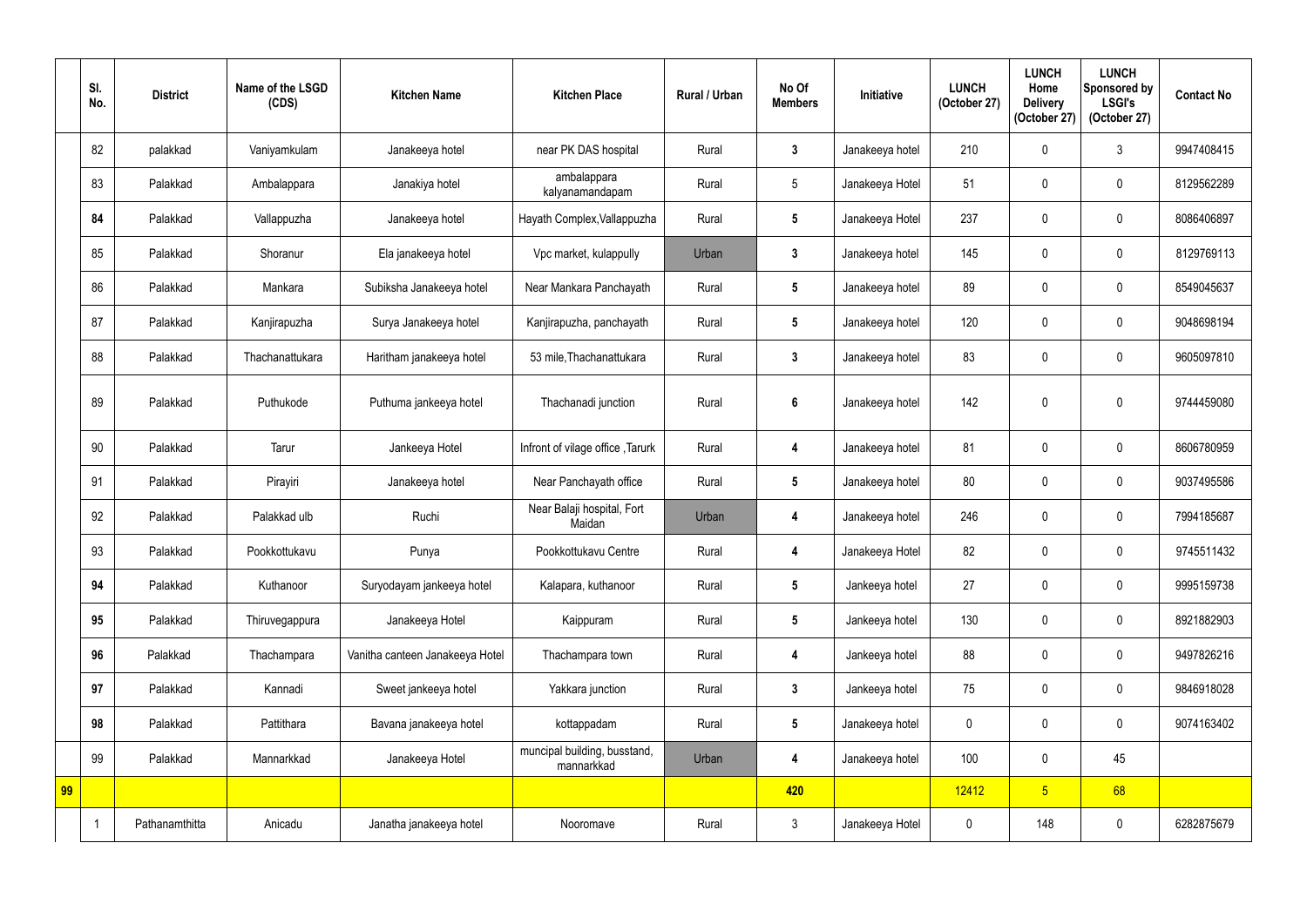| | Sl. No. | District | Name of the LSGD (CDS) | Kitchen Name | Kitchen Place | Rural / Urban | No Of Members | Initiative | LUNCH (October 27) | LUNCH Home Delivery (October 27) | LUNCH Sponsored by LSGI's (October 27) | Contact No |
|---|---|---|---|---|---|---|---|---|---|---|---|---|
| | 82 | palakkad | Vaniyamkulam | Janakeeya hotel | near PK DAS hospital | Rural | 3 | Janakeeya hotel | 210 | 0 | 3 | 9947408415 |
| | 83 | Palakkad | Ambalappara | Janakiya hotel | ambalappara kalyanamandapam | Rural | 5 | Janakeeya Hotel | 51 | 0 | 0 | 8129562289 |
| | 84 | Palakkad | Vallappuzha | Janakeeya hotel | Hayath Complex,Vallappuzha | Rural | 5 | Janakeeya Hotel | 237 | 0 | 0 | 8086406897 |
| | 85 | Palakkad | Shoranur | Ela janakeeya hotel | Vpc market, kulappully | Urban | 3 | Janakeeya hotel | 145 | 0 | 0 | 8129769113 |
| | 86 | Palakkad | Mankara | Subiksha Janakeeya hotel | Near Mankara Panchayath | Rural | 5 | Janakeeya hotel | 89 | 0 | 0 | 8549045637 |
| | 87 | Palakkad | Kanjirapuzha | Surya Janakeeya hotel | Kanjirapuzha, panchayath | Rural | 5 | Janakeeya hotel | 120 | 0 | 0 | 9048698194 |
| | 88 | Palakkad | Thachanattukara | Haritham janakeeya hotel | 53 mile,Thachanattukara | Rural | 3 | Janakeeya hotel | 83 | 0 | 0 | 9605097810 |
| | 89 | Palakkad | Puthukode | Puthuma jankeeya hotel | Thachanadi junction | Rural | 6 | Janakeeya hotel | 142 | 0 | 0 | 9744459080 |
| | 90 | Palakkad | Tarur | Jankeeya Hotel | Infront of vilage office ,Tarurk | Rural | 4 | Janakeeya hotel | 81 | 0 | 0 | 8606780959 |
| | 91 | Palakkad | Pirayiri | Janakeeya hotel | Near Panchayath office | Rural | 5 | Janakeeya hotel | 80 | 0 | 0 | 9037495586 |
| | 92 | Palakkad | Palakkad ulb | Ruchi | Near Balaji hospital, Fort Maidan | Urban | 4 | Janakeeya hotel | 246 | 0 | 0 | 7994185687 |
| | 93 | Palakkad | Pookkottukavu | Punya | Pookkottukavu Centre | Rural | 4 | Janakeeya Hotel | 82 | 0 | 0 | 9745511432 |
| | 94 | Palakkad | Kuthanoor | Suryodayam jankeeya hotel | Kalapara, kuthanoor | Rural | 5 | Jankeeya hotel | 27 | 0 | 0 | 9995159738 |
| | 95 | Palakkad | Thiruvegappura | Janakeeya Hotel | Kaippuram | Rural | 5 | Jankeeya hotel | 130 | 0 | 0 | 8921882903 |
| | 96 | Palakkad | Thachampara | Vanitha canteen Janakeeya Hotel | Thachampara town | Rural | 4 | Jankeeya hotel | 88 | 0 | 0 | 9497826216 |
| | 97 | Palakkad | Kannadi | Sweet jankeeya hotel | Yakkara junction | Rural | 3 | Jankeeya hotel | 75 | 0 | 0 | 9846918028 |
| | 98 | Palakkad | Pattithara | Bavana janakeeya hotel | kottappadam | Rural | 5 | Janakeeya hotel | 0 | 0 | 0 | 9074163402 |
| | 99 | Palakkad | Mannarkkad | Janakeeya Hotel | muncipal building, busstand, mannarkkad | Urban | 4 | Janakeeya hotel | 100 | 0 | 45 | |
| 99 | | | | | | | 420 | | 12412 | 5 | 68 | |
| | 1 | Pathanamthitta | Anicadu | Janatha janakeeya hotel | Nooromave | Rural | 3 | Janakeeya Hotel | 0 | 148 | 0 | 6282875679 |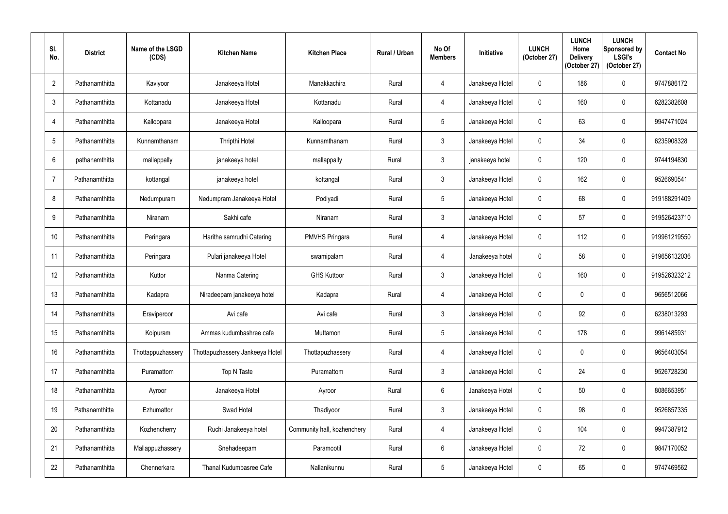| Sl. No. | District | Name of the LSGD (CDS) | Kitchen Name | Kitchen Place | Rural / Urban | No Of Members | Initiative | LUNCH (October 27) | LUNCH Home Delivery (October 27) | LUNCH Sponsored by LSGI's (October 27) | Contact No |
|---|---|---|---|---|---|---|---|---|---|---|---|
| 2 | Pathanamthitta | Kaviyoor | Janakeeya Hotel | Manakkachira | Rural | 4 | Janakeeya Hotel | 0 | 186 | 0 | 9747886172 |
| 3 | Pathanamthitta | Kottanadu | Janakeeya Hotel | Kottanadu | Rural | 4 | Janakeeya Hotel | 0 | 160 | 0 | 6282382608 |
| 4 | Pathanamthitta | Kalloopara | Janakeeya Hotel | Kalloopara | Rural | 5 | Janakeeya Hotel | 0 | 63 | 0 | 9947471024 |
| 5 | Pathanamthitta | Kunnamthanam | Thripthi Hotel | Kunnamthanam | Rural | 3 | Janakeeya Hotel | 0 | 34 | 0 | 6235908328 |
| 6 | pathanamthitta | mallappally | janakeeya hotel | mallappally | Rural | 3 | janakeeya hotel | 0 | 120 | 0 | 9744194830 |
| 7 | Pathanamthitta | kottangal | janakeeya hotel | kottangal | Rural | 3 | Janakeeya Hotel | 0 | 162 | 0 | 9526690541 |
| 8 | Pathanamthitta | Nedumpuram | Nedumpram Janakeeya Hotel | Podiyadi | Rural | 5 | Janakeeya Hotel | 0 | 68 | 0 | 919188291409 |
| 9 | Pathanamthitta | Niranam | Sakhi cafe | Niranam | Rural | 3 | Janakeeya Hotel | 0 | 57 | 0 | 919526423710 |
| 10 | Pathanamthitta | Peringara | Haritha samrudhi Catering | PMVHS Pringara | Rural | 4 | Janakeeya Hotel | 0 | 112 | 0 | 919961219550 |
| 11 | Pathanamthitta | Peringara | Pulari janakeeya Hotel | swamipalam | Rural | 4 | Janakeeya hotel | 0 | 58 | 0 | 919656132036 |
| 12 | Pathanamthitta | Kuttor | Nanma Catering | GHS Kuttoor | Rural | 3 | Janakeeya Hotel | 0 | 160 | 0 | 919526323212 |
| 13 | Pathanamthitta | Kadapra | Niradeepam janakeeya hotel | Kadapra | Rural | 4 | Janakeeya Hotel | 0 | 0 | 0 | 9656512066 |
| 14 | Pathanamthitta | Eraviperoor | Avi cafe | Avi cafe | Rural | 3 | Janakeeya Hotel | 0 | 92 | 0 | 6238013293 |
| 15 | Pathanamthitta | Koipuram | Ammas kudumbashree cafe | Muttamon | Rural | 5 | Janakeeya Hotel | 0 | 178 | 0 | 9961485931 |
| 16 | Pathanamthitta | Thottappuzhassery | Thottapuzhassery Jankeeya Hotel | Thottapuzhassery | Rural | 4 | Janakeeya Hotel | 0 | 0 | 0 | 9656403054 |
| 17 | Pathanamthitta | Puramattom | Top N Taste | Puramattom | Rural | 3 | Janakeeya Hotel | 0 | 24 | 0 | 9526728230 |
| 18 | Pathanamthitta | Ayroor | Janakeeya Hotel | Ayroor | Rural | 6 | Janakeeya Hotel | 0 | 50 | 0 | 8086653951 |
| 19 | Pathanamthitta | Ezhumattor | Swad Hotel | Thadiyoor | Rural | 3 | Janakeeya Hotel | 0 | 98 | 0 | 9526857335 |
| 20 | Pathanamthitta | Kozhencherry | Ruchi Janakeeya hotel | Community hall, kozhenchery | Rural | 4 | Janakeeya Hotel | 0 | 104 | 0 | 9947387912 |
| 21 | Pathanamthitta | Mallappuzhassery | Snehadeepam | Paramootil | Rural | 6 | Janakeeya Hotel | 0 | 72 | 0 | 9847170052 |
| 22 | Pathanamthitta | Chennerkara | Thanal Kudumbasree Cafe | Nallanikunnu | Rural | 5 | Janakeeya Hotel | 0 | 65 | 0 | 9747469562 |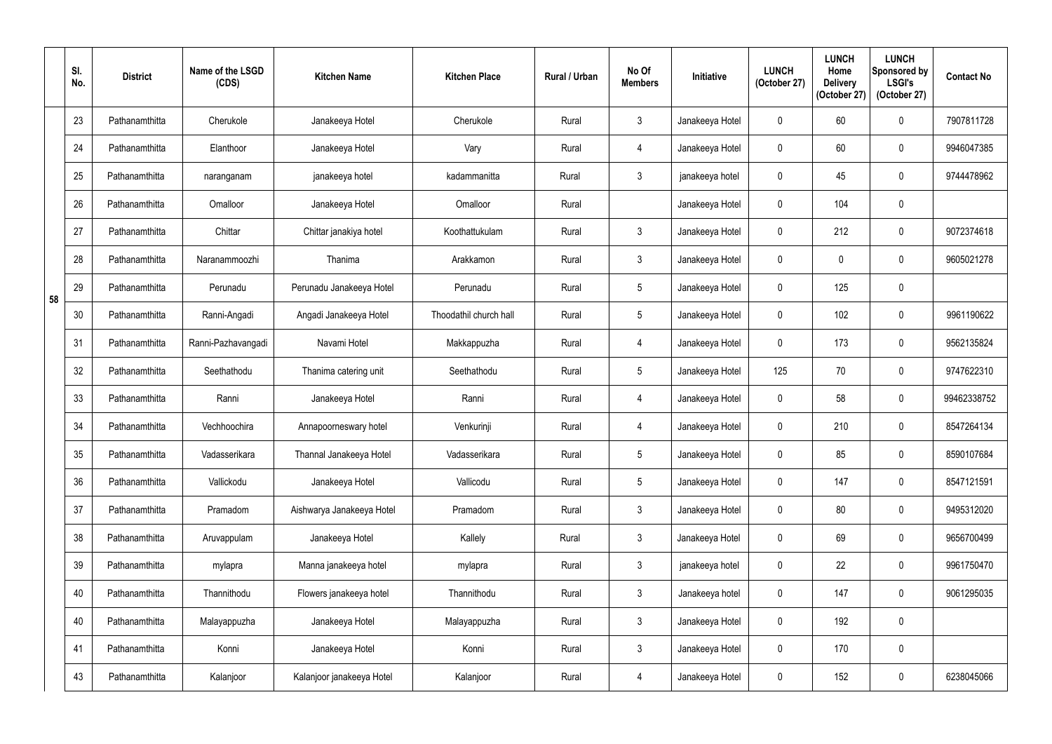| | Sl. No. | District | Name of the LSGD (CDS) | Kitchen Name | Kitchen Place | Rural / Urban | No Of Members | Initiative | LUNCH (October 27) | LUNCH Home Delivery (October 27) | LUNCH Sponsored by LSGI's (October 27) | Contact No |
|---|---|---|---|---|---|---|---|---|---|---|---|---|
| 58 | 23 | Pathanamthitta | Cherukole | Janakeeya Hotel | Cherukole | Rural | 3 | Janakeeya Hotel | 0 | 60 | 0 | 7907811728 |
| | 24 | Pathanamthitta | Elanthoor | Janakeeya Hotel | Vary | Rural | 4 | Janakeeya Hotel | 0 | 60 | 0 | 9946047385 |
| | 25 | Pathanamthitta | naranganam | janakeeya hotel | kadammanitta | Rural | 3 | janakeeya hotel | 0 | 45 | 0 | 9744478962 |
| | 26 | Pathanamthitta | Omalloor | Janakeeya Hotel | Omalloor | Rural | | Janakeeya Hotel | 0 | 104 | 0 | |
| | 27 | Pathanamthitta | Chittar | Chittar janakiya hotel | Koothattukulam | Rural | 3 | Janakeeya Hotel | 0 | 212 | 0 | 9072374618 |
| | 28 | Pathanamthitta | Naranammoozhi | Thanima | Arakkamon | Rural | 3 | Janakeeya Hotel | 0 | 0 | 0 | 9605021278 |
| | 29 | Pathanamthitta | Perunadu | Perunadu Janakeeya Hotel | Perunadu | Rural | 5 | Janakeeya Hotel | 0 | 125 | 0 | |
| | 30 | Pathanamthitta | Ranni-Angadi | Angadi Janakeeya Hotel | Thoodathil church hall | Rural | 5 | Janakeeya Hotel | 0 | 102 | 0 | 9961190622 |
| | 31 | Pathanamthitta | Ranni-Pazhavangadi | Navami Hotel | Makkappuzha | Rural | 4 | Janakeeya Hotel | 0 | 173 | 0 | 9562135824 |
| | 32 | Pathanamthitta | Seethathodu | Thanima catering unit | Seethathodu | Rural | 5 | Janakeeya Hotel | 125 | 70 | 0 | 9747622310 |
| | 33 | Pathanamthitta | Ranni | Janakeeya Hotel | Ranni | Rural | 4 | Janakeeya Hotel | 0 | 58 | 0 | 99462338752 |
| | 34 | Pathanamthitta | Vechhoochira | Annapoorneswary hotel | Venkurinji | Rural | 4 | Janakeeya Hotel | 0 | 210 | 0 | 8547264134 |
| | 35 | Pathanamthitta | Vadasserikara | Thannal Janakeeya Hotel | Vadasserikara | Rural | 5 | Janakeeya Hotel | 0 | 85 | 0 | 8590107684 |
| | 36 | Pathanamthitta | Vallickodu | Janakeeya Hotel | Vallicodu | Rural | 5 | Janakeeya Hotel | 0 | 147 | 0 | 8547121591 |
| | 37 | Pathanamthitta | Pramadom | Aishwarya Janakeeya Hotel | Pramadom | Rural | 3 | Janakeeya Hotel | 0 | 80 | 0 | 9495312020 |
| | 38 | Pathanamthitta | Aruvappulam | Janakeeya Hotel | Kallely | Rural | 3 | Janakeeya Hotel | 0 | 69 | 0 | 9656700499 |
| | 39 | Pathanamthitta | mylapra | Manna janakeeya hotel | mylapra | Rural | 3 | janakeeya hotel | 0 | 22 | 0 | 9961750470 |
| | 40 | Pathanamthitta | Thannithodu | Flowers janakeeya hotel | Thannithodu | Rural | 3 | Janakeeya hotel | 0 | 147 | 0 | 9061295035 |
| | 40 | Pathanamthitta | Malayappuzha | Janakeeya Hotel | Malayappuzha | Rural | 3 | Janakeeya Hotel | 0 | 192 | 0 | |
| | 41 | Pathanamthitta | Konni | Janakeeya Hotel | Konni | Rural | 3 | Janakeeya Hotel | 0 | 170 | 0 | |
| | 43 | Pathanamthitta | Kalanjoor | Kalanjoor janakeeya Hotel | Kalanjoor | Rural | 4 | Janakeeya Hotel | 0 | 152 | 0 | 6238045066 |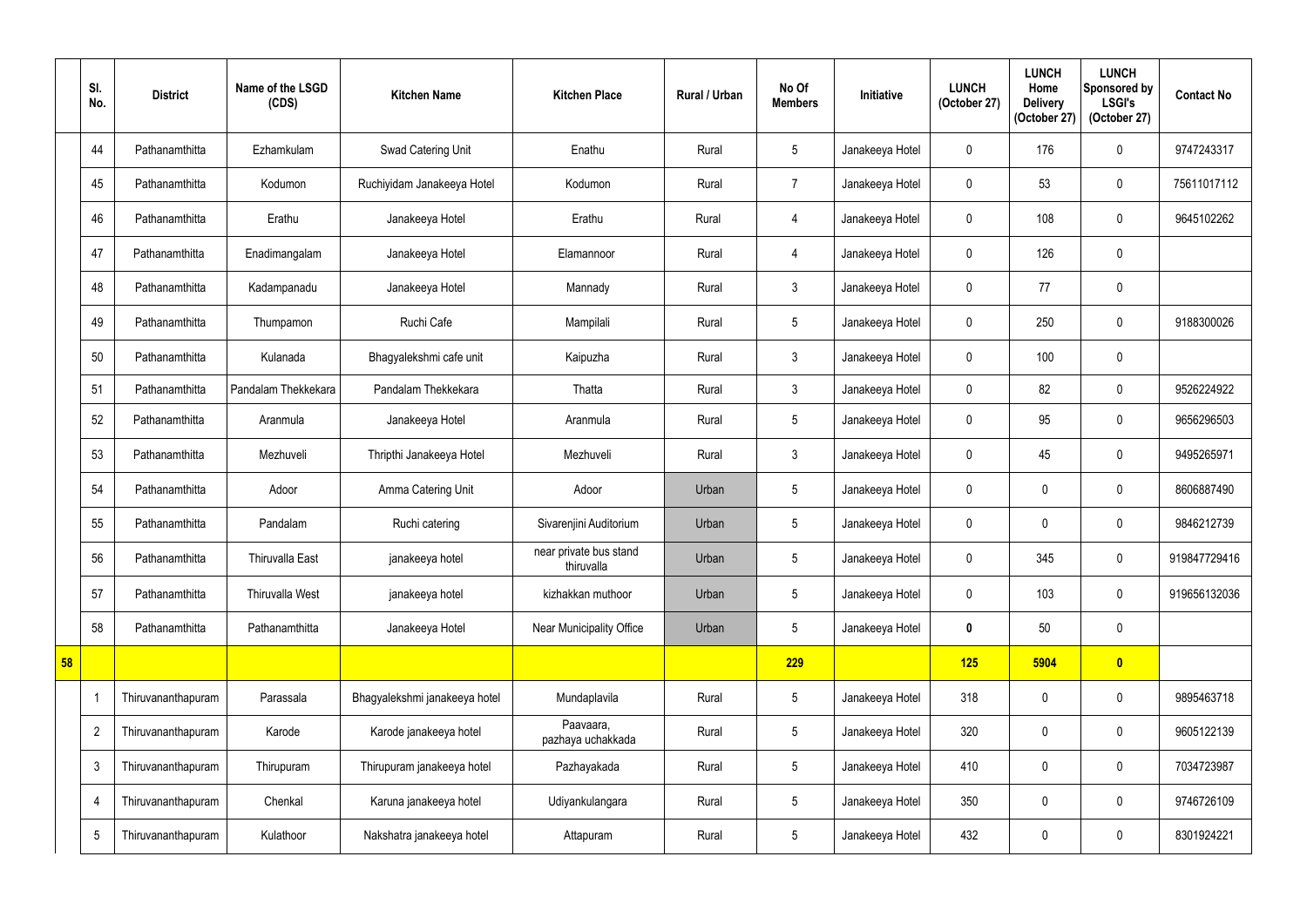| | Sl. No. | District | Name of the LSGD (CDS) | Kitchen Name | Kitchen Place | Rural / Urban | No Of Members | Initiative | LUNCH (October 27) | LUNCH Home Delivery (October 27) | LUNCH Sponsored by LSGI's (October 27) | Contact No |
|---|---|---|---|---|---|---|---|---|---|---|---|---|
| | 44 | Pathanamthitta | Ezhamkulam | Swad Catering Unit | Enathu | Rural | 5 | Janakeeya Hotel | 0 | 176 | 0 | 9747243317 |
| | 45 | Pathanamthitta | Kodumon | Ruchiyidam Janakeeya Hotel | Kodumon | Rural | 7 | Janakeeya Hotel | 0 | 53 | 0 | 75611017112 |
| | 46 | Pathanamthitta | Erathu | Janakeeya Hotel | Erathu | Rural | 4 | Janakeeya Hotel | 0 | 108 | 0 | 9645102262 |
| | 47 | Pathanamthitta | Enadimangalam | Janakeeya Hotel | Elamannoor | Rural | 4 | Janakeeya Hotel | 0 | 126 | 0 | |
| | 48 | Pathanamthitta | Kadampanadu | Janakeeya Hotel | Mannady | Rural | 3 | Janakeeya Hotel | 0 | 77 | 0 | |
| | 49 | Pathanamthitta | Thumpamon | Ruchi Cafe | Mampilali | Rural | 5 | Janakeeya Hotel | 0 | 250 | 0 | 9188300026 |
| | 50 | Pathanamthitta | Kulanada | Bhagyalekshmi cafe unit | Kaipuzha | Rural | 3 | Janakeeya Hotel | 0 | 100 | 0 | |
| | 51 | Pathanamthitta | Pandalam Thekkekara | Pandalam Thekkekara | Thatta | Rural | 3 | Janakeeya Hotel | 0 | 82 | 0 | 9526224922 |
| | 52 | Pathanamthitta | Aranmula | Janakeeya Hotel | Aranmula | Rural | 5 | Janakeeya Hotel | 0 | 95 | 0 | 9656296503 |
| | 53 | Pathanamthitta | Mezhuveli | Thripthi Janakeeya Hotel | Mezhuveli | Rural | 3 | Janakeeya Hotel | 0 | 45 | 0 | 9495265971 |
| | 54 | Pathanamthitta | Adoor | Amma Catering Unit | Adoor | Urban | 5 | Janakeeya Hotel | 0 | 0 | 0 | 8606887490 |
| | 55 | Pathanamthitta | Pandalam | Ruchi catering | Sivarenjini Auditorium | Urban | 5 | Janakeeya Hotel | 0 | 0 | 0 | 9846212739 |
| | 56 | Pathanamthitta | Thiruvalla East | janakeeya hotel | near private bus stand thiruvalla | Urban | 5 | Janakeeya Hotel | 0 | 345 | 0 | 919847729416 |
| | 57 | Pathanamthitta | Thiruvalla West | janakeeya hotel | kizhakkan muthoor | Urban | 5 | Janakeeya Hotel | 0 | 103 | 0 | 919656132036 |
| | 58 | Pathanamthitta | Pathanamthitta | Janakeeya Hotel | Near Municipality Office | Urban | 5 | Janakeeya Hotel | **0** | 50 | 0 | |
| **58** | | | | | | | **229** | | **125** | **5904** | **0** | |
| | 1 | Thiruvananthapuram | Parassala | Bhagyalekshmi janakeeya hotel | Mundaplavila | Rural | 5 | Janakeeya Hotel | 318 | 0 | 0 | 9895463718 |
| | 2 | Thiruvananthapuram | Karode | Karode janakeeya hotel | Paavaara, pazhaya uchakkada | Rural | 5 | Janakeeya Hotel | 320 | 0 | 0 | 9605122139 |
| | 3 | Thiruvananthapuram | Thirupuram | Thirupuram janakeeya hotel | Pazhayakada | Rural | 5 | Janakeeya Hotel | 410 | 0 | 0 | 7034723987 |
| | 4 | Thiruvananthapuram | Chenkal | Karuna janakeeya hotel | Udiyankulangara | Rural | 5 | Janakeeya Hotel | 350 | 0 | 0 | 9746726109 |
| | 5 | Thiruvananthapuram | Kulathoor | Nakshatra janakeeya hotel | Attapuram | Rural | 5 | Janakeeya Hotel | 432 | 0 | 0 | 8301924221 |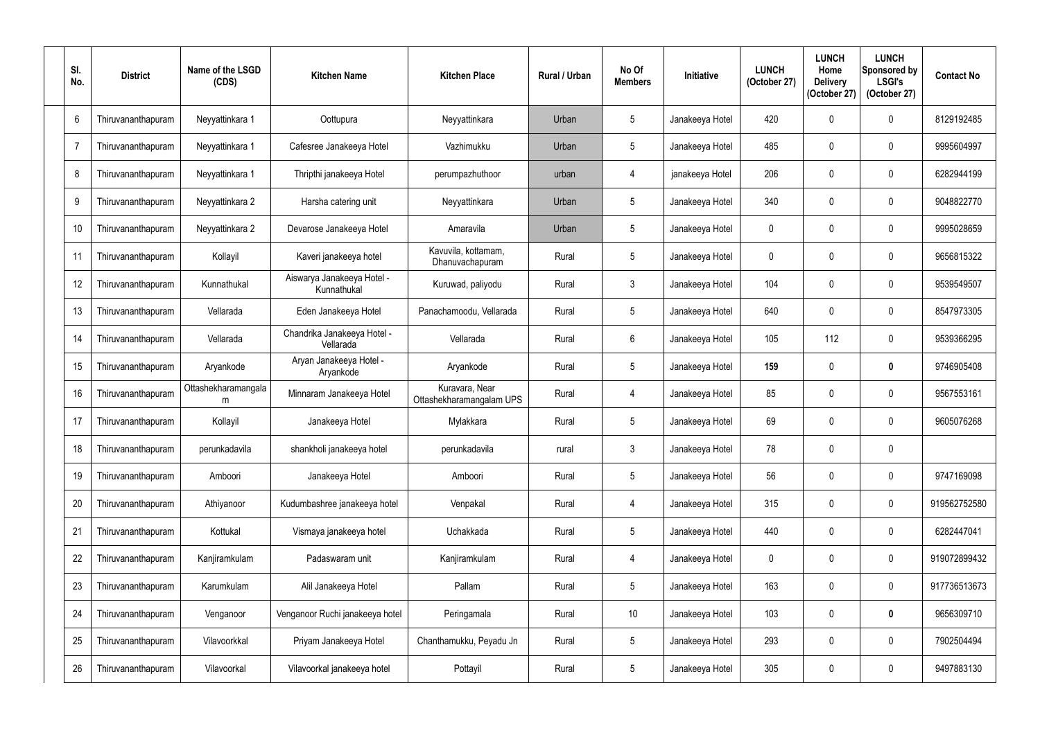| Sl. No. | District | Name of the LSGD (CDS) | Kitchen Name | Kitchen Place | Rural / Urban | No Of Members | Initiative | LUNCH (October 27) | LUNCH Home Delivery (October 27) | LUNCH Sponsored by LSGI's (October 27) | Contact No |
|---|---|---|---|---|---|---|---|---|---|---|---|
| 6 | Thiruvananthapuram | Neyyattinkara 1 | Oottupura | Neyyattinkara | Urban | 5 | Janakeeya Hotel | 420 | 0 | 0 | 8129192485 |
| 7 | Thiruvananthapuram | Neyyattinkara 1 | Cafesree Janakeeya Hotel | Vazhimukku | Urban | 5 | Janakeeya Hotel | 485 | 0 | 0 | 9995604997 |
| 8 | Thiruvananthapuram | Neyyattinkara 1 | Thripthi janakeeya Hotel | perumpazhuthoor | urban | 4 | janakeeya Hotel | 206 | 0 | 0 | 6282944199 |
| 9 | Thiruvananthapuram | Neyyattinkara 2 | Harsha catering unit | Neyyattinkara | Urban | 5 | Janakeeya Hotel | 340 | 0 | 0 | 9048822770 |
| 10 | Thiruvananthapuram | Neyyattinkara 2 | Devarose Janakeeya Hotel | Amaravila | Urban | 5 | Janakeeya Hotel | 0 | 0 | 0 | 9995028659 |
| 11 | Thiruvananthapuram | Kollayil | Kaveri janakeeya hotel | Kavuvila, kottamam, Dhanuvachapuram | Rural | 5 | Janakeeya Hotel | 0 | 0 | 0 | 9656815322 |
| 12 | Thiruvananthapuram | Kunnathukal | Aiswarya Janakeeya Hotel - Kunnathukal | Kuruwad, paliyodu | Rural | 3 | Janakeeya Hotel | 104 | 0 | 0 | 9539549507 |
| 13 | Thiruvananthapuram | Vellarada | Eden Janakeeya Hotel | Panachamoodu, Vellarada | Rural | 5 | Janakeeya Hotel | 640 | 0 | 0 | 8547973305 |
| 14 | Thiruvananthapuram | Vellarada | Chandrika Janakeeya Hotel - Vellarada | Vellarada | Rural | 6 | Janakeeya Hotel | 105 | 112 | 0 | 9539366295 |
| 15 | Thiruvananthapuram | Aryankode | Aryan Janakeeya Hotel - Aryankode | Aryankode | Rural | 5 | Janakeeya Hotel | **159** | 0 | **0** | 9746905408 |
| 16 | Thiruvananthapuram | Ottashekharamangalam | Minnaram Janakeeya Hotel | Kuravara, Near Ottashekharamangalam UPS | Rural | 4 | Janakeeya Hotel | 85 | 0 | 0 | 9567553161 |
| 17 | Thiruvananthapuram | Kollayil | Janakeeya Hotel | Mylakkara | Rural | 5 | Janakeeya Hotel | 69 | 0 | 0 | 9605076268 |
| 18 | Thiruvananthapuram | perunkadavila | shankholi janakeeya hotel | perunkadavila | rural | 3 | Janakeeya Hotel | 78 | 0 | 0 | |
| 19 | Thiruvananthapuram | Amboori | Janakeeya Hotel | Amboori | Rural | 5 | Janakeeya Hotel | 56 | 0 | 0 | 9747169098 |
| 20 | Thiruvananthapuram | Athiyanoor | Kudumbashree janakeeya hotel | Venpakal | Rural | 4 | Janakeeya Hotel | 315 | 0 | 0 | 919562752580 |
| 21 | Thiruvananthapuram | Kottukal | Vismaya janakeeya hotel | Uchakkada | Rural | 5 | Janakeeya Hotel | 440 | 0 | 0 | 6282447041 |
| 22 | Thiruvananthapuram | Kanjiramkulam | Padaswaram unit | Kanjiramkulam | Rural | 4 | Janakeeya Hotel | 0 | 0 | 0 | 919072899432 |
| 23 | Thiruvananthapuram | Karumkulam | Alil Janakeeya Hotel | Pallam | Rural | 5 | Janakeeya Hotel | 163 | 0 | 0 | 917736513673 |
| 24 | Thiruvananthapuram | Venganoor | Venganoor Ruchi janakeeya hotel | Peringamala | Rural | 10 | Janakeeya Hotel | 103 | 0 | **0** | 9656309710 |
| 25 | Thiruvananthapuram | Vilavoorkkal | Priyam Janakeeya Hotel | Chanthamukku, Peyadu Jn | Rural | 5 | Janakeeya Hotel | 293 | 0 | 0 | 7902504494 |
| 26 | Thiruvananthapuram | Vilavoorkal | Vilavoorkal janakeeya hotel | Pottayil | Rural | 5 | Janakeeya Hotel | 305 | 0 | 0 | 9497883130 |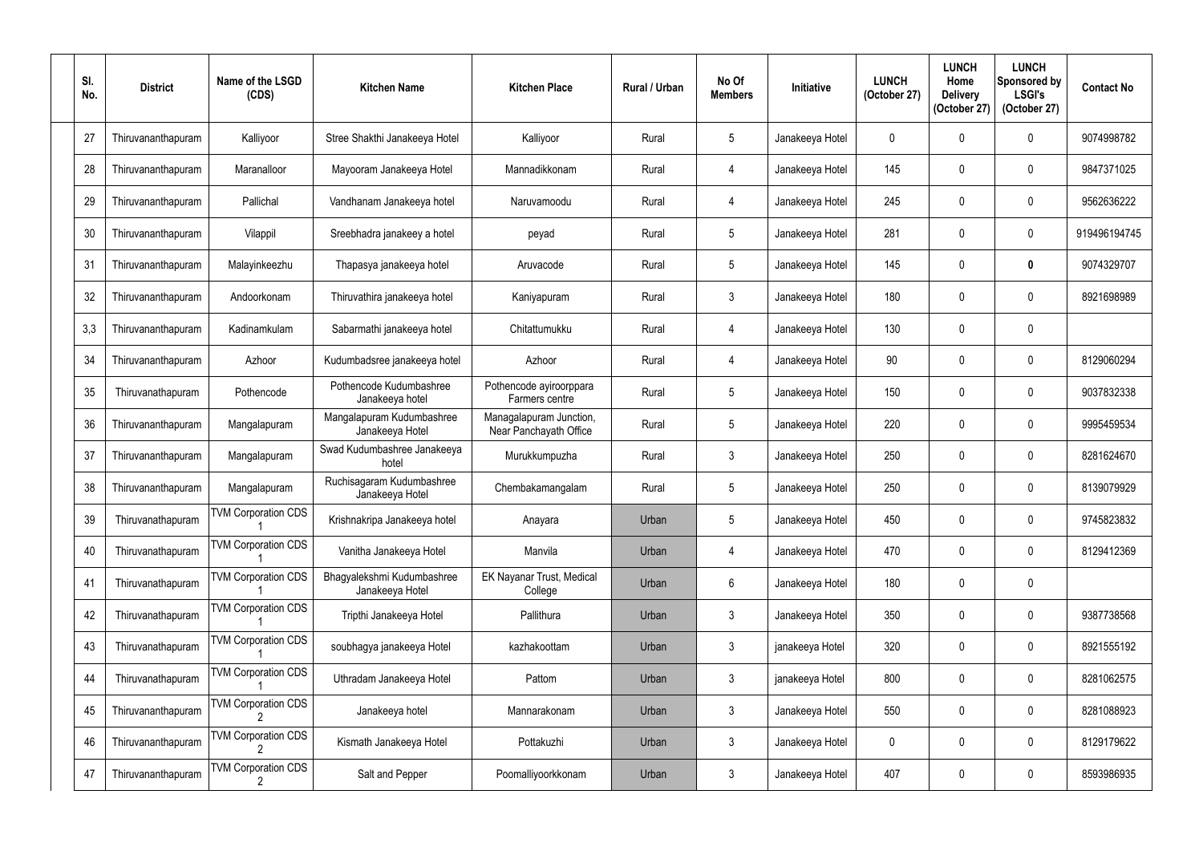| Sl. No. | District | Name of the LSGD (CDS) | Kitchen Name | Kitchen Place | Rural / Urban | No Of Members | Initiative | LUNCH (October 27) | LUNCH Home Delivery (October 27) | LUNCH Sponsored by LSGI's (October 27) | Contact No |
|---|---|---|---|---|---|---|---|---|---|---|---|
| 27 | Thiruvananthapuram | Kalliyoor | Stree Shakthi Janakeeya Hotel | Kalliyoor | Rural | 5 | Janakeeya Hotel | 0 | 0 | 0 | 9074998782 |
| 28 | Thiruvananthapuram | Maranalloor | Mayooram Janakeeya Hotel | Mannadikkonam | Rural | 4 | Janakeeya Hotel | 145 | 0 | 0 | 9847371025 |
| 29 | Thiruvananthapuram | Pallichal | Vandhanam Janakeeya hotel | Naruvamoodu | Rural | 4 | Janakeeya Hotel | 245 | 0 | 0 | 9562636222 |
| 30 | Thiruvananthapuram | Vilappil | Sreebhadra janakeey a hotel | peyad | Rural | 5 | Janakeeya Hotel | 281 | 0 | 0 | 919496194745 |
| 31 | Thiruvananthapuram | Malayinkeezhu | Thapasya janakeeya hotel | Aruvacode | Rural | 5 | Janakeeya Hotel | 145 | 0 | **0** | 9074329707 |
| 32 | Thiruvananthapuram | Andoorkonam | Thiruvathira janakeeya hotel | Kaniyapuram | Rural | 3 | Janakeeya Hotel | 180 | 0 | 0 | 8921698989 |
| 3,3 | Thiruvananthapuram | Kadinamkulam | Sabarmathi janakeeya hotel | Chitattumukku | Rural | 4 | Janakeeya Hotel | 130 | 0 | 0 | |
| 34 | Thiruvananthapuram | Azhoor | Kudumbadsree janakeeya hotel | Azhoor | Rural | 4 | Janakeeya Hotel | 90 | 0 | 0 | 8129060294 |
| 35 | Thiruvanathapuram | Pothencode | Pothencode Kudumbashree Janakeeya hotel | Pothencode ayiroorppara Farmers centre | Rural | 5 | Janakeeya Hotel | 150 | 0 | 0 | 9037832338 |
| 36 | Thiruvananthapuram | Mangalapuram | Mangalapuram Kudumbashree Janakeeya Hotel | Managalapuram Junction, Near Panchayath Office | Rural | 5 | Janakeeya Hotel | 220 | 0 | 0 | 9995459534 |
| 37 | Thiruvananthapuram | Mangalapuram | Swad Kudumbashree Janakeeya hotel | Murukkumpuzha | Rural | 3 | Janakeeya Hotel | 250 | 0 | 0 | 8281624670 |
| 38 | Thiruvananthapuram | Mangalapuram | Ruchisagaram Kudumbashree Janakeeya Hotel | Chembakamangalam | Rural | 5 | Janakeeya Hotel | 250 | 0 | 0 | 8139079929 |
| 39 | Thiruvanathapuram | TVM Corporation CDS 1 | Krishnakripa Janakeeya hotel | Anayara | Urban | 5 | Janakeeya Hotel | 450 | 0 | 0 | 9745823832 |
| 40 | Thiruvanathapuram | TVM Corporation CDS 1 | Vanitha Janakeeya Hotel | Manvila | Urban | 4 | Janakeeya Hotel | 470 | 0 | 0 | 8129412369 |
| 41 | Thiruvanathapuram | TVM Corporation CDS 1 | Bhagyalekshmi Kudumbashree Janakeeya Hotel | EK Nayanar Trust, Medical College | Urban | 6 | Janakeeya Hotel | 180 | 0 | 0 | |
| 42 | Thiruvanathapuram | TVM Corporation CDS 1 | Tripthi Janakeeya Hotel | Pallithura | Urban | 3 | Janakeeya Hotel | 350 | 0 | 0 | 9387738568 |
| 43 | Thiruvanathapuram | TVM Corporation CDS 1 | soubhagya janakeeya Hotel | kazhakoottam | Urban | 3 | janakeeya Hotel | 320 | 0 | 0 | 8921555192 |
| 44 | Thiruvanathapuram | TVM Corporation CDS 1 | Uthradam Janakeeya Hotel | Pattom | Urban | 3 | janakeeya Hotel | 800 | 0 | 0 | 8281062575 |
| 45 | Thiruvananthapuram | TVM Corporation CDS 2 | Janakeeya hotel | Mannarakonam | Urban | 3 | Janakeeya Hotel | 550 | 0 | 0 | 8281088923 |
| 46 | Thiruvananthapuram | TVM Corporation CDS 2 | Kismath Janakeeya Hotel | Pottakuzhi | Urban | 3 | Janakeeya Hotel | 0 | 0 | 0 | 8129179622 |
| 47 | Thiruvananthapuram | TVM Corporation CDS 2 | Salt and Pepper | Poomalliyoorkkonam | Urban | 3 | Janakeeya Hotel | 407 | 0 | 0 | 8593986935 |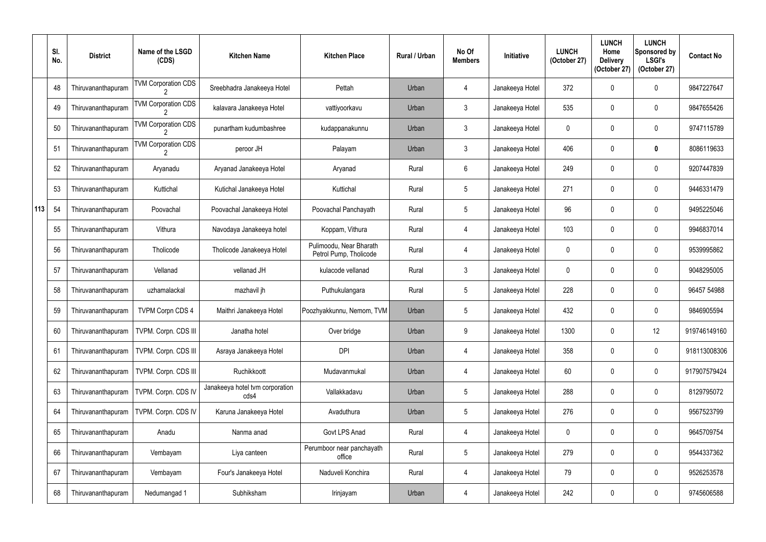| | Sl. No. | District | Name of the LSGD (CDS) | Kitchen Name | Kitchen Place | Rural / Urban | No Of Members | Initiative | LUNCH (October 27) | LUNCH Home Delivery (October 27) | LUNCH Sponsored by LSGI's (October 27) | Contact No |
|---|---|---|---|---|---|---|---|---|---|---|---|---|
| | 48 | Thiruvananthapuram | TVM Corporation CDS 2 | Sreebhadra Janakeeya Hotel | Pettah | Urban | 4 | Janakeeya Hotel | 372 | 0 | 0 | 9847227647 |
| | 49 | Thiruvananthapuram | TVM Corporation CDS 2 | kalavara Janakeeya Hotel | vattiyoorkavu | Urban | 3 | Janakeeya Hotel | 535 | 0 | 0 | 9847655426 |
| | 50 | Thiruvananthapuram | TVM Corporation CDS 2 | punartham kudumbashree | kudappanakunnu | Urban | 3 | Janakeeya Hotel | 0 | 0 | 0 | 9747115789 |
| | 51 | Thiruvananthapuram | TVM Corporation CDS 2 | peroor JH | Palayam | Urban | 3 | Janakeeya Hotel | 406 | 0 | **0** | 8086119633 |
| | 52 | Thiruvananthapuram | Aryanadu | Aryanad Janakeeya Hotel | Aryanad | Rural | 6 | Janakeeya Hotel | 249 | 0 | 0 | 9207447839 |
| | 53 | Thiruvananthapuram | Kuttichal | Kutichal Janakeeya Hotel | Kuttichal | Rural | 5 | Janakeeya Hotel | 271 | 0 | 0 | 9446331479 |
| 113 | 54 | Thiruvananthapuram | Poovachal | Poovachal Janakeeya Hotel | Poovachal Panchayath | Rural | 5 | Janakeeya Hotel | 96 | 0 | 0 | 9495225046 |
| | 55 | Thiruvananthapuram | Vithura | Navodaya Janakeeya hotel | Koppam, Vithura | Rural | 4 | Janakeeya Hotel | 103 | 0 | 0 | 9946837014 |
| | 56 | Thiruvananthapuram | Tholicode | Tholicode Janakeeya Hotel | Pulimoodu, Near Bharath Petrol Pump, Tholicode | Rural | 4 | Janakeeya Hotel | 0 | 0 | 0 | 9539995862 |
| | 57 | Thiruvananthapuram | Vellanad | vellanad JH | kulacode vellanad | Rural | 3 | Janakeeya Hotel | 0 | 0 | 0 | 9048295005 |
| | 58 | Thiruvananthapuram | uzhamalackal | mazhavil jh | Puthukulangara | Rural | 5 | Janakeeya Hotel | 228 | 0 | 0 | 96457 54988 |
| | 59 | Thiruvananthapuram | TVPM Corpn CDS 4 | Maithri Janakeeya Hotel | Poozhyakkunnu, Nemom, TVM | Urban | 5 | Janakeeya Hotel | 432 | 0 | 0 | 9846905594 |
| | 60 | Thiruvananthapuram | TVPM. Corpn. CDS III | Janatha hotel | Over bridge | Urban | 9 | Janakeeya Hotel | 1300 | 0 | 12 | 919746149160 |
| | 61 | Thiruvananthapuram | TVPM. Corpn. CDS III | Asraya Janakeeya Hotel | DPI | Urban | 4 | Janakeeya Hotel | 358 | 0 | 0 | 918113008306 |
| | 62 | Thiruvananthapuram | TVPM. Corpn. CDS III | Ruchikkoott | Mudavanmukal | Urban | 4 | Janakeeya Hotel | 60 | 0 | 0 | 917907579424 |
| | 63 | Thiruvananthapuram | TVPM. Corpn. CDS IV | Janakeeya hotel tvm corporation cds4 | Vallakkadavu | Urban | 5 | Janakeeya Hotel | 288 | 0 | 0 | 8129795072 |
| | 64 | Thiruvananthapuram | TVPM. Corpn. CDS IV | Karuna Janakeeya Hotel | Avaduthura | Urban | 5 | Janakeeya Hotel | 276 | 0 | 0 | 9567523799 |
| | 65 | Thiruvananthapuram | Anadu | Nanma anad | Govt LPS Anad | Rural | 4 | Janakeeya Hotel | 0 | 0 | 0 | 9645709754 |
| | 66 | Thiruvananthapuram | Vembayam | Liya canteen | Perumboor near panchayath office | Rural | 5 | Janakeeya Hotel | 279 | 0 | 0 | 9544337362 |
| | 67 | Thiruvananthapuram | Vembayam | Four's Janakeeya Hotel | Naduveli Konchira | Rural | 4 | Janakeeya Hotel | 79 | 0 | 0 | 9526253578 |
| | 68 | Thiruvananthapuram | Nedumangad 1 | Subhiksham | Irinjayam | Urban | 4 | Janakeeya Hotel | 242 | 0 | 0 | 9745606588 |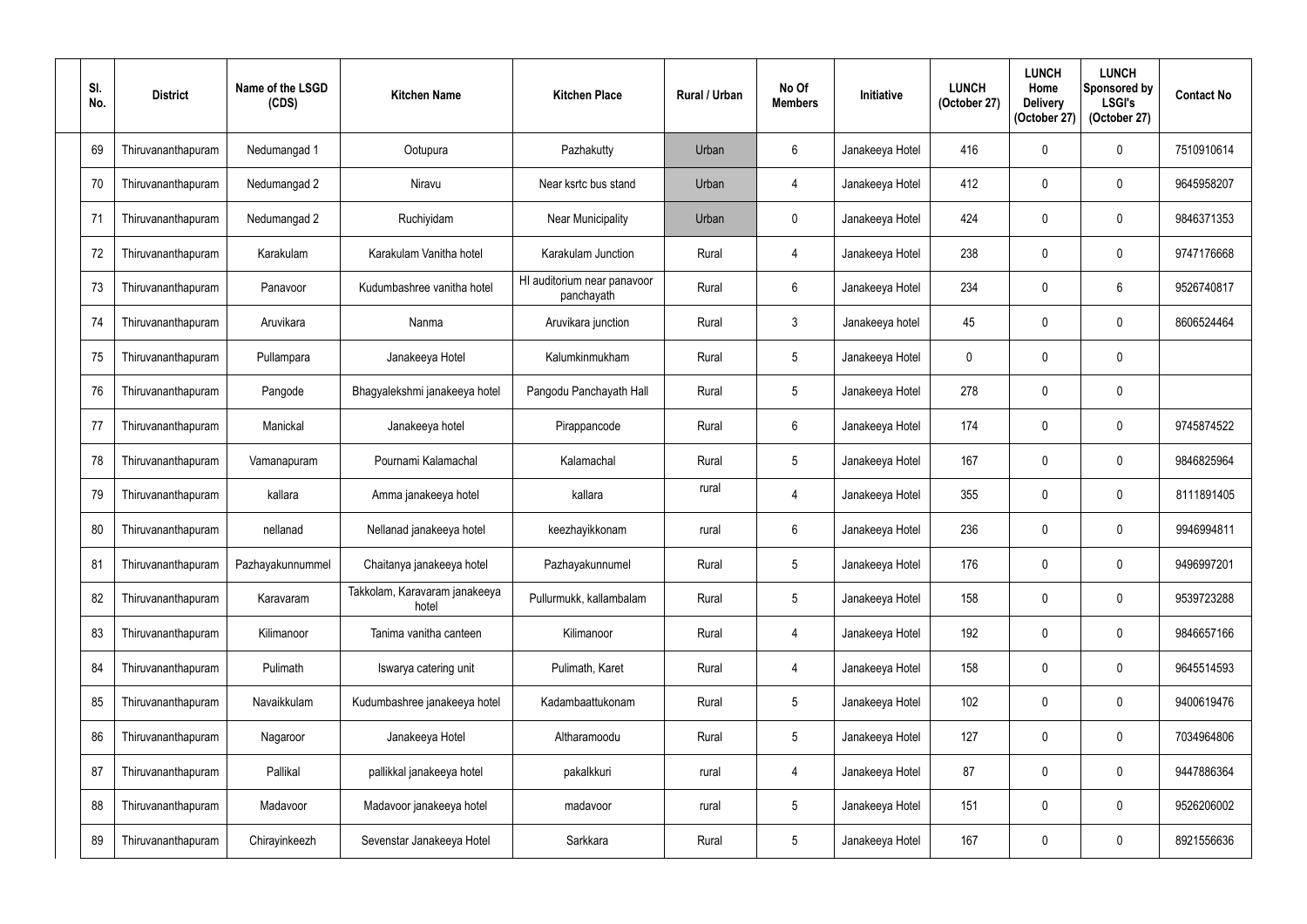| Sl. No. | District | Name of the LSGD (CDS) | Kitchen Name | Kitchen Place | Rural / Urban | No Of Members | Initiative | LUNCH (October 27) | LUNCH Home Delivery (October 27) | LUNCH Sponsored by LSGI's (October 27) | Contact No |
|---|---|---|---|---|---|---|---|---|---|---|---|
| 69 | Thiruvananthapuram | Nedumangad 1 | Ootupura | Pazhakutty | Urban | 6 | Janakeeya Hotel | 416 | 0 | 0 | 7510910614 |
| 70 | Thiruvananthapuram | Nedumangad 2 | Niravu | Near ksrtc bus stand | Urban | 4 | Janakeeya Hotel | 412 | 0 | 0 | 9645958207 |
| 71 | Thiruvananthapuram | Nedumangad 2 | Ruchiyidam | Near Municipality | Urban | 0 | Janakeeya Hotel | 424 | 0 | 0 | 9846371353 |
| 72 | Thiruvananthapuram | Karakulam | Karakulam Vanitha hotel | Karakulam Junction | Rural | 4 | Janakeeya Hotel | 238 | 0 | 0 | 9747176668 |
| 73 | Thiruvananthapuram | Panavoor | Kudumbashree vanitha hotel | HI auditorium near panavoor panchayath | Rural | 6 | Janakeeya Hotel | 234 | 0 | 6 | 9526740817 |
| 74 | Thiruvananthapuram | Aruvikara | Nanma | Aruvikara junction | Rural | 3 | Janakeeya hotel | 45 | 0 | 0 | 8606524464 |
| 75 | Thiruvananthapuram | Pullampara | Janakeeya Hotel | Kalumkinmukham | Rural | 5 | Janakeeya Hotel | 0 | 0 | 0 | |
| 76 | Thiruvananthapuram | Pangode | Bhagyalekshmi janakeeya hotel | Pangodu Panchayath Hall | Rural | 5 | Janakeeya Hotel | 278 | 0 | 0 | |
| 77 | Thiruvananthapuram | Manickal | Janakeeya hotel | Pirappancode | Rural | 6 | Janakeeya Hotel | 174 | 0 | 0 | 9745874522 |
| 78 | Thiruvananthapuram | Vamanapuram | Pournami Kalamachal | Kalamachal | Rural | 5 | Janakeeya Hotel | 167 | 0 | 0 | 9846825964 |
| 79 | Thiruvananthapuram | kallara | Amma janakeeya hotel | kallara | rural | 4 | Janakeeya Hotel | 355 | 0 | 0 | 8111891405 |
| 80 | Thiruvananthapuram | nellanad | Nellanad janakeeya hotel | keezhayikkonam | rural | 6 | Janakeeya Hotel | 236 | 0 | 0 | 9946994811 |
| 81 | Thiruvananthapuram | Pazhayakunnummel | Chaitanya janakeeya hotel | Pazhayakunnumel | Rural | 5 | Janakeeya Hotel | 176 | 0 | 0 | 9496997201 |
| 82 | Thiruvananthapuram | Karavaram | Takkolam, Karavaram janakeeya hotel | Pullurmukk, kallambalam | Rural | 5 | Janakeeya Hotel | 158 | 0 | 0 | 9539723288 |
| 83 | Thiruvananthapuram | Kilimanoor | Tanima vanitha canteen | Kilimanoor | Rural | 4 | Janakeeya Hotel | 192 | 0 | 0 | 9846657166 |
| 84 | Thiruvananthapuram | Pulimath | Iswarya catering unit | Pulimath, Karet | Rural | 4 | Janakeeya Hotel | 158 | 0 | 0 | 9645514593 |
| 85 | Thiruvananthapuram | Navaikkulam | Kudumbashree janakeeya hotel | Kadambaattukonam | Rural | 5 | Janakeeya Hotel | 102 | 0 | 0 | 9400619476 |
| 86 | Thiruvananthapuram | Nagaroor | Janakeeya Hotel | Altharamoodu | Rural | 5 | Janakeeya Hotel | 127 | 0 | 0 | 7034964806 |
| 87 | Thiruvananthapuram | Pallikal | pallikkal janakeeya hotel | pakalkkuri | rural | 4 | Janakeeya Hotel | 87 | 0 | 0 | 9447886364 |
| 88 | Thiruvananthapuram | Madavoor | Madavoor janakeeya hotel | madavoor | rural | 5 | Janakeeya Hotel | 151 | 0 | 0 | 9526206002 |
| 89 | Thiruvananthapuram | Chirayinkeezh | Sevenstar Janakeeya Hotel | Sarkkara | Rural | 5 | Janakeeya Hotel | 167 | 0 | 0 | 8921556636 |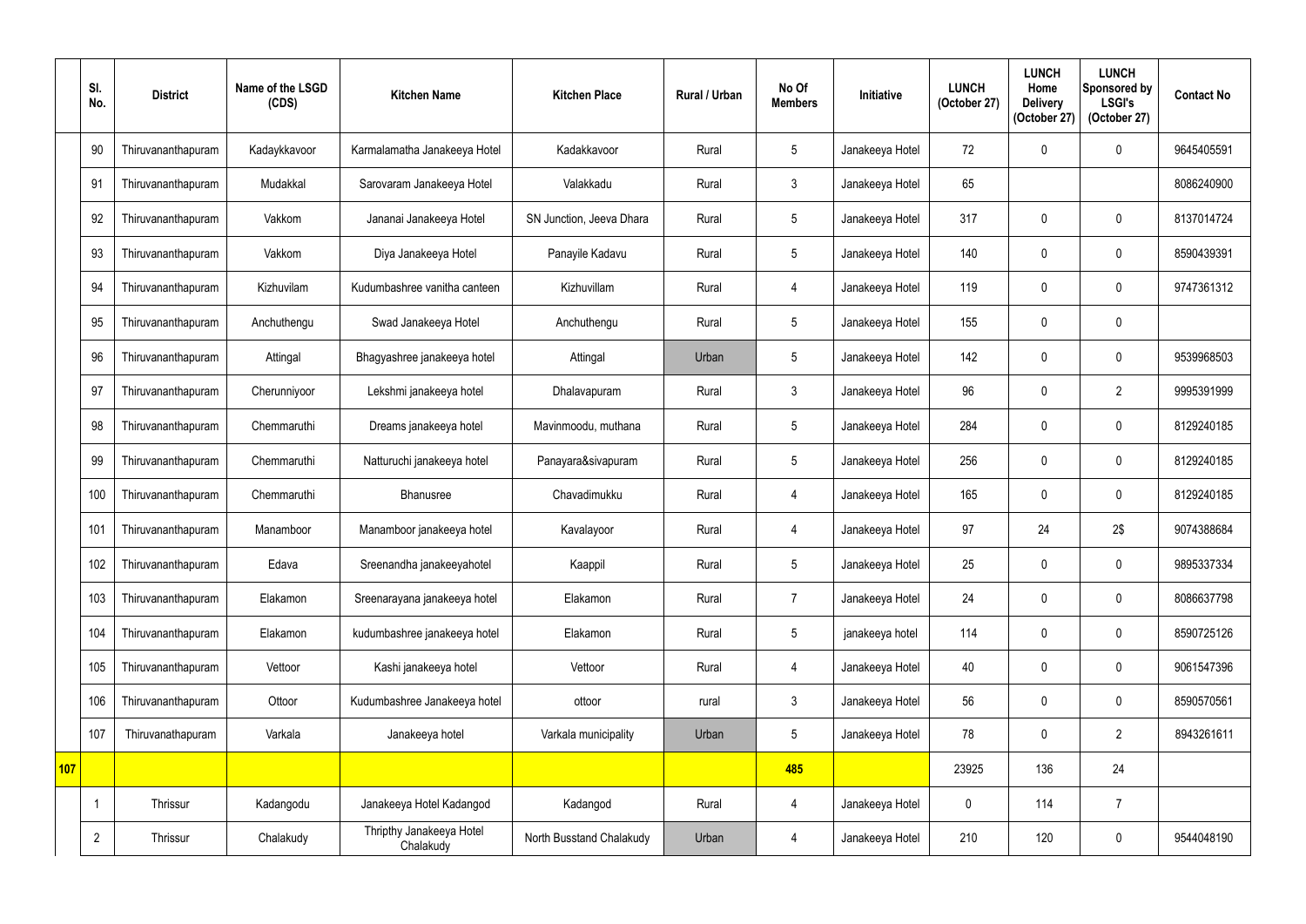| | Sl. No. | District | Name of the LSGD (CDS) | Kitchen Name | Kitchen Place | Rural / Urban | No Of Members | Initiative | LUNCH (October 27) | LUNCH Home Delivery (October 27) | LUNCH Sponsored by LSGI's (October 27) | Contact No |
|---|---|---|---|---|---|---|---|---|---|---|---|---|
| | 90 | Thiruvananthapuram | Kadaykkavoor | Karmalamatha Janakeeya Hotel | Kadakkavoor | Rural | 5 | Janakeeya Hotel | 72 | 0 | 0 | 9645405591 |
| | 91 | Thiruvananthapuram | Mudakkal | Sarovaram Janakeeya Hotel | Valakkadu | Rural | 3 | Janakeeya Hotel | 65 | | | 8086240900 |
| | 92 | Thiruvananthapuram | Vakkom | Jananai Janakeeya Hotel | SN Junction, Jeeva Dhara | Rural | 5 | Janakeeya Hotel | 317 | 0 | 0 | 8137014724 |
| | 93 | Thiruvananthapuram | Vakkom | Diya Janakeeya Hotel | Panayile Kadavu | Rural | 5 | Janakeeya Hotel | 140 | 0 | 0 | 8590439391 |
| | 94 | Thiruvananthapuram | Kizhuvilam | Kudumbashree vanitha canteen | Kizhuvillam | Rural | 4 | Janakeeya Hotel | 119 | 0 | 0 | 9747361312 |
| | 95 | Thiruvananthapuram | Anchuthengu | Swad Janakeeya Hotel | Anchuthengu | Rural | 5 | Janakeeya Hotel | 155 | 0 | 0 | |
| | 96 | Thiruvananthapuram | Attingal | Bhagyashree janakeeya hotel | Attingal | Urban | 5 | Janakeeya Hotel | 142 | 0 | 0 | 9539968503 |
| | 97 | Thiruvananthapuram | Cherunniyoor | Lekshmi janakeeya hotel | Dhalavapuram | Rural | 3 | Janakeeya Hotel | 96 | 0 | 2 | 9995391999 |
| | 98 | Thiruvananthapuram | Chemmaruthi | Dreams janakeeya hotel | Mavinmoodu, muthana | Rural | 5 | Janakeeya Hotel | 284 | 0 | 0 | 8129240185 |
| | 99 | Thiruvananthapuram | Chemmaruthi | Natturuchi janakeeya hotel | Panayara&sivapuram | Rural | 5 | Janakeeya Hotel | 256 | 0 | 0 | 8129240185 |
| | 100 | Thiruvananthapuram | Chemmaruthi | Bhanusree | Chavadimukku | Rural | 4 | Janakeeya Hotel | 165 | 0 | 0 | 8129240185 |
| | 101 | Thiruvananthapuram | Manamboor | Manamboor janakeeya hotel | Kavalayoor | Rural | 4 | Janakeeya Hotel | 97 | 24 | 2$ | 9074388684 |
| | 102 | Thiruvananthapuram | Edava | Sreenandha janakeeyahotel | Kaappil | Rural | 5 | Janakeeya Hotel | 25 | 0 | 0 | 9895337334 |
| | 103 | Thiruvananthapuram | Elakamon | Sreenarayana janakeeya hotel | Elakamon | Rural | 7 | Janakeeya Hotel | 24 | 0 | 0 | 8086637798 |
| | 104 | Thiruvananthapuram | Elakamon | kudumbashree janakeeya hotel | Elakamon | Rural | 5 | janakeeya hotel | 114 | 0 | 0 | 8590725126 |
| | 105 | Thiruvananthapuram | Vettoor | Kashi janakeeya hotel | Vettoor | Rural | 4 | Janakeeya Hotel | 40 | 0 | 0 | 9061547396 |
| | 106 | Thiruvananthapuram | Ottoor | Kudumbashree Janakeeya hotel | ottoor | rural | 3 | Janakeeya Hotel | 56 | 0 | 0 | 8590570561 |
| | 107 | Thiruvanathapuram | Varkala | Janakeeya hotel | Varkala municipality | Urban | 5 | Janakeeya Hotel | 78 | 0 | 2 | 8943261611 |
| **107** | | | | | | | **485** | | 23925 | 136 | 24 | |
| | 1 | Thrissur | Kadangodu | Janakeeya Hotel Kadangod | Kadangod | Rural | 4 | Janakeeya Hotel | 0 | 114 | 7 | |
| | 2 | Thrissur | Chalakudy | Thripthy Janakeeya Hotel Chalakudy | North Busstand Chalakudy | Urban | 4 | Janakeeya Hotel | 210 | 120 | 0 | 9544048190 |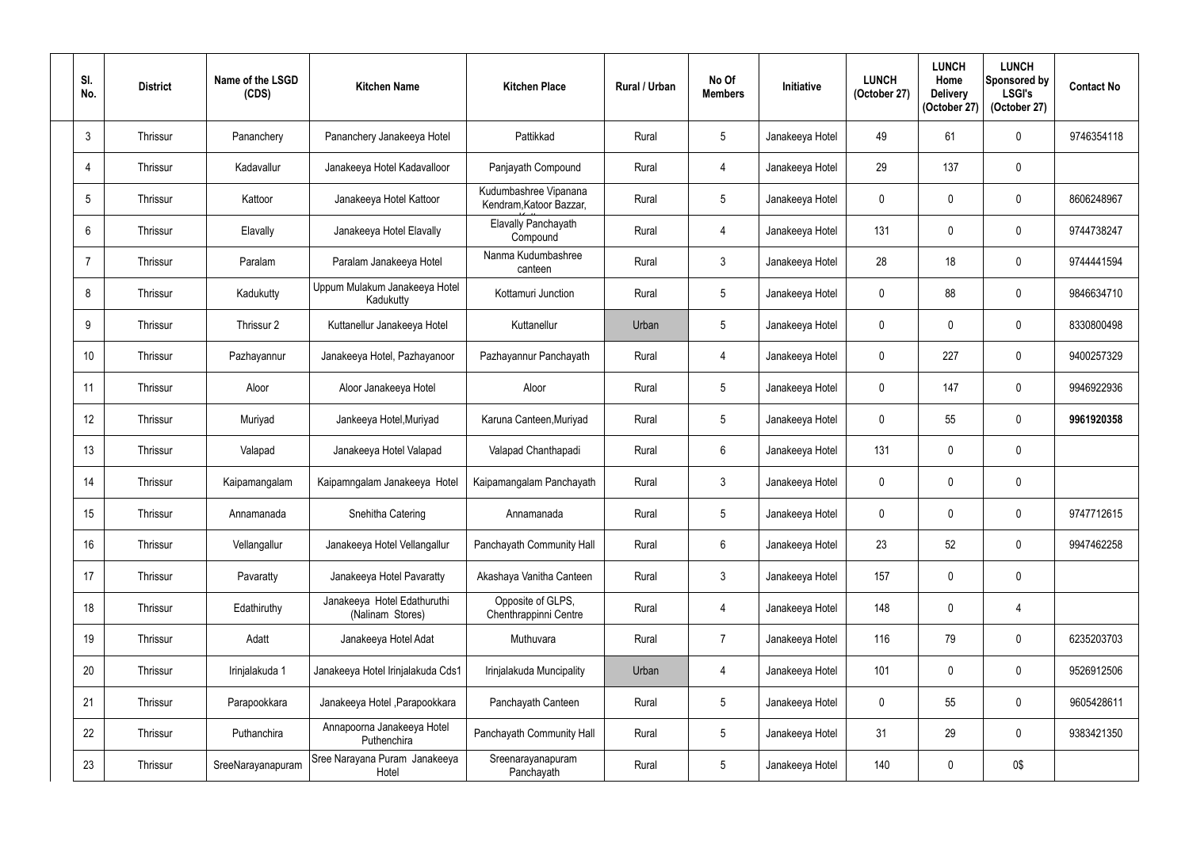| Sl. No. | District | Name of the LSGD (CDS) | Kitchen Name | Kitchen Place | Rural / Urban | No Of Members | Initiative | LUNCH (October 27) | LUNCH Home Delivery (October 27) | LUNCH Sponsored by LSGI's (October 27) | Contact No |
|---|---|---|---|---|---|---|---|---|---|---|---|
| 3 | Thrissur | Pananchery | Pananchery Janakeeya Hotel | Pattikkad | Rural | 5 | Janakeeya Hotel | 49 | 61 | 0 | 9746354118 |
| 4 | Thrissur | Kadavallur | Janakeeya Hotel Kadavalloor | Panjayath Compound | Rural | 4 | Janakeeya Hotel | 29 | 137 | 0 | |
| 5 | Thrissur | Kattoor | Janakeeya Hotel Kattoor | Kudumbashree Vipanana Kendram,Katoor Bazzar, | Rural | 5 | Janakeeya Hotel | 0 | 0 | 0 | 8606248967 |
| 6 | Thrissur | Elavally | Janakeeya Hotel Elavally | Elavally Panchayath Compound | Rural | 4 | Janakeeya Hotel | 131 | 0 | 0 | 9744738247 |
| 7 | Thrissur | Paralam | Paralam Janakeeya Hotel | Nanma Kudumbashree canteen | Rural | 3 | Janakeeya Hotel | 28 | 18 | 0 | 9744441594 |
| 8 | Thrissur | Kadukutty | Uppum Mulakum Janakeeya Hotel Kadukutty | Kottamuri Junction | Rural | 5 | Janakeeya Hotel | 0 | 88 | 0 | 9846634710 |
| 9 | Thrissur | Thrissur 2 | Kuttanellur Janakeeya Hotel | Kuttanellur | Urban | 5 | Janakeeya Hotel | 0 | 0 | 0 | 8330800498 |
| 10 | Thrissur | Pazhayannur | Janakeeya Hotel, Pazhayanoor | Pazhayannur Panchayath | Rural | 4 | Janakeeya Hotel | 0 | 227 | 0 | 9400257329 |
| 11 | Thrissur | Aloor | Aloor Janakeeya Hotel | Aloor | Rural | 5 | Janakeeya Hotel | 0 | 147 | 0 | 9946922936 |
| 12 | Thrissur | Muriyad | Jankeeya Hotel,Muriyad | Karuna Canteen,Muriyad | Rural | 5 | Janakeeya Hotel | 0 | 55 | 0 | **9961920358** |
| 13 | Thrissur | Valapad | Janakeeya Hotel Valapad | Valapad Chanthapadi | Rural | 6 | Janakeeya Hotel | 131 | 0 | 0 | |
| 14 | Thrissur | Kaipamangalam | Kaipamngalam Janakeeya Hotel | Kaipamangalam Panchayath | Rural | 3 | Janakeeya Hotel | 0 | 0 | 0 | |
| 15 | Thrissur | Annamanada | Snehitha Catering | Annamanada | Rural | 5 | Janakeeya Hotel | 0 | 0 | 0 | 9747712615 |
| 16 | Thrissur | Vellangallur | Janakeeya Hotel Vellangallur | Panchayath Community Hall | Rural | 6 | Janakeeya Hotel | 23 | 52 | 0 | 9947462258 |
| 17 | Thrissur | Pavaratty | Janakeeya Hotel Pavaratty | Akashaya Vanitha Canteen | Rural | 3 | Janakeeya Hotel | 157 | 0 | 0 | |
| 18 | Thrissur | Edathiruthy | Janakeeya Hotel Edathuruthi (Nalinam Stores) | Opposite of GLPS, Chenthrappinni Centre | Rural | 4 | Janakeeya Hotel | 148 | 0 | 4 | |
| 19 | Thrissur | Adatt | Janakeeya Hotel Adat | Muthuvara | Rural | 7 | Janakeeya Hotel | 116 | 79 | 0 | 6235203703 |
| 20 | Thrissur | Irinjalakuda 1 | Janakeeya Hotel Irinjalakuda Cds1 | Irinjalakuda Muncipality | Urban | 4 | Janakeeya Hotel | 101 | 0 | 0 | 9526912506 |
| 21 | Thrissur | Parapookkara | Janakeeya Hotel ,Parapookkara | Panchayath Canteen | Rural | 5 | Janakeeya Hotel | 0 | 55 | 0 | 9605428611 |
| 22 | Thrissur | Puthanchira | Annapoorna Janakeeya Hotel Puthenchira | Panchayath Community Hall | Rural | 5 | Janakeeya Hotel | 31 | 29 | 0 | 9383421350 |
| 23 | Thrissur | SreeNarayanapuram | Sree Narayana Puram Janakeeya Hotel | Sreenarayanapuram Panchayath | Rural | 5 | Janakeeya Hotel | 140 | 0 | 0$ | |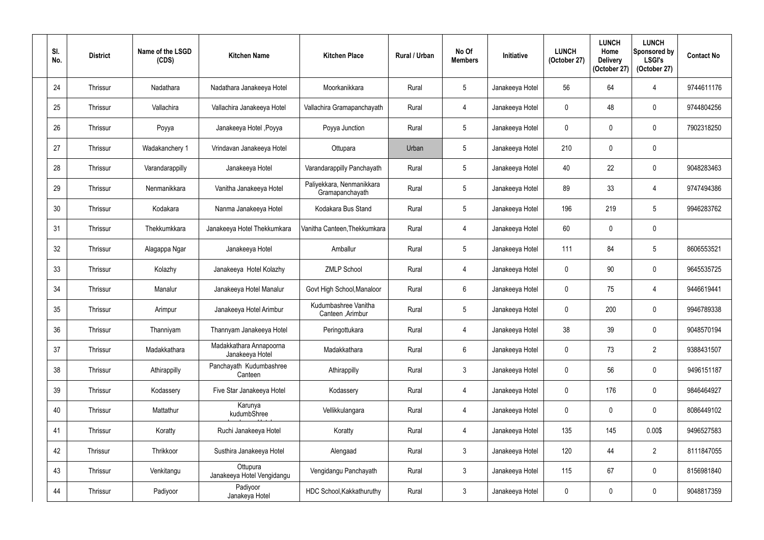| Sl. No. | District | Name of the LSGD (CDS) | Kitchen Name | Kitchen Place | Rural / Urban | No Of Members | Initiative | LUNCH (October 27) | LUNCH Home Delivery (October 27) | LUNCH Sponsored by LSGI's (October 27) | Contact No |
|---|---|---|---|---|---|---|---|---|---|---|---|
| 24 | Thrissur | Nadathara | Nadathara Janakeeya Hotel | Moorkanikkara | Rural | 5 | Janakeeya Hotel | 56 | 64 | 4 | 9744611176 |
| 25 | Thrissur | Vallachira | Vallachira Janakeeya Hotel | Vallachira Gramapanchayath | Rural | 4 | Janakeeya Hotel | 0 | 48 | 0 | 9744804256 |
| 26 | Thrissur | Poyya | Janakeeya Hotel ,Poyya | Poyya Junction | Rural | 5 | Janakeeya Hotel | 0 | 0 | 0 | 7902318250 |
| 27 | Thrissur | Wadakanchery 1 | Vrindavan Janakeeya Hotel | Ottupara | Urban | 5 | Janakeeya Hotel | 210 | 0 | 0 | |
| 28 | Thrissur | Varandarappilly | Janakeeya Hotel | Varandarappilly Panchayath | Rural | 5 | Janakeeya Hotel | 40 | 22 | 0 | 9048283463 |
| 29 | Thrissur | Nenmanikkara | Vanitha Janakeeya Hotel | Paliyekkara, Nenmanikkara Gramapanchayath | Rural | 5 | Janakeeya Hotel | 89 | 33 | 4 | 9747494386 |
| 30 | Thrissur | Kodakara | Nanma Janakeeya Hotel | Kodakara Bus Stand | Rural | 5 | Janakeeya Hotel | 196 | 219 | 5 | 9946283762 |
| 31 | Thrissur | Thekkumkkara | Janakeeya Hotel Thekkumkara | Vanitha Canteen,Thekkumkara | Rural | 4 | Janakeeya Hotel | 60 | 0 | 0 | |
| 32 | Thrissur | Alagappa Ngar | Janakeeya Hotel | Amballur | Rural | 5 | Janakeeya Hotel | 111 | 84 | 5 | 8606553521 |
| 33 | Thrissur | Kolazhy | Janakeeya Hotel Kolazhy | ZMLP School | Rural | 4 | Janakeeya Hotel | 0 | 90 | 0 | 9645535725 |
| 34 | Thrissur | Manalur | Janakeeya Hotel Manalur | Govt High School,Manaloor | Rural | 6 | Janakeeya Hotel | 0 | 75 | 4 | 9446619441 |
| 35 | Thrissur | Arimpur | Janakeeya Hotel Arimbur | Kudumbashree Vanitha Canteen ,Arimbur | Rural | 5 | Janakeeya Hotel | 0 | 200 | 0 | 9946789338 |
| 36 | Thrissur | Thanniyam | Thannyam Janakeeya Hotel | Peringottukara | Rural | 4 | Janakeeya Hotel | 38 | 39 | 0 | 9048570194 |
| 37 | Thrissur | Madakkathara | Madakkathara Annapoorna Janakeeya Hotel | Madakkathara | Rural | 6 | Janakeeya Hotel | 0 | 73 | 2 | 9388431507 |
| 38 | Thrissur | Athirappilly | Panchayath Kudumbashree Canteen | Athirappilly | Rural | 3 | Janakeeya Hotel | 0 | 56 | 0 | 9496151187 |
| 39 | Thrissur | Kodassery | Five Star Janakeeya Hotel | Kodassery | Rural | 4 | Janakeeya Hotel | 0 | 176 | 0 | 9846464927 |
| 40 | Thrissur | Mattathur | Karunya kudumbShree | Vellikkulangara | Rural | 4 | Janakeeya Hotel | 0 | 0 | 0 | 8086449102 |
| 41 | Thrissur | Koratty | Ruchi Janakeeya Hotel | Koratty | Rural | 4 | Janakeeya Hotel | 135 | 145 | 0.00$ | 9496527583 |
| 42 | Thrissur | Thrikkoor | Susthira Janakeeya Hotel | Alengaad | Rural | 3 | Janakeeya Hotel | 120 | 44 | 2 | 8111847055 |
| 43 | Thrissur | Venkitangu | Ottupura Janakeeya Hotel Vengidangu | Vengidangu Panchayath | Rural | 3 | Janakeeya Hotel | 115 | 67 | 0 | 8156981840 |
| 44 | Thrissur | Padiyoor | Padiyoor Janakeya Hotel | HDC School,Kakkathuruthy | Rural | 3 | Janakeeya Hotel | 0 | 0 | 0 | 9048817359 |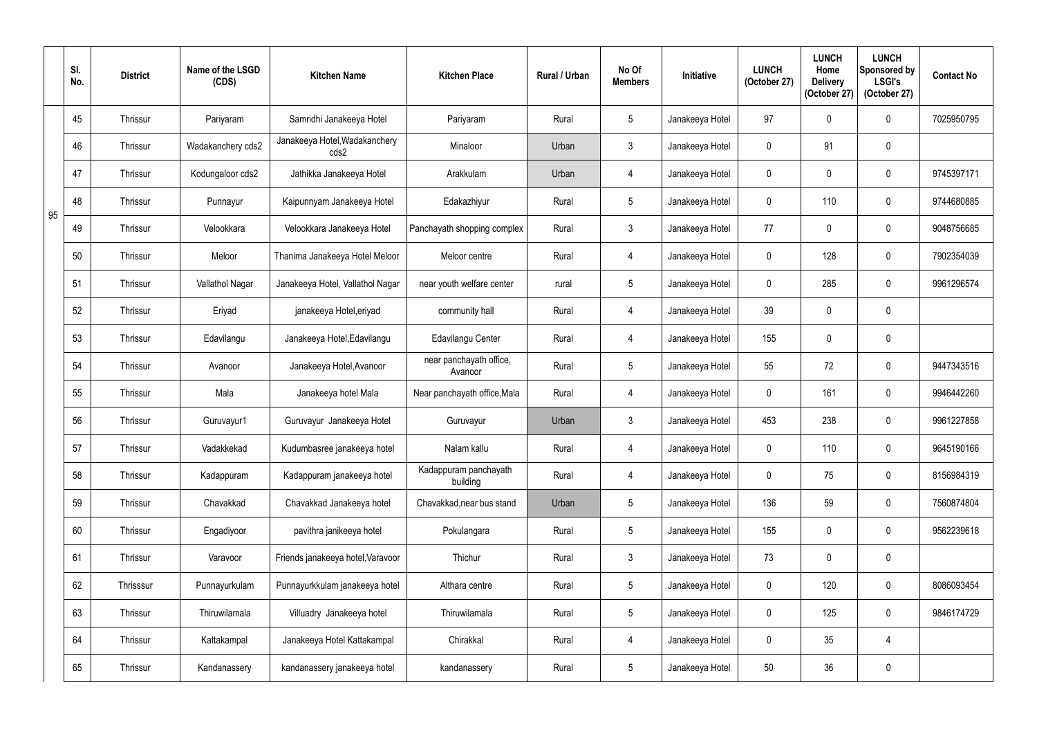| | Sl. No. | District | Name of the LSGD (CDS) | Kitchen Name | Kitchen Place | Rural / Urban | No Of Members | Initiative | LUNCH (October 27) | LUNCH Home Delivery (October 27) | LUNCH Sponsored by LSGI's (October 27) | Contact No |
|---|---|---|---|---|---|---|---|---|---|---|---|---|
| 95 | 45 | Thrissur | Pariyaram | Samridhi Janakeeya Hotel | Pariyaram | Rural | 5 | Janakeeya Hotel | 97 | 0 | 0 | 7025950795 |
| | 46 | Thrissur | Wadakanchery cds2 | Janakeeya Hotel,Wadakanchery cds2 | Minaloor | Urban | 3 | Janakeeya Hotel | 0 | 91 | 0 | |
| | 47 | Thrissur | Kodungaloor cds2 | Jathikka Janakeeya Hotel | Arakkulam | Urban | 4 | Janakeeya Hotel | 0 | 0 | 0 | 9745397171 |
| | 48 | Thrissur | Punnayur | Kaipunnyam Janakeeya Hotel | Edakazhiyur | Rural | 5 | Janakeeya Hotel | 0 | 110 | 0 | 9744680885 |
| | 49 | Thrissur | Velookkara | Velookkara Janakeeya Hotel | Panchayath shopping complex | Rural | 3 | Janakeeya Hotel | 77 | 0 | 0 | 9048756685 |
| | 50 | Thrissur | Meloor | Thanima Janakeeya Hotel Meloor | Meloor centre | Rural | 4 | Janakeeya Hotel | 0 | 128 | 0 | 7902354039 |
| | 51 | Thrissur | Vallathol Nagar | Janakeeya Hotel, Vallathol Nagar | near youth welfare center | rural | 5 | Janakeeya Hotel | 0 | 285 | 0 | 9961296574 |
| | 52 | Thrissur | Eriyad | janakeeya Hotel,eriyad | community hall | Rural | 4 | Janakeeya Hotel | 39 | 0 | 0 | |
| | 53 | Thrissur | Edavilangu | Janakeeya Hotel,Edavilangu | Edavilangu Center | Rural | 4 | Janakeeya Hotel | 155 | 0 | 0 | |
| | 54 | Thrissur | Avanoor | Janakeeya Hotel,Avanoor | near panchayath office, Avanoor | Rural | 5 | Janakeeya Hotel | 55 | 72 | 0 | 9447343516 |
| | 55 | Thrissur | Mala | Janakeeya hotel Mala | Near panchayath office,Mala | Rural | 4 | Janakeeya Hotel | 0 | 161 | 0 | 9946442260 |
| | 56 | Thrissur | Guruvayur1 | Guruvayur Janakeeya Hotel | Guruvayur | Urban | 3 | Janakeeya Hotel | 453 | 238 | 0 | 9961227858 |
| | 57 | Thrissur | Vadakkekad | Kudumbasree janakeeya hotel | Nalam kallu | Rural | 4 | Janakeeya Hotel | 0 | 110 | 0 | 9645190166 |
| | 58 | Thrissur | Kadappuram | Kadappuram janakeeya hotel | Kadappuram panchayath building | Rural | 4 | Janakeeya Hotel | 0 | 75 | 0 | 8156984319 |
| | 59 | Thrissur | Chavakkad | Chavakkad Janakeeya hotel | Chavakkad,near bus stand | Urban | 5 | Janakeeya Hotel | 136 | 59 | 0 | 7560874804 |
| | 60 | Thrissur | Engadiyoor | pavithra janikeeya hotel | Pokulangara | Rural | 5 | Janakeeya Hotel | 155 | 0 | 0 | 9562239618 |
| | 61 | Thrissur | Varavoor | Friends janakeeya hotel,Varavoor | Thichur | Rural | 3 | Janakeeya Hotel | 73 | 0 | 0 | |
| | 62 | Thrisssur | Punnayurkulam | Punnayurkkulam janakeeya hotel | Althara centre | Rural | 5 | Janakeeya Hotel | 0 | 120 | 0 | 8086093454 |
| | 63 | Thrissur | Thiruwilamala | Villuadry Janakeeya hotel | Thiruwilamala | Rural | 5 | Janakeeya Hotel | 0 | 125 | 0 | 9846174729 |
| | 64 | Thrissur | Kattakampal | Janakeeya Hotel Kattakampal | Chirakkal | Rural | 4 | Janakeeya Hotel | 0 | 35 | 4 | |
| | 65 | Thrissur | Kandanassery | kandanassery janakeeya hotel | kandanassery | Rural | 5 | Janakeeya Hotel | 50 | 36 | 0 | |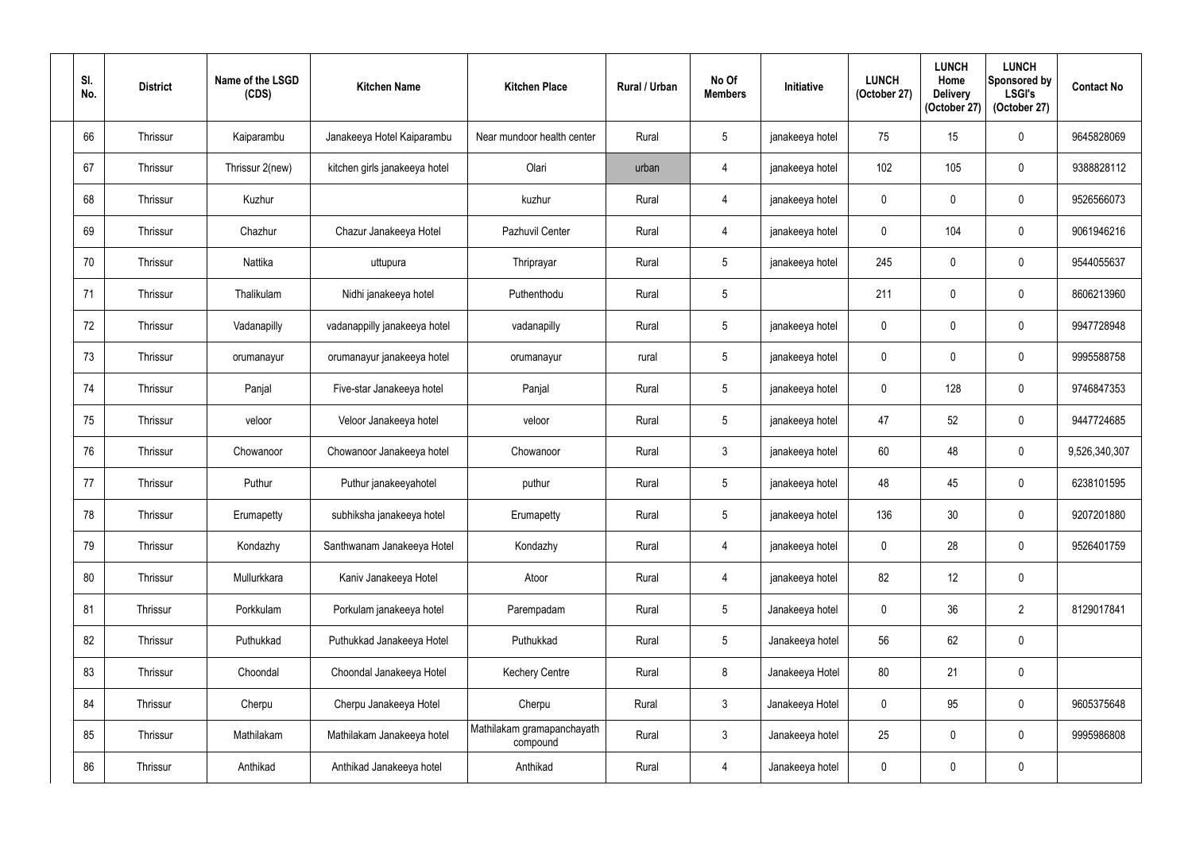| Sl. No. | District | Name of the LSGD (CDS) | Kitchen Name | Kitchen Place | Rural / Urban | No Of Members | Initiative | LUNCH (October 27) | LUNCH Home Delivery (October 27) | LUNCH Sponsored by LSGI's (October 27) | Contact No |
|---|---|---|---|---|---|---|---|---|---|---|---|
| 66 | Thrissur | Kaiparambu | Janakeeya Hotel Kaiparambu | Near mundoor health center | Rural | 5 | janakeeya hotel | 75 | 15 | 0 | 9645828069 |
| 67 | Thrissur | Thrissur 2(new) | kitchen girls janakeeya hotel | Olari | urban | 4 | janakeeya hotel | 102 | 105 | 0 | 9388828112 |
| 68 | Thrissur | Kuzhur | | kuzhur | Rural | 4 | janakeeya hotel | 0 | 0 | 0 | 9526566073 |
| 69 | Thrissur | Chazhur | Chazur Janakeeya Hotel | Pazhuvil Center | Rural | 4 | janakeeya hotel | 0 | 104 | 0 | 9061946216 |
| 70 | Thrissur | Nattika | uttupura | Thriprayar | Rural | 5 | janakeeya hotel | 245 | 0 | 0 | 9544055637 |
| 71 | Thrissur | Thalikulam | Nidhi janakeeya hotel | Puthenthodu | Rural | 5 | | 211 | 0 | 0 | 8606213960 |
| 72 | Thrissur | Vadanapilly | vadanappilly janakeeya hotel | vadanapilly | Rural | 5 | janakeeya hotel | 0 | 0 | 0 | 9947728948 |
| 73 | Thrissur | orumanayur | orumanayur janakeeya hotel | orumanayur | rural | 5 | janakeeya hotel | 0 | 0 | 0 | 9995588758 |
| 74 | Thrissur | Panjal | Five-star Janakeeya hotel | Panjal | Rural | 5 | janakeeya hotel | 0 | 128 | 0 | 9746847353 |
| 75 | Thrissur | veloor | Veloor Janakeeya hotel | veloor | Rural | 5 | janakeeya hotel | 47 | 52 | 0 | 9447724685 |
| 76 | Thrissur | Chowanoor | Chowanoor Janakeeya hotel | Chowanoor | Rural | 3 | janakeeya hotel | 60 | 48 | 0 | 9,526,340,307 |
| 77 | Thrissur | Puthur | Puthur janakeeyahotel | puthur | Rural | 5 | janakeeya hotel | 48 | 45 | 0 | 6238101595 |
| 78 | Thrissur | Erumapetty | subhiksha janakeeya hotel | Erumapetty | Rural | 5 | janakeeya hotel | 136 | 30 | 0 | 9207201880 |
| 79 | Thrissur | Kondazhy | Santhwanam Janakeeya Hotel | Kondazhy | Rural | 4 | janakeeya hotel | 0 | 28 | 0 | 9526401759 |
| 80 | Thrissur | Mullurkkara | Kaniv Janakeeya Hotel | Atoor | Rural | 4 | janakeeya hotel | 82 | 12 | 0 | |
| 81 | Thrissur | Porkkulam | Porkulam janakeeya hotel | Parempadam | Rural | 5 | Janakeeya hotel | 0 | 36 | 2 | 8129017841 |
| 82 | Thrissur | Puthukkad | Puthukkad Janakeeya Hotel | Puthukkad | Rural | 5 | Janakeeya hotel | 56 | 62 | 0 | |
| 83 | Thrissur | Choondal | Choondal Janakeeya Hotel | Kechery Centre | Rural | 8 | Janakeeya Hotel | 80 | 21 | 0 | |
| 84 | Thrissur | Cherpu | Cherpu Janakeeya Hotel | Cherpu | Rural | 3 | Janakeeya Hotel | 0 | 95 | 0 | 9605375648 |
| 85 | Thrissur | Mathilakam | Mathilakam Janakeeya hotel | Mathilakam gramapanchayath compound | Rural | 3 | Janakeeya hotel | 25 | 0 | 0 | 9995986808 |
| 86 | Thrissur | Anthikad | Anthikad Janakeeya hotel | Anthikad | Rural | 4 | Janakeeya hotel | 0 | 0 | 0 | |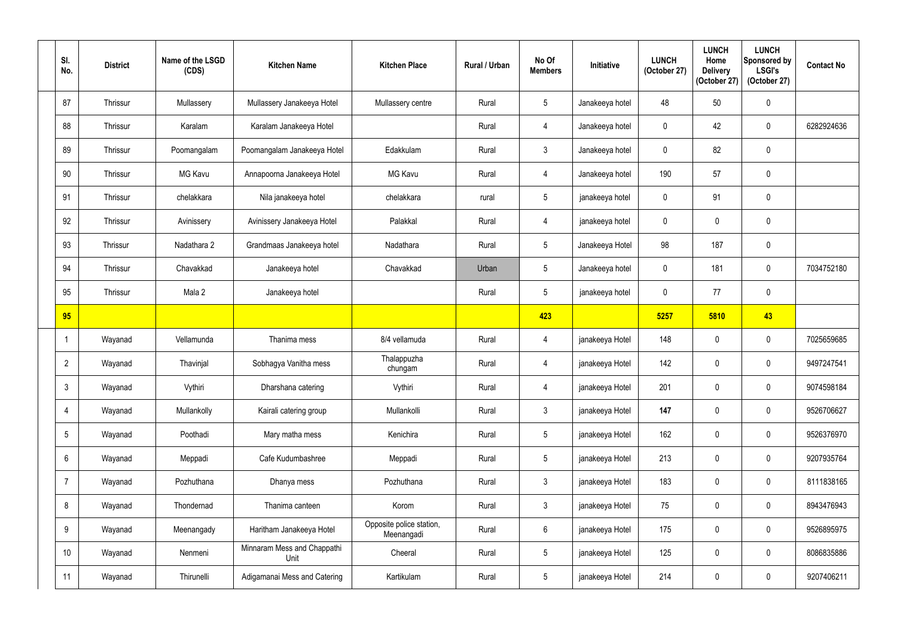| Sl. No. | District | Name of the LSGD (CDS) | Kitchen Name | Kitchen Place | Rural / Urban | No Of Members | Initiative | LUNCH (October 27) | LUNCH Home Delivery (October 27) | LUNCH Sponsored by LSGI's (October 27) | Contact No |
|---|---|---|---|---|---|---|---|---|---|---|---|
| 87 | Thrissur | Mullassery | Mullassery Janakeeya Hotel | Mullassery centre | Rural | 5 | Janakeeya hotel | 48 | 50 | 0 | |
| 88 | Thrissur | Karalam | Karalam Janakeeya Hotel | | Rural | 4 | Janakeeya hotel | 0 | 42 | 0 | 6282924636 |
| 89 | Thrissur | Poomangalam | Poomangalam Janakeeya Hotel | Edakkulam | Rural | 3 | Janakeeya hotel | 0 | 82 | 0 | |
| 90 | Thrissur | MG Kavu | Annapoorna Janakeeya Hotel | MG Kavu | Rural | 4 | Janakeeya hotel | 190 | 57 | 0 | |
| 91 | Thrissur | chelakkara | Nila janakeeya hotel | chelakkara | rural | 5 | janakeeya hotel | 0 | 91 | 0 | |
| 92 | Thrissur | Avinissery | Avinissery Janakeeya Hotel | Palakkal | Rural | 4 | janakeeya hotel | 0 | 0 | 0 | |
| 93 | Thrissur | Nadathara 2 | Grandmaas Janakeeya hotel | Nadathara | Rural | 5 | Janakeeya Hotel | 98 | 187 | 0 | |
| 94 | Thrissur | Chavakkad | Janakeeya hotel | Chavakkad | Urban | 5 | Janakeeya hotel | 0 | 181 | 0 | 7034752180 |
| 95 | Thrissur | Mala 2 | Janakeeya hotel | | Rural | 5 | janakeeya hotel | 0 | 77 | 0 | |
| **95** | | | | | | **423** | | **5257** | **5810** | **43** | |
| 1 | Wayanad | Vellamunda | Thanima mess | 8/4 vellamuda | Rural | 4 | janakeeya Hotel | 148 | 0 | 0 | 7025659685 |
| 2 | Wayanad | Thavinjal | Sobhagya Vanitha mess | Thalappuzha chungam | Rural | 4 | janakeeya Hotel | 142 | 0 | 0 | 9497247541 |
| 3 | Wayanad | Vythiri | Dharshana catering | Vythiri | Rural | 4 | janakeeya Hotel | 201 | 0 | 0 | 9074598184 |
| 4 | Wayanad | Mullankolly | Kairali catering group | Mullankolli | Rural | 3 | janakeeya Hotel | **147** | 0 | 0 | 9526706627 |
| 5 | Wayanad | Poothadi | Mary matha mess | Kenichira | Rural | 5 | janakeeya Hotel | 162 | 0 | 0 | 9526376970 |
| 6 | Wayanad | Meppadi | Cafe Kudumbashree | Meppadi | Rural | 5 | janakeeya Hotel | 213 | 0 | 0 | 9207935764 |
| 7 | Wayanad | Pozhuthana | Dhanya mess | Pozhuthana | Rural | 3 | janakeeya Hotel | 183 | 0 | 0 | 8111838165 |
| 8 | Wayanad | Thondernad | Thanima canteen | Korom | Rural | 3 | janakeeya Hotel | 75 | 0 | 0 | 8943476943 |
| 9 | Wayanad | Meenangady | Haritham Janakeeya Hotel | Opposite police station, Meenangadi | Rural | 6 | janakeeya Hotel | 175 | 0 | 0 | 9526895975 |
| 10 | Wayanad | Nenmeni | Minnaram Mess and Chappathi Unit | Cheeral | Rural | 5 | janakeeya Hotel | 125 | 0 | 0 | 8086835886 |
| 11 | Wayanad | Thirunelli | Adigamanai Mess and Catering | Kartikulam | Rural | 5 | janakeeya Hotel | 214 | 0 | 0 | 9207406211 |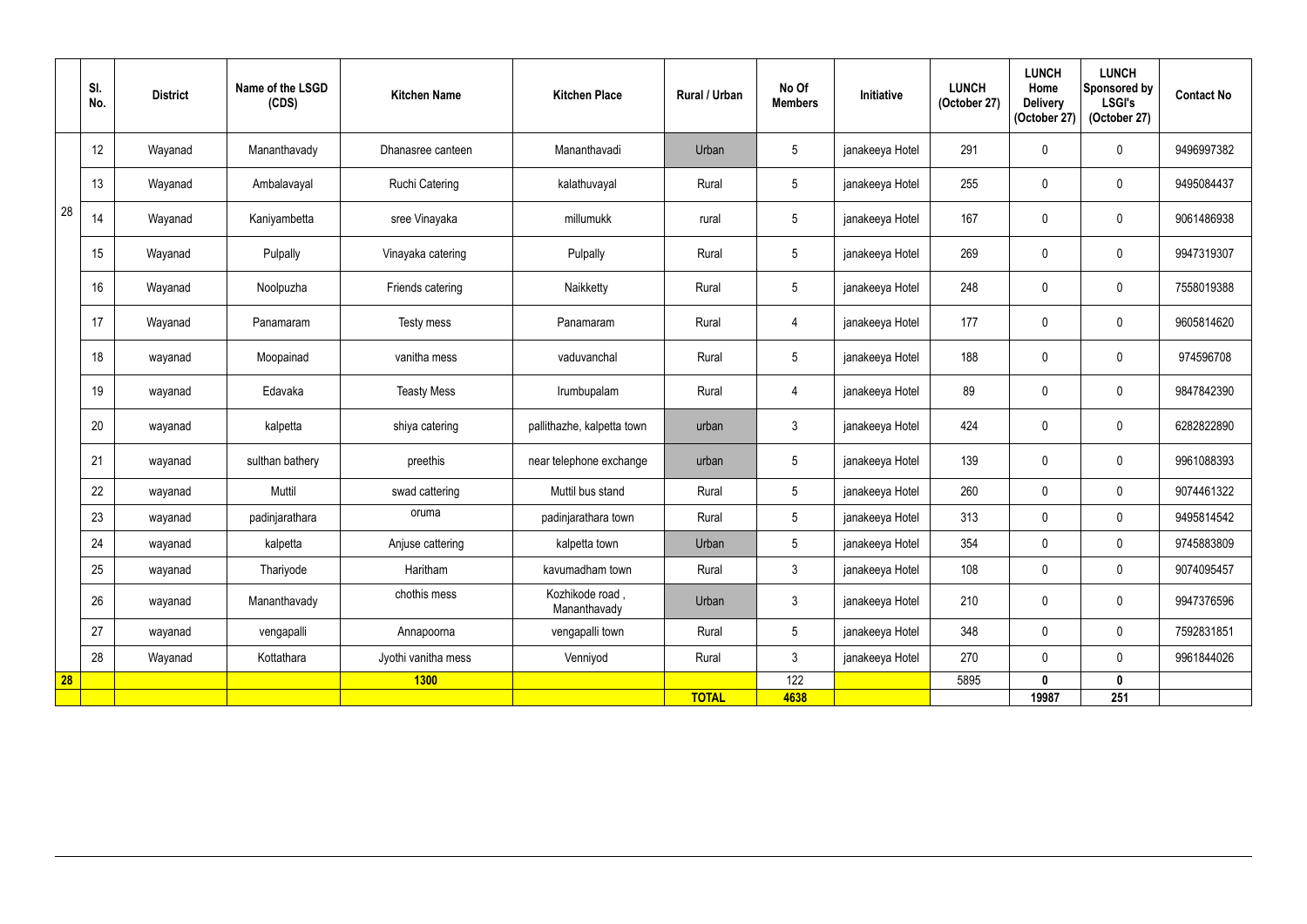| | Sl. No. | District | Name of the LSGD (CDS) | Kitchen Name | Kitchen Place | Rural / Urban | No Of Members | Initiative | LUNCH (October 27) | LUNCH Home Delivery (October 27) | LUNCH Sponsored by LSGI's (October 27) | Contact No |
|---|---|---|---|---|---|---|---|---|---|---|---|---|
| 28 | 12 | Wayanad | Mananthavady | Dhanasree canteen | Mananthavadi | Urban | 5 | janakeeya Hotel | 291 | 0 | 0 | 9496997382 |
| | 13 | Wayanad | Ambalavayal | Ruchi Catering | kalathuvayal | Rural | 5 | janakeeya Hotel | 255 | 0 | 0 | 9495084437 |
| | 14 | Wayanad | Kaniyambetta | sree Vinayaka | millumukk | rural | 5 | janakeeya Hotel | 167 | 0 | 0 | 9061486938 |
| | 15 | Wayanad | Pulpally | Vinayaka catering | Pulpally | Rural | 5 | janakeeya Hotel | 269 | 0 | 0 | 9947319307 |
| | 16 | Wayanad | Noolpuzha | Friends catering | Naikketty | Rural | 5 | janakeeya Hotel | 248 | 0 | 0 | 7558019388 |
| | 17 | Wayanad | Panamaram | Testy mess | Panamaram | Rural | 4 | janakeeya Hotel | 177 | 0 | 0 | 9605814620 |
| | 18 | wayanad | Moopainad | vanitha mess | vaduvanchal | Rural | 5 | janakeeya Hotel | 188 | 0 | 0 | 974596708 |
| | 19 | wayanad | Edavaka | Teasty Mess | Irumbupalam | Rural | 4 | janakeeya Hotel | 89 | 0 | 0 | 9847842390 |
| | 20 | wayanad | kalpetta | shiya catering | pallithazhe, kalpetta town | urban | 3 | janakeeya Hotel | 424 | 0 | 0 | 6282822890 |
| | 21 | wayanad | sulthan bathery | preethis | near telephone exchange | urban | 5 | janakeeya Hotel | 139 | 0 | 0 | 9961088393 |
| | 22 | wayanad | Muttil | swad cattering | Muttil bus stand | Rural | 5 | janakeeya Hotel | 260 | 0 | 0 | 9074461322 |
| | 23 | wayanad | padinjarathara | oruma | padinjarathara town | Rural | 5 | janakeeya Hotel | 313 | 0 | 0 | 9495814542 |
| | 24 | wayanad | kalpetta | Anjuse cattering | kalpetta town | Urban | 5 | janakeeya Hotel | 354 | 0 | 0 | 9745883809 |
| | 25 | wayanad | Thariyode | Haritham | kavumadham town | Rural | 3 | janakeeya Hotel | 108 | 0 | 0 | 9074095457 |
| | 26 | wayanad | Mananthavady | chothis mess | Kozhikode road , Mananthavady | Urban | 3 | janakeeya Hotel | 210 | 0 | 0 | 9947376596 |
| | 27 | wayanad | vengapalli | Annapoorna | vengapalli town | Rural | 5 | janakeeya Hotel | 348 | 0 | 0 | 7592831851 |
| | 28 | Wayanad | Kottathara | Jyothi vanitha mess | Venniyod | Rural | 3 | janakeeya Hotel | 270 | 0 | 0 | 9961844026 |
| **28** | | | | **1300** | | | 122 | | 5895 | **0** | **0** | |
| | | | | | | **TOTAL** | **4638** | | | **19987** | **251** | |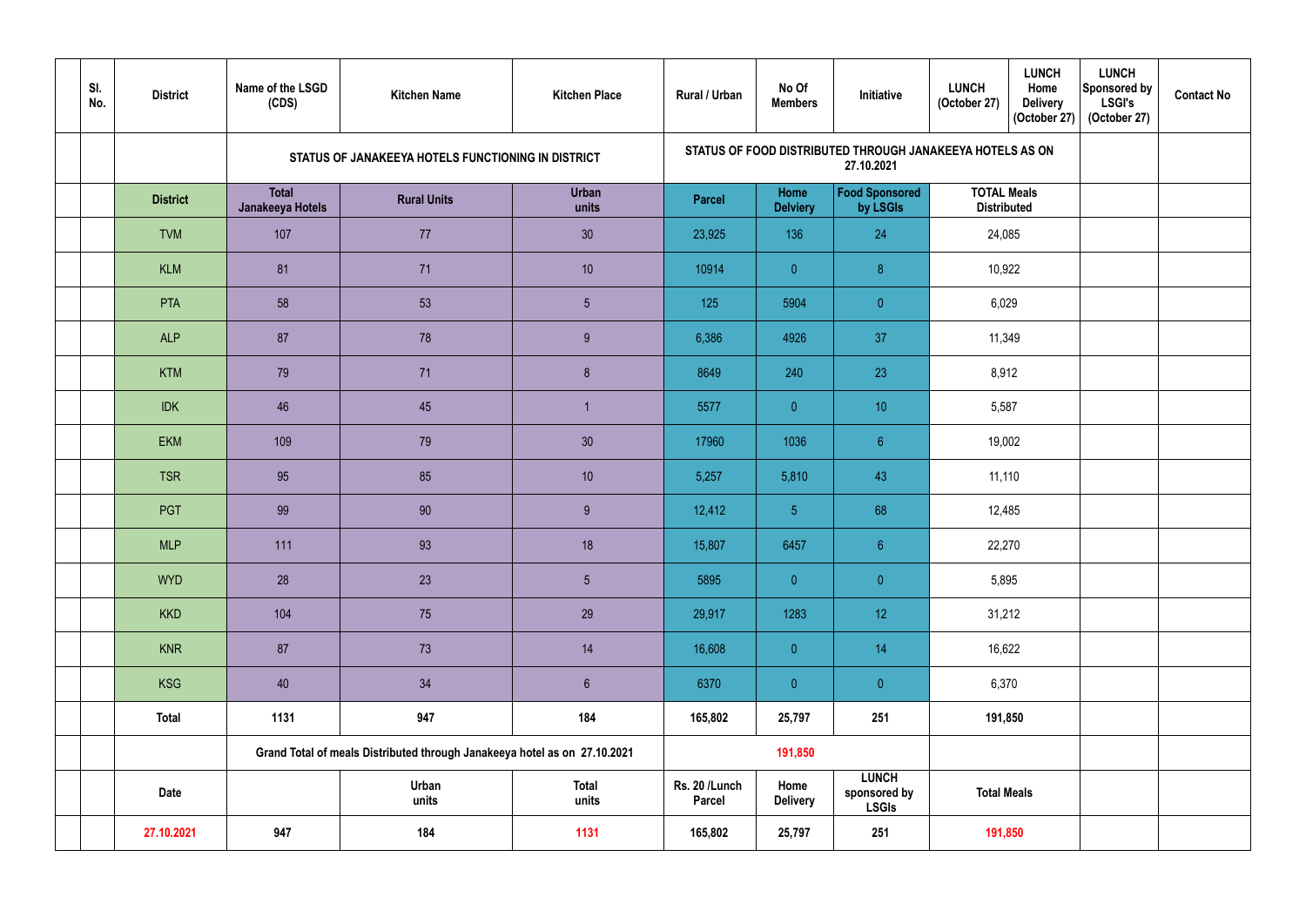| Sl. No. | District | Name of the LSGD (CDS) | Kitchen Name | Kitchen Place | Rural / Urban | No Of Members | Initiative | LUNCH (October 27) | LUNCH Home Delivery (October 27) | LUNCH Sponsored by LSGI's (October 27) | Contact No |
|---|---|---|---|---|---|---|---|---|---|---|---|
| | | STATUS OF JANAKEEYA HOTELS FUNCTIONING IN DISTRICT | | | STATUS OF FOOD DISTRIBUTED THROUGH JANAKEEYA HOTELS AS ON 27.10.2021 | | | | | | |
| | District | Total Janakeeya Hotels | Rural Units | Urban units | Parcel | Home Delviery | Food Sponsored by LSGIs | TOTAL Meals Distributed | | | |
| | TVM | 107 | 77 | 30 | 23,925 | 136 | 24 | 24,085 | | | |
| | KLM | 81 | 71 | 10 | 10914 | 0 | 8 | 10,922 | | | |
| | PTA | 58 | 53 | 5 | 125 | 5904 | 0 | 6,029 | | | |
| | ALP | 87 | 78 | 9 | 6,386 | 4926 | 37 | 11,349 | | | |
| | KTM | 79 | 71 | 8 | 8649 | 240 | 23 | 8,912 | | | |
| | IDK | 46 | 45 | 1 | 5577 | 0 | 10 | 5,587 | | | |
| | EKM | 109 | 79 | 30 | 17960 | 1036 | 6 | 19,002 | | | |
| | TSR | 95 | 85 | 10 | 5,257 | 5,810 | 43 | 11,110 | | | |
| | PGT | 99 | 90 | 9 | 12,412 | 5 | 68 | 12,485 | | | |
| | MLP | 111 | 93 | 18 | 15,807 | 6457 | 6 | 22,270 | | | |
| | WYD | 28 | 23 | 5 | 5895 | 0 | 0 | 5,895 | | | |
| | KKD | 104 | 75 | 29 | 29,917 | 1283 | 12 | 31,212 | | | |
| | KNR | 87 | 73 | 14 | 16,608 | 0 | 14 | 16,622 | | | |
| | KSG | 40 | 34 | 6 | 6370 | 0 | 0 | 6,370 | | | |
| | **Total** | **1131** | **947** | **184** | **165,802** | **25,797** | **251** | **191,850** | | | |
| | | **Grand Total of meals Distributed through Janakeeya hotel as on 27.10.2021** | | | | **191,850** | | | | | |
| | **Date** | | **Urban units** | **Total units** | **Rs. 20 /Lunch Parcel** | **Home Delivery** | **LUNCH sponsored by LSGIs** | **Total Meals** | | | |
| | **27.10.2021** | **947** | **184** | **1131** | **165,802** | **25,797** | **251** | **191,850** | | | |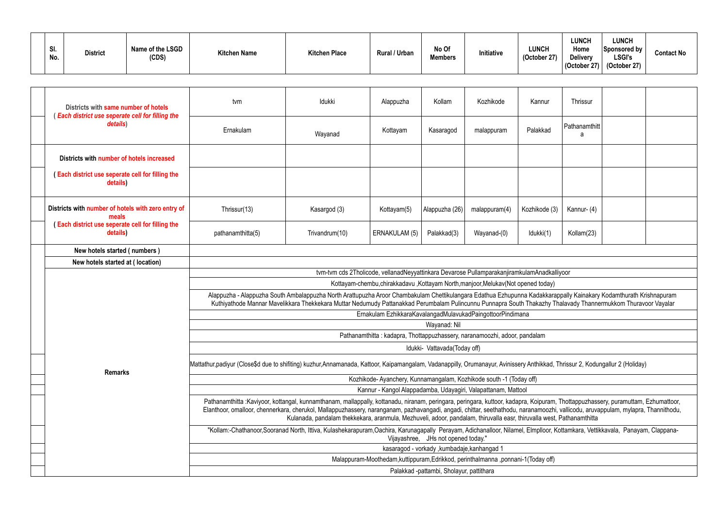| Sl. No. | District | Name of the LSGD (CDS) | Kitchen Name | Kitchen Place | Rural / Urban | No Of Members | Initiative | LUNCH (October 27) | LUNCH Home Delivery (October 27) | LUNCH Sponsored by LSGI's (October 27) | Contact No |
|---|---|---|---|---|---|---|---|---|---|---|---|

| | | | | | | | | | | |
|---|---|---|---|---|---|---|---|---|---|---|
| | Districts with same number of hotels ( *Each district use seperate cell for filling the details*) | tvm | Idukki | Alappuzha | Kollam | Kozhikode | Kannur | Thrissur | | |
| | | Ernakulam | Wayanad | Kottayam | Kasaragod | malappuram | Palakkad | Pathanamthitta | | |
| | Districts with number of hotels increased | | | | | | | | | |
| | ( Each district use seperate cell for filling the details) | | | | | | | | | |
| | Districts with number of hotels with zero entry of meals ( Each district use seperate cell for filling the details) | Thrissur(13) | Kasargod (3) | Kottayam(5) | Alappuzha (26) | malappuram(4) | Kozhikode (3) | Kannur- (4) | | |
| | | pathanamthitta(5) | Trivandrum(10) | ERNAKULAM (5) | Palakkad(3) | Wayanad-(0) | Idukki(1) | Kollam(23) | | |
| | New hotels started ( numbers ) | | | | | | | | | |
| | New hotels started at ( location) | | | | | | | | | |
| | Remarks | tvm-tvm cds 2Tholicode, vellanadNeyyattinkara Devarose PullamparakanjiramkulamAnadkalliyoor | | | | | | | | |
| | | Kottayam-chembu,chirakkadavu ,Kottayam North,manjoor,Melukav(Not opened today) | | | | | | | | |
| | | Alappuzha - Alappuzha South Ambalappuzha North Arattupuzha Aroor Chambakulam Chettikulangara Edathua Ezhupunna Kadakkarappally Kainakary Kodamthurath Krishnapuram Kuthiyathode Mannar Mavelikkara Thekkekara Muttar Nedumudy Pattanakkad Perumbalam Pulincunnu Punnapra South Thakazhy Thalavady Thannermukkom Thuravoor Vayalar | | | | | | | | |
| | | Ernakulam EzhikkaraKavalangadMulavukadPaingottoorPindimana | | | | | | | | |
| | | Wayanad: Nil | | | | | | | | |
| | | Pathanamthitta : kadapra, Thottappuzhassery, naranamoozhi, adoor, pandalam | | | | | | | | |
| | | Idukki- Vattavada(Today off) | | | | | | | | |
| | | Mattathur,padiyur (Close$d due to shifiting) kuzhur,Annamanada, Kattoor, Kaipamangalam, Vadanappilly, Orumanayur, Avinissery Anthikkad, Thrissur 2, Kodungallur 2 (Holiday) | | | | | | | | |
| | | Kozhikode- Ayanchery, Kunnamangalam, Kozhikode south -1 (Today off) | | | | | | | | |
| | | Kannur - Kangol Alappadamba, Udayagiri, Valapattanam, Mattool | | | | | | | | |
| | | Pathanamthitta :Kaviyoor, kottangal, kunnamthanam, mallappally, kottanadu, niranam, peringara, peringara, kuttoor, kadapra, Koipuram, Thottappuzhassery, puramuttam, Ezhumattoor, Elanthoor, omalloor, chennerkara, cherukol, Mallappuzhassery, naranganam, pazhavangadi, angadi, chittar, seethathodu, naranamoozhi, vallicodu, aruvappulam, mylapra, Thannithodu, Kulanada, pandalam thekkekara, aranmula, Mezhuveli, adoor, pandalam, thiruvalla easr, thiruvalla west, Pathanamthitta | | | | | | | | |
| | | "Kollam:-Chathanoor,Sooranad North, Ittiva, Kulashekarapuram,Oachira, Karunagapally Perayam, Adichanalloor, Nilamel, Elmplloor, Kottamkara, Vettikkavala, Panayam, Clappana- Vijayashree, JHs not opened today." | | | | | | | | |
| | | kasaragod - vorkady ,kumbadaje,kanhangad 1 | | | | | | | | |
| | | Malappuram-Moothedam,kuttippuram,Edrikkod, perinthalmanna ,ponnani-1(Today off) | | | | | | | | |
| | | Palakkad -pattambi, Sholayur, pattithara | | | | | | | | |